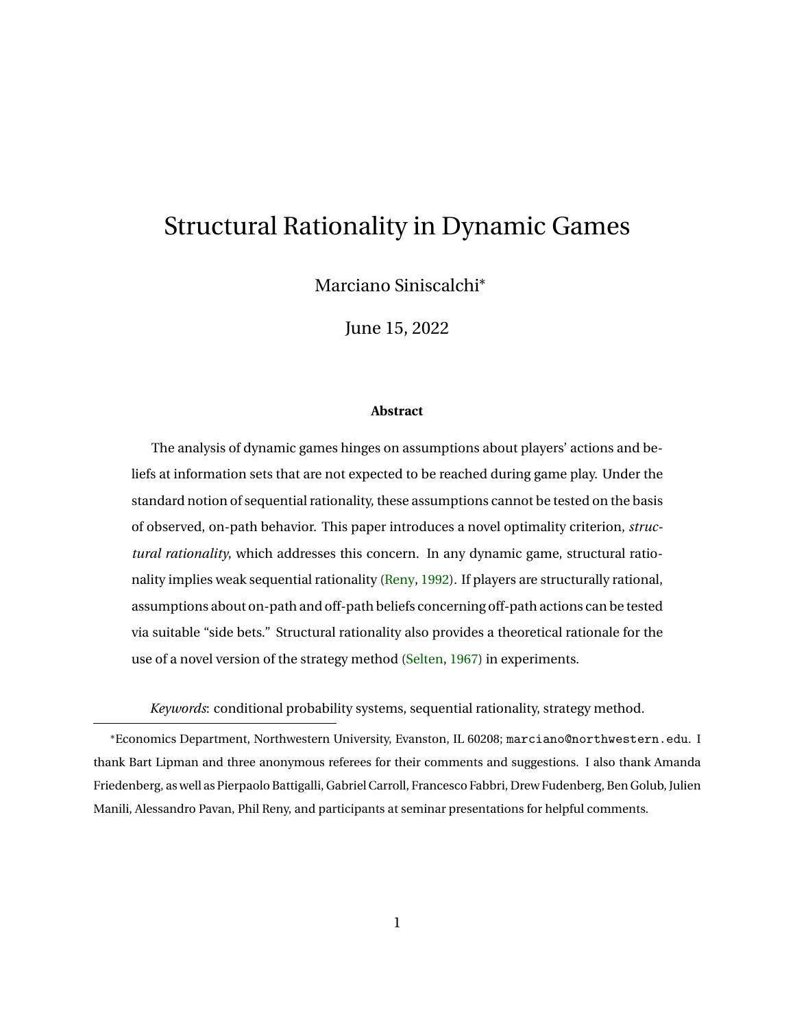# Structural Rationality in Dynamic Games

Marciano Siniscalchi*

June 15, 2022

**Abstract**

The analysis of dynamic games hinges on assumptions about players' actions and beliefs at information sets that are not expected to be reached during game play. Under the standard notion of sequential rationality, these assumptions cannot be tested on the basis of observed, on-path behavior. This paper introduces a novel optimality criterion, *structural rationality*, which addresses this concern. In any dynamic game, structural rationality implies weak sequential rationality (Reny, 1992). If players are structurally rational, assumptions about on-path and off-path beliefs concerning off-path actions can be tested via suitable "side bets." Structural rationality also provides a theoretical rationale for the use of a novel version of the strategy method (Selten, 1967) in experiments.

*Keywords*: conditional probability systems, sequential rationality, strategy method.

---

*Economics Department, Northwestern University, Evanston, IL 60208; marciano@northwestern.edu. I thank Bart Lipman and three anonymous referees for their comments and suggestions. I also thank Amanda Friedenberg, as well as Pierpaolo Battigalli, Gabriel Carroll, Francesco Fabbri, Drew Fudenberg, Ben Golub, Julien Manili, Alessandro Pavan, Phil Reny, and participants at seminar presentations for helpful comments.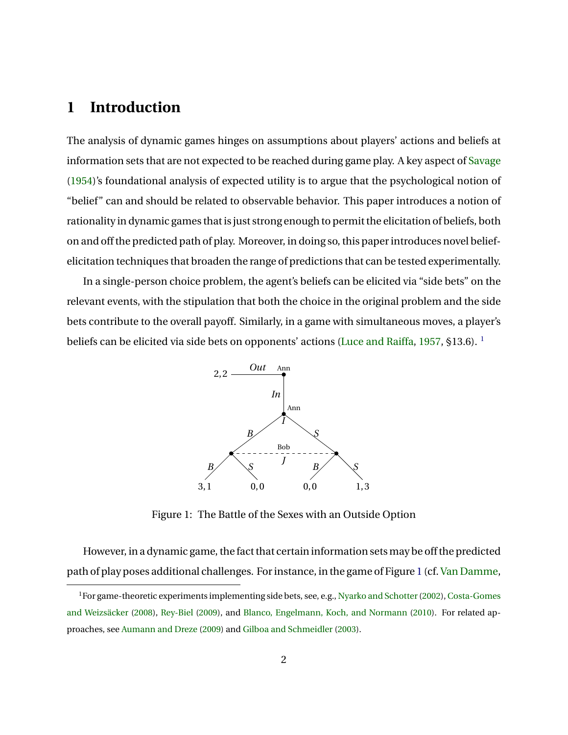# 1 Introduction

The analysis of dynamic games hinges on assumptions about players' actions and beliefs at information sets that are not expected to be reached during game play. A key aspect of Savage (1954)'s foundational analysis of expected utility is to argue that the psychological notion of "belief" can and should be related to observable behavior. This paper introduces a notion of rationality in dynamic games that is just strong enough to permit the elicitation of beliefs, both on and off the predicted path of play. Moreover, in doing so, this paper introduces novel belief-elicitation techniques that broaden the range of predictions that can be tested experimentally.

In a single-person choice problem, the agent's beliefs can be elicited via "side bets" on the relevant events, with the stipulation that both the choice in the original problem and the side bets contribute to the overall payoff. Similarly, in a game with simultaneous moves, a player's beliefs can be elicited via side bets on opponents' actions (Luce and Raiffa, 1957, §13.6). [1]

Figure 1: The Battle of the Sexes with an Outside Option

However, in a dynamic game, the fact that certain information sets may be off the predicted path of play poses additional challenges. For instance, in the game of Figure 1 (cf. Van Damme,

[1] For game-theoretic experiments implementing side bets, see, e.g., Nyarko and Schotter (2002), Costa-Gomes and Weizsäcker (2008), Rey-Biel (2009), and Blanco, Engelmann, Koch, and Normann (2010). For related approaches, see Aumann and Dreze (2009) and Gilboa and Schmeidler (2003).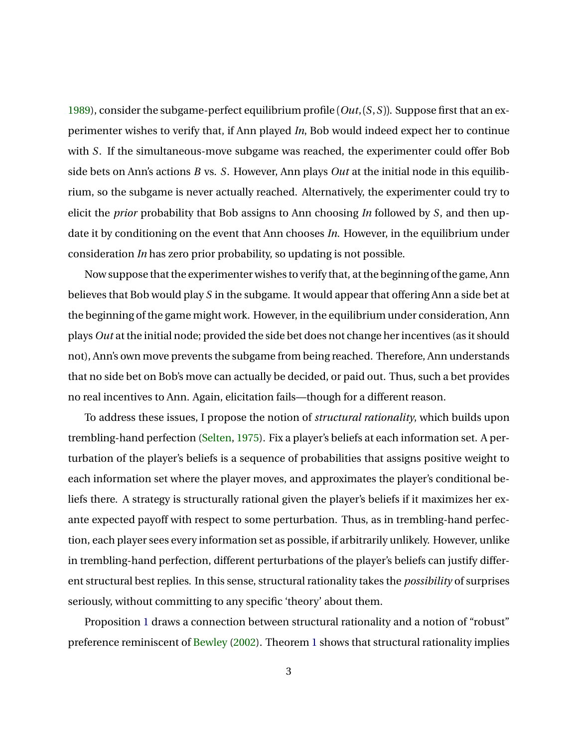1989), consider the subgame-perfect equilibrium profile $(Out, (S, S))$. Suppose first that an experimenter wishes to verify that, if Ann played *In*, Bob would indeed expect her to continue with $S$. If the simultaneous-move subgame was reached, the experimenter could offer Bob side bets on Ann's actions $B$ vs. $S$. However, Ann plays *Out* at the initial node in this equilibrium, so the subgame is never actually reached. Alternatively, the experimenter could try to elicit the *prior* probability that Bob assigns to Ann choosing *In* followed by $S$, and then update it by conditioning on the event that Ann chooses *In*. However, in the equilibrium under consideration *In* has zero prior probability, so updating is not possible.

Now suppose that the experimenter wishes to verify that, at the beginning of the game, Ann believes that Bob would play $S$ in the subgame. It would appear that offering Ann a side bet at the beginning of the game might work. However, in the equilibrium under consideration, Ann plays *Out* at the initial node; provided the side bet does not change her incentives (as it should not), Ann's own move prevents the subgame from being reached. Therefore, Ann understands that no side bet on Bob's move can actually be decided, or paid out. Thus, such a bet provides no real incentives to Ann. Again, elicitation fails—though for a different reason.

To address these issues, I propose the notion of *structural rationality*, which builds upon trembling-hand perfection (Selten, 1975). Fix a player's beliefs at each information set. A perturbation of the player's beliefs is a sequence of probabilities that assigns positive weight to each information set where the player moves, and approximates the player's conditional beliefs there. A strategy is structurally rational given the player's beliefs if it maximizes her ex-ante expected payoff with respect to some perturbation. Thus, as in trembling-hand perfection, each player sees every information set as possible, if arbitrarily unlikely. However, unlike in trembling-hand perfection, different perturbations of the player's beliefs can justify different structural best replies. In this sense, structural rationality takes the *possibility* of surprises seriously, without committing to any specific 'theory' about them.

Proposition 1 draws a connection between structural rationality and a notion of "robust" preference reminiscent of Bewley (2002). Theorem 1 shows that structural rationality implies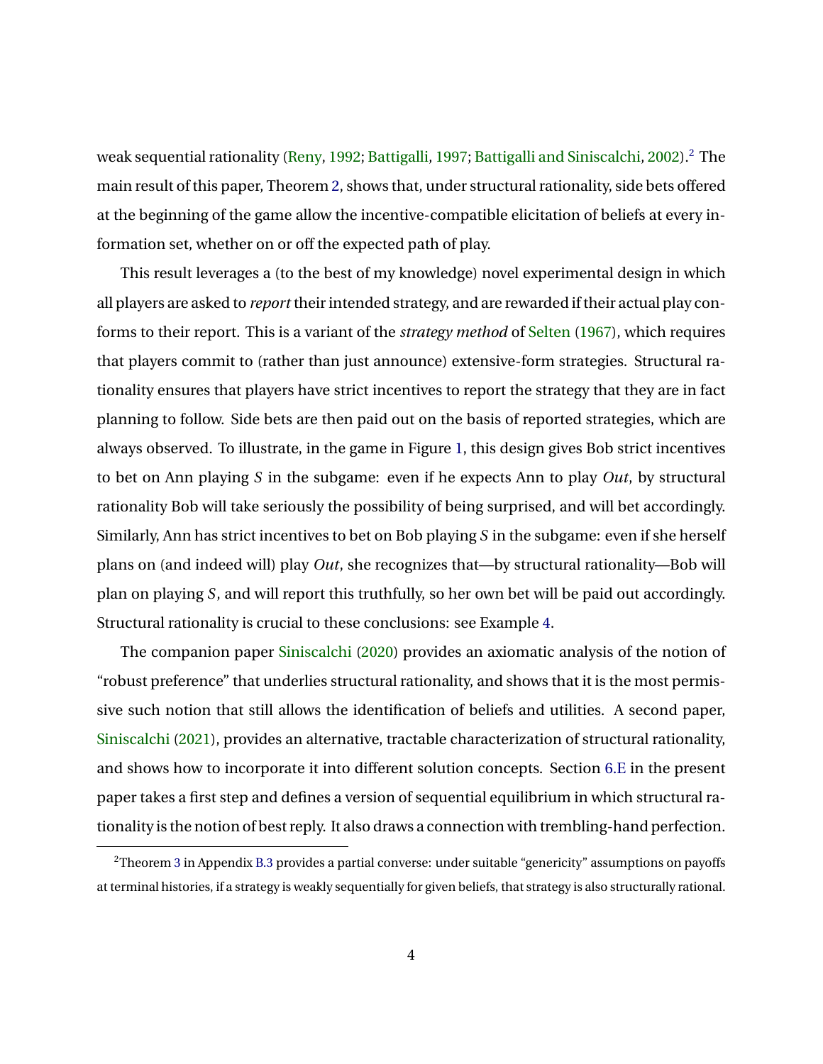weak sequential rationality (Reny, 1992; Battigalli, 1997; Battigalli and Siniscalchi, 2002).[2] The main result of this paper, Theorem 2, shows that, under structural rationality, side bets offered at the beginning of the game allow the incentive-compatible elicitation of beliefs at every information set, whether on or off the expected path of play.

This result leverages a (to the best of my knowledge) novel experimental design in which all players are asked to *report* their intended strategy, and are rewarded if their actual play conforms to their report. This is a variant of the *strategy method* of Selten (1967), which requires that players commit to (rather than just announce) extensive-form strategies. Structural rationality ensures that players have strict incentives to report the strategy that they are in fact planning to follow. Side bets are then paid out on the basis of reported strategies, which are always observed. To illustrate, in the game in Figure 1, this design gives Bob strict incentives to bet on Ann playing $S$ in the subgame: even if he expects Ann to play *Out*, by structural rationality Bob will take seriously the possibility of being surprised, and will bet accordingly. Similarly, Ann has strict incentives to bet on Bob playing $S$ in the subgame: even if she herself plans on (and indeed will) play *Out*, she recognizes that—by structural rationality—Bob will plan on playing $S$, and will report this truthfully, so her own bet will be paid out accordingly. Structural rationality is crucial to these conclusions: see Example 4.

The companion paper Siniscalchi (2020) provides an axiomatic analysis of the notion of "robust preference" that underlies structural rationality, and shows that it is the most permissive such notion that still allows the identification of beliefs and utilities. A second paper, Siniscalchi (2021), provides an alternative, tractable characterization of structural rationality, and shows how to incorporate it into different solution concepts. Section 6.E in the present paper takes a first step and defines a version of sequential equilibrium in which structural rationality is the notion of best reply. It also draws a connection with trembling-hand perfection.

[2] Theorem 3 in Appendix B.3 provides a partial converse: under suitable "genericity" assumptions on payoffs at terminal histories, if a strategy is weakly sequentially for given beliefs, that strategy is also structurally rational.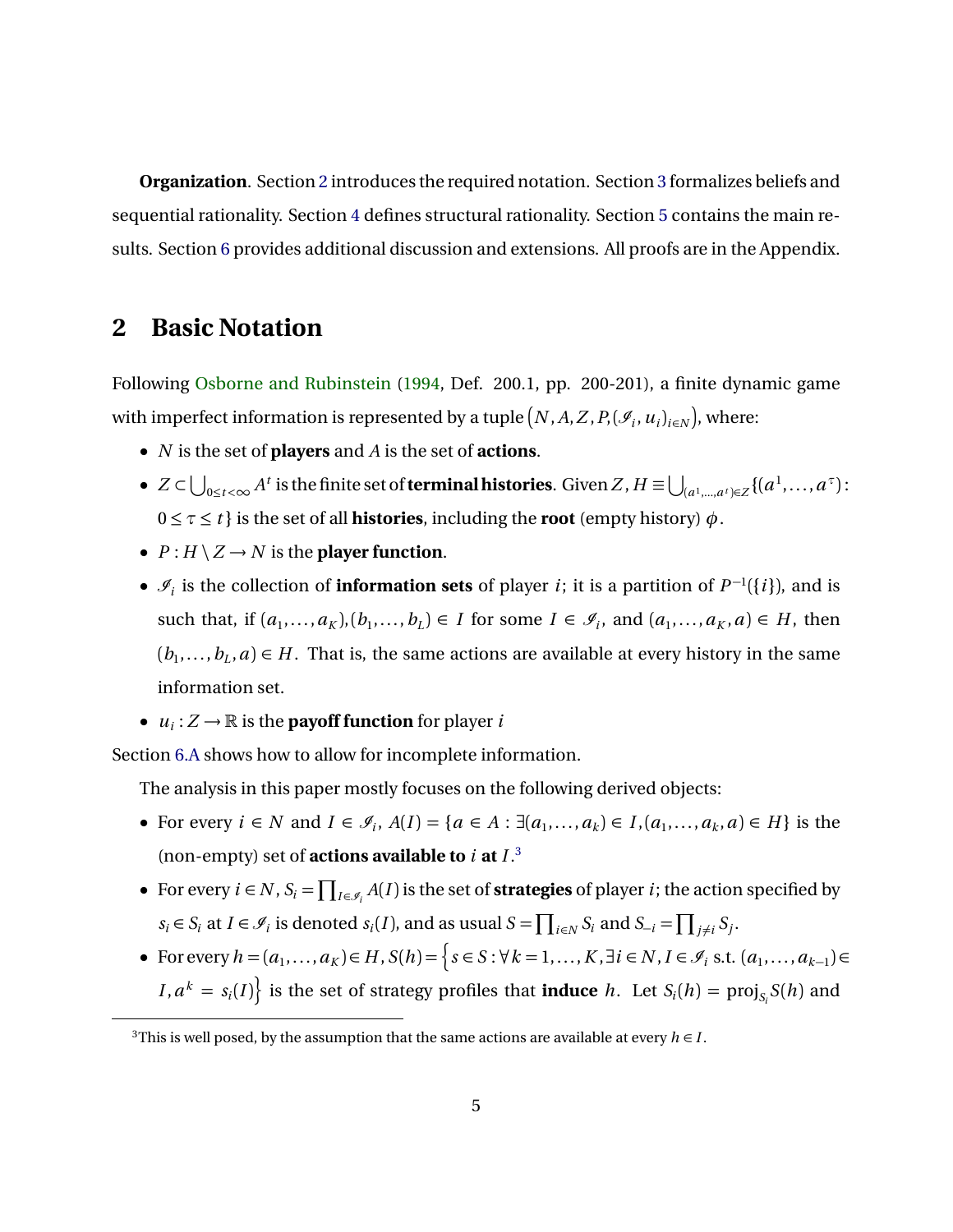**Organization**. Section 2 introduces the required notation. Section 3 formalizes beliefs and sequential rationality. Section 4 defines structural rationality. Section 5 contains the main results. Section 6 provides additional discussion and extensions. All proofs are in the Appendix.

## 2 Basic Notation

Following Osborne and Rubinstein (1994, Def. 200.1, pp. 200-201), a finite dynamic game with imperfect information is represented by a tuple $\left(N, A, Z, P, (\mathscr{I}_i, u_i)_{i\in N}\right)$, where:

- $N$ is the set of **players** and $A$ is the set of **actions**.
- $Z \subset \bigcup_{0\le t<\infty} A^t$ is the finite set of **terminal histories**. Given $Z$, $H \equiv \bigcup_{(a^1,\dots,a^t)\in Z}\{(a^1,\dots,a^\tau) : 0 \le \tau \le t\}$ is the set of all **histories**, including the **root** (empty history) $\phi$.
- $P : H \setminus Z \to N$ is the **player function**.
- $\mathscr{I}_i$ is the collection of **information sets** of player $i$; it is a partition of $P^{-1}(\{i\})$, and is such that, if $(a_1,\dots,a_K),(b_1,\dots,b_L) \in I$ for some $I \in \mathscr{I}_i$, and $(a_1,\dots,a_K,a) \in H$, then $(b_1,\dots,b_L,a) \in H$. That is, the same actions are available at every history in the same information set.
- $u_i : Z \to \mathbb{R}$ is the **payoff function** for player $i$

Section 6.A shows how to allow for incomplete information.

The analysis in this paper mostly focuses on the following derived objects:

- For every $i \in N$ and $I \in \mathscr{I}_i$, $A(I) = \{a \in A : \exists (a_1,\dots,a_k) \in I, (a_1,\dots,a_k,a) \in H\}$ is the (non-empty) set of **actions available to** $i$ **at** $I$.[3]
- For every $i \in N$, $S_i = \prod_{I\in\mathscr{I}_i} A(I)$ is the set of **strategies** of player $i$; the action specified by $s_i \in S_i$ at $I \in \mathscr{I}_i$ is denoted $s_i(I)$, and as usual $S = \prod_{i\in N} S_i$ and $S_{-i} = \prod_{j\ne i} S_j$.
- For every $h = (a_1,\dots,a_K) \in H$, $S(h) = \Big\{ s \in S : \forall k = 1,\dots,K, \exists i \in N, I \in \mathscr{I}_i \text{ s.t. } (a_1,\dots,a_{k-1}) \in I, a^k = s_i(I) \Big\}$ is the set of strategy profiles that **induce** $h$. Let $S_i(h) = \text{proj}_{S_i} S(h)$ and

[3] This is well posed, by the assumption that the same actions are available at every $h \in I$.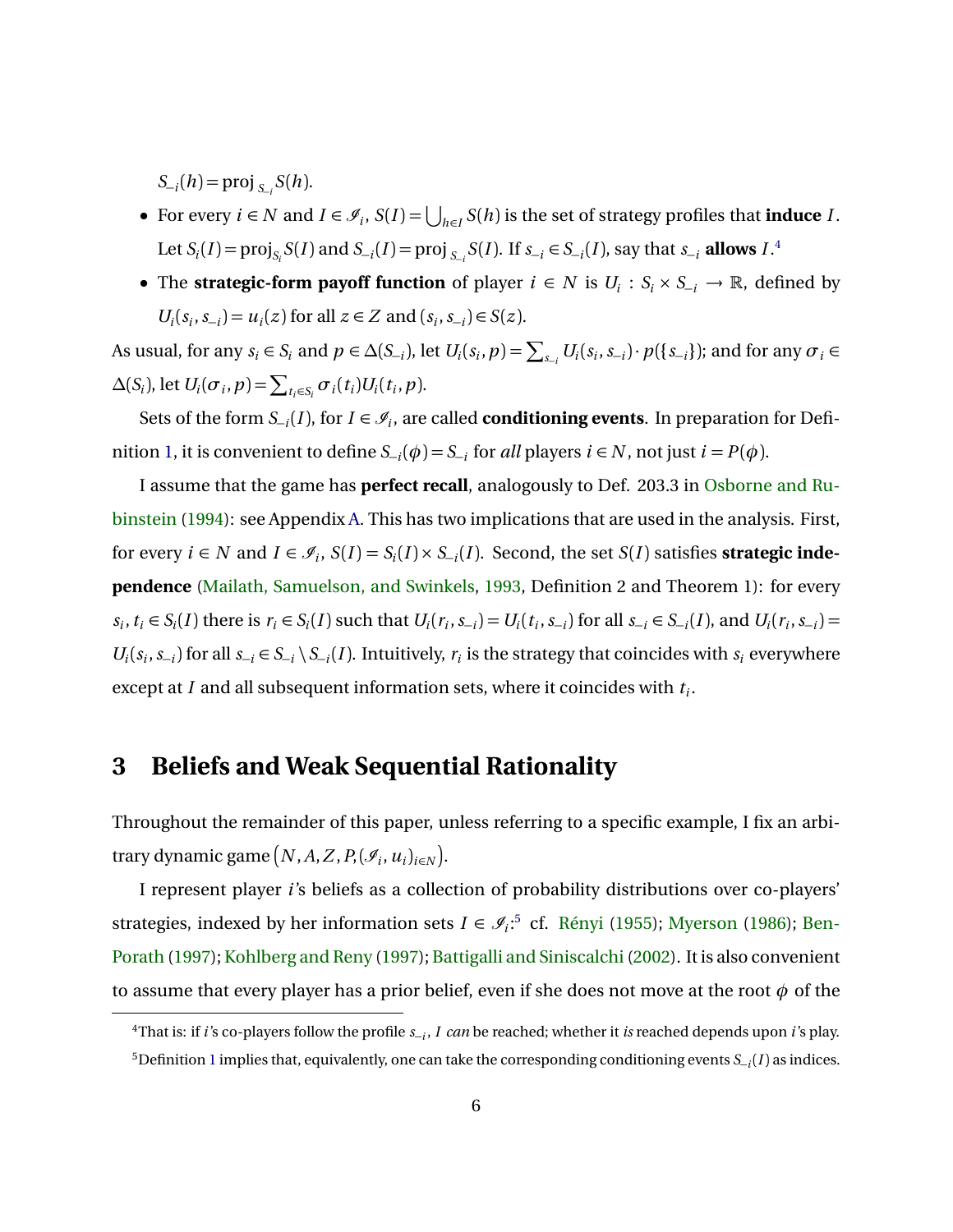$S_{-i}(h) = \text{proj}_{S_{-i}} S(h)$.

- For every $i \in N$ and $I \in \mathscr{I}_i$, $S(I) = \bigcup_{h \in I} S(h)$ is the set of strategy profiles that **induce** $I$. Let $S_i(I) = \text{proj}_{S_i} S(I)$ and $S_{-i}(I) = \text{proj}_{S_{-i}} S(I)$. If $s_{-i} \in S_{-i}(I)$, say that $s_{-i}$ **allows** $I$.[4]
- The **strategic-form payoff function** of player $i \in N$ is $U_i : S_i \times S_{-i} \to \mathbb{R}$, defined by $U_i(s_i, s_{-i}) = u_i(z)$ for all $z \in Z$ and $(s_i, s_{-i}) \in S(z)$.

As usual, for any $s_i \in S_i$ and $p \in \Delta(S_{-i})$, let $U_i(s_i, p) = \sum_{s_{-i}} U_i(s_i, s_{-i}) \cdot p(\{s_{-i}\})$; and for any $\sigma_i \in \Delta(S_i)$, let $U_i(\sigma_i, p) = \sum_{t_i \in S_i} \sigma_i(t_i) U_i(t_i, p)$.

Sets of the form $S_{-i}(I)$, for $I \in \mathscr{I}_i$, are called **conditioning events**. In preparation for Definition 1, it is convenient to define $S_{-i}(\phi) = S_{-i}$ for *all* players $i \in N$, not just $i = P(\phi)$.

I assume that the game has **perfect recall**, analogously to Def. 203.3 in Osborne and Rubinstein (1994): see Appendix A. This has two implications that are used in the analysis. First, for every $i \in N$ and $I \in \mathscr{I}_i$, $S(I) = S_i(I) \times S_{-i}(I)$. Second, the set $S(I)$ satisfies **strategic independence** (Mailath, Samuelson, and Swinkels, 1993, Definition 2 and Theorem 1): for every $s_i, t_i \in S_i(I)$ there is $r_i \in S_i(I)$ such that $U_i(r_i, s_{-i}) = U_i(t_i, s_{-i})$ for all $s_{-i} \in S_{-i}(I)$, and $U_i(r_i, s_{-i}) = U_i(s_i, s_{-i})$ for all $s_{-i} \in S_{-i} \setminus S_{-i}(I)$. Intuitively, $r_i$ is the strategy that coincides with $s_i$ everywhere except at $I$ and all subsequent information sets, where it coincides with $t_i$.

# 3 Beliefs and Weak Sequential Rationality

Throughout the remainder of this paper, unless referring to a specific example, I fix an arbitrary dynamic game $\left(N, A, Z, P, (\mathscr{I}_i, u_i)_{i \in N}\right)$.

I represent player $i$'s beliefs as a collection of probability distributions over co-players' strategies, indexed by her information sets $I \in \mathscr{I}_i$:[5] cf. Rényi (1955); Myerson (1986); Ben-Porath (1997); Kohlberg and Reny (1997); Battigalli and Siniscalchi (2002). It is also convenient to assume that every player has a prior belief, even if she does not move at the root $\phi$ of the

[4] That is: if $i$'s co-players follow the profile $s_{-i}$, $I$ *can* be reached; whether it *is* reached depends upon $i$'s play.

[5] Definition 1 implies that, equivalently, one can take the corresponding conditioning events $S_{-i}(I)$ as indices.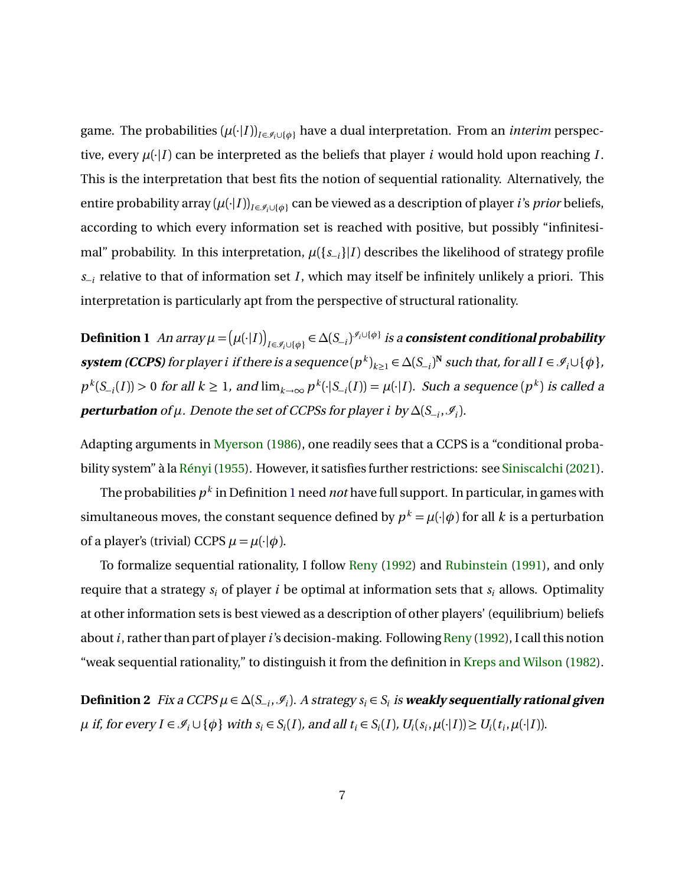game. The probabilities $(\mu(\cdot|I))_{I\in\mathcal{I}_i\cup\{\phi\}}$ have a dual interpretation. From an *interim* perspective, every $\mu(\cdot|I)$ can be interpreted as the beliefs that player $i$ would hold upon reaching $I$. This is the interpretation that best fits the notion of sequential rationality. Alternatively, the entire probability array $(\mu(\cdot|I))_{I\in\mathcal{I}_i\cup\{\phi\}}$ can be viewed as a description of player $i$'s *prior* beliefs, according to which every information set is reached with positive, but possibly "infinitesimal" probability. In this interpretation, $\mu(\{s_{-i}\}|I)$ describes the likelihood of strategy profile $s_{-i}$ relative to that of information set $I$, which may itself be infinitely unlikely a priori. This interpretation is particularly apt from the perspective of structural rationality.

**Definition 1** *An array $\mu = \big(\mu(\cdot|I)\big)_{I\in\mathcal{I}_i\cup\{\phi\}} \in \Delta(S_{-i})^{\mathcal{I}_i\cup\{\phi\}}$ is a* ***consistent conditional probability system (CCPS)*** *for player i if there is a sequence $(p^k)_{k\geq 1} \in \Delta(S_{-i})^{\mathbf{N}}$ such that, for all $I \in \mathcal{I}_i \cup \{\phi\}$, $p^k(S_{-i}(I)) > 0$ for all $k \geq 1$, and $\lim_{k\to\infty} p^k(\cdot|S_{-i}(I)) = \mu(\cdot|I)$. Such a sequence $(p^k)$ is called a* ***perturbation*** *of $\mu$. Denote the set of CCPSs for player i by $\Delta(S_{-i}, \mathcal{I}_i)$.*

Adapting arguments in Myerson (1986), one readily sees that a CCPS is a "conditional probability system" à la Rényi (1955). However, it satisfies further restrictions: see Siniscalchi (2021).

The probabilities $p^k$ in Definition 1 need *not* have full support. In particular, in games with simultaneous moves, the constant sequence defined by $p^k = \mu(\cdot|\phi)$ for all $k$ is a perturbation of a player's (trivial) CCPS $\mu = \mu(\cdot|\phi)$.

To formalize sequential rationality, I follow Reny (1992) and Rubinstein (1991), and only require that a strategy $s_i$ of player $i$ be optimal at information sets that $s_i$ allows. Optimality at other information sets is best viewed as a description of other players' (equilibrium) beliefs about $i$, rather than part of player $i$'s decision-making. Following Reny (1992), I call this notion "weak sequential rationality," to distinguish it from the definition in Kreps and Wilson (1982).

**Definition 2** *Fix a CCPS $\mu \in \Delta(S_{-i}, \mathcal{I}_i)$. A strategy $s_i \in S_i$ is* ***weakly sequentially rational given*** *$\mu$ if, for every $I \in \mathcal{I}_i \cup \{\phi\}$ with $s_i \in S_i(I)$, and all $t_i \in S_i(I)$, $U_i(s_i, \mu(\cdot|I)) \geq U_i(t_i, \mu(\cdot|I))$.*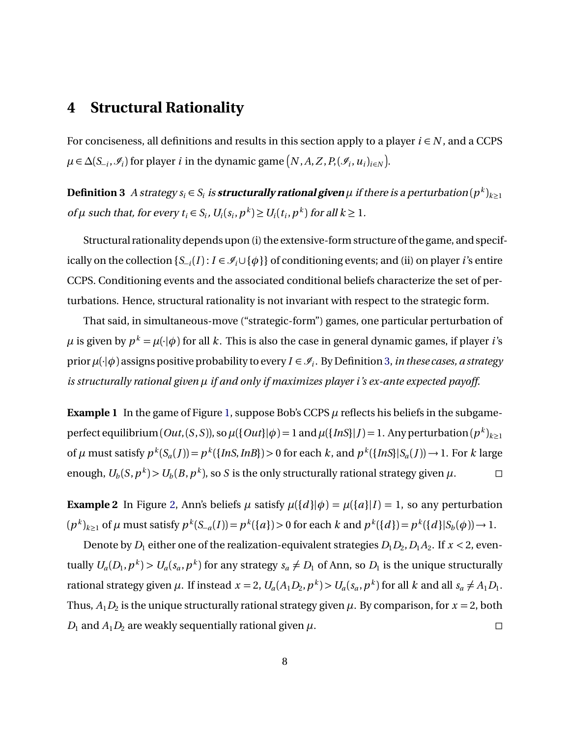## 4 Structural Rationality

For conciseness, all definitions and results in this section apply to a player $i \in N$, and a CCPS $\mu \in \Delta(S_{-i}, \mathscr{I}_i)$ for player $i$ in the dynamic game $\left(N, A, Z, P, (\mathscr{I}_i, u_i)_{i\in N}\right)$.

**Definition 3** *A strategy $s_i \in S_i$ is* ***structurally rational given*** *$\mu$ if there is a perturbation $(p^k)_{k\geq 1}$ of $\mu$ such that, for every $t_i \in S_i$, $U_i(s_i, p^k) \geq U_i(t_i, p^k)$ for all $k \geq 1$.*

Structural rationality depends upon (i) the extensive-form structure of the game, and specifically on the collection $\{S_{-i}(I) : I \in \mathscr{I}_i \cup \{\phi\}\}$ of conditioning events; and (ii) on player $i$'s entire CCPS. Conditioning events and the associated conditional beliefs characterize the set of perturbations. Hence, structural rationality is not invariant with respect to the strategic form.

That said, in simultaneous-move ("strategic-form") games, one particular perturbation of $\mu$ is given by $p^k = \mu(\cdot|\phi)$ for all $k$. This is also the case in general dynamic games, if player $i$'s prior $\mu(\cdot|\phi)$ assigns positive probability to every $I \in \mathscr{I}_i$. By Definition 3, *in these cases, a strategy is structurally rational given $\mu$ if and only if maximizes player i's ex-ante expected payoff.*

**Example 1** In the game of Figure 1, suppose Bob's CCPS $\mu$ reflects his beliefs in the subgame-perfect equilibrium $(Out, (S, S))$, so $\mu(\{Out\}|\phi) = 1$ and $\mu(\{InS\}|J) = 1$. Any perturbation $(p^k)_{k\geq 1}$ of $\mu$ must satisfy $p^k(S_a(J)) = p^k(\{InS, InB\}) > 0$ for each $k$, and $p^k(\{InS\}|S_a(J)) \to 1$. For $k$ large enough, $U_b(S, p^k) > U_b(B, p^k)$, so $S$ is the only structurally rational strategy given $\mu$. □

**Example 2** In Figure 2, Ann's beliefs $\mu$ satisfy $\mu(\{d\}|\phi) = \mu(\{a\}|I) = 1$, so any perturbation $(p^k)_{k\geq 1}$ of $\mu$ must satisfy $p^k(S_{-a}(I)) = p^k(\{a\}) > 0$ for each $k$ and $p^k(\{d\}) = p^k(\{d\}|S_b(\phi)) \to 1$.

Denote by $D_1$ either one of the realization-equivalent strategies $D_1D_2, D_1A_2$. If $x < 2$, eventually $U_a(D_1, p^k) > U_a(s_a, p^k)$ for any strategy $s_a \neq D_1$ of Ann, so $D_1$ is the unique structurally rational strategy given $\mu$. If instead $x = 2$, $U_a(A_1D_2, p^k) > U_a(s_a, p^k)$ for all $k$ and all $s_a \neq A_1D_1$. Thus, $A_1D_2$ is the unique structurally rational strategy given $\mu$. By comparison, for $x = 2$, both $D_1$ and $A_1D_2$ are weakly sequentially rational given $\mu$. □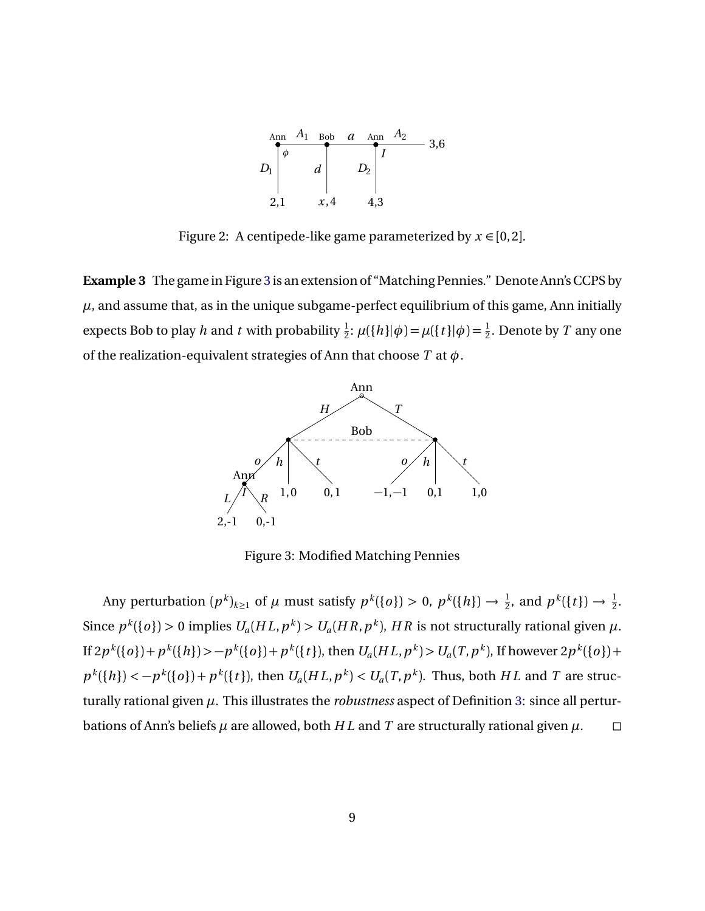Figure 2: A centipede-like game parameterized by $x \in [0,2]$.

**Example 3** The game in Figure 3 is an extension of "Matching Pennies." Denote Ann's CCPS by $\mu$, and assume that, as in the unique subgame-perfect equilibrium of this game, Ann initially expects Bob to play $h$ and $t$ with probability $\frac{1}{2}$: $\mu(\{h\}|\phi) = \mu(\{t\}|\phi) = \frac{1}{2}$. Denote by $T$ any one of the realization-equivalent strategies of Ann that choose $T$ at $\phi$.

Figure 3: Modified Matching Pennies

Any perturbation $(p^k)_{k\geq 1}$ of $\mu$ must satisfy $p^k(\{o\}) > 0$, $p^k(\{h\}) \to \frac{1}{2}$, and $p^k(\{t\}) \to \frac{1}{2}$. Since $p^k(\{o\}) > 0$ implies $U_a(HL, p^k) > U_a(HR, p^k)$, $HR$ is not structurally rational given $\mu$. If $2p^k(\{o\}) + p^k(\{h\}) > -p^k(\{o\}) + p^k(\{t\})$, then $U_a(HL, p^k) > U_a(T, p^k)$, If however $2p^k(\{o\}) + p^k(\{h\}) < -p^k(\{o\}) + p^k(\{t\})$, then $U_a(HL, p^k) < U_a(T, p^k)$. Thus, both $HL$ and $T$ are structurally rational given $\mu$. This illustrates the *robustness* aspect of Definition 3: since all perturbations of Ann's beliefs $\mu$ are allowed, both $HL$ and $T$ are structurally rational given $\mu$. □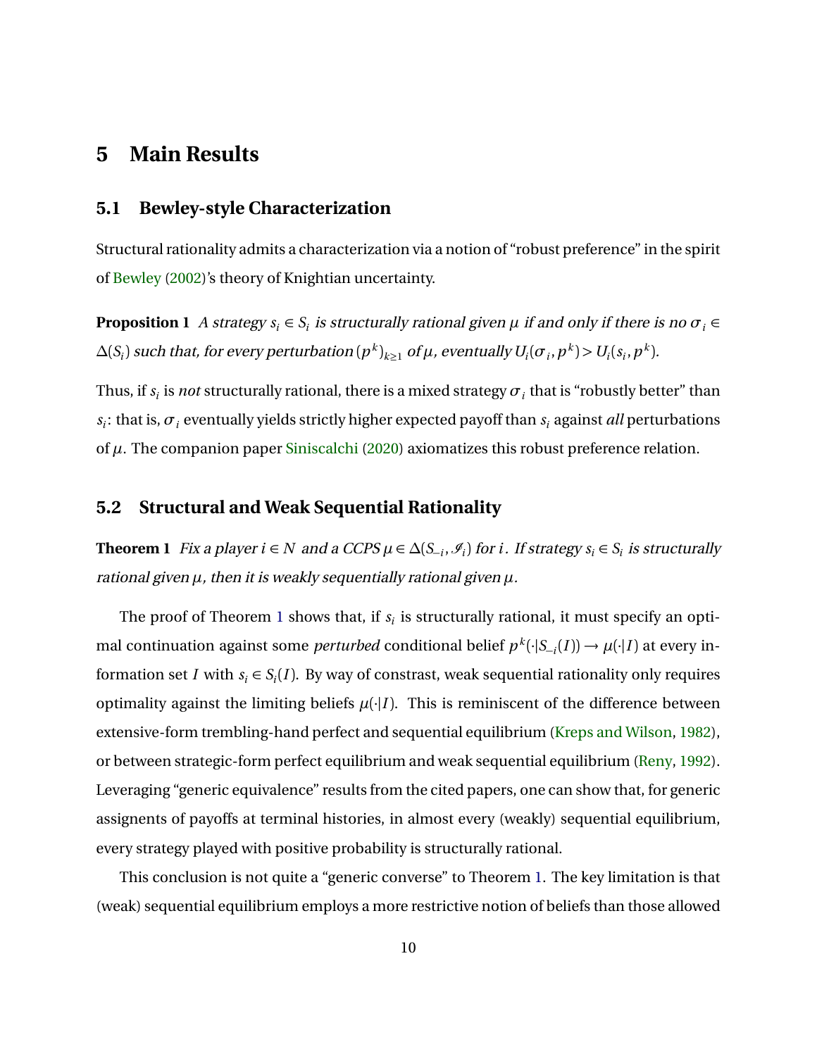# 5 Main Results

## 5.1 Bewley-style Characterization

Structural rationality admits a characterization via a notion of "robust preference" in the spirit of Bewley (2002)'s theory of Knightian uncertainty.

**Proposition 1** *A strategy $s_i \in S_i$ is structurally rational given $\mu$ if and only if there is no $\sigma_i \in \Delta(S_i)$ such that, for every perturbation $(p^k)_{k\geq 1}$ of $\mu$, eventually $U_i(\sigma_i, p^k) > U_i(s_i, p^k)$.*

Thus, if $s_i$ is *not* structurally rational, there is a mixed strategy $\sigma_i$ that is "robustly better" than $s_i$: that is, $\sigma_i$ eventually yields strictly higher expected payoff than $s_i$ against *all* perturbations of $\mu$. The companion paper Siniscalchi (2020) axiomatizes this robust preference relation.

## 5.2 Structural and Weak Sequential Rationality

**Theorem 1** *Fix a player $i \in N$ and a CCPS $\mu \in \Delta(S_{-i}, \mathscr{I}_i)$ for $i$. If strategy $s_i \in S_i$ is structurally rational given $\mu$, then it is weakly sequentially rational given $\mu$.*

The proof of Theorem 1 shows that, if $s_i$ is structurally rational, it must specify an optimal continuation against some *perturbed* conditional belief $p^k(\cdot|S_{-i}(I)) \to \mu(\cdot|I)$ at every information set $I$ with $s_i \in S_i(I)$. By way of constrast, weak sequential rationality only requires optimality against the limiting beliefs $\mu(\cdot|I)$. This is reminiscent of the difference between extensive-form trembling-hand perfect and sequential equilibrium (Kreps and Wilson, 1982), or between strategic-form perfect equilibrium and weak sequential equilibrium (Reny, 1992). Leveraging "generic equivalence" results from the cited papers, one can show that, for generic assignents of payoffs at terminal histories, in almost every (weakly) sequential equilibrium, every strategy played with positive probability is structurally rational.

This conclusion is not quite a "generic converse" to Theorem 1. The key limitation is that (weak) sequential equilibrium employs a more restrictive notion of beliefs than those allowed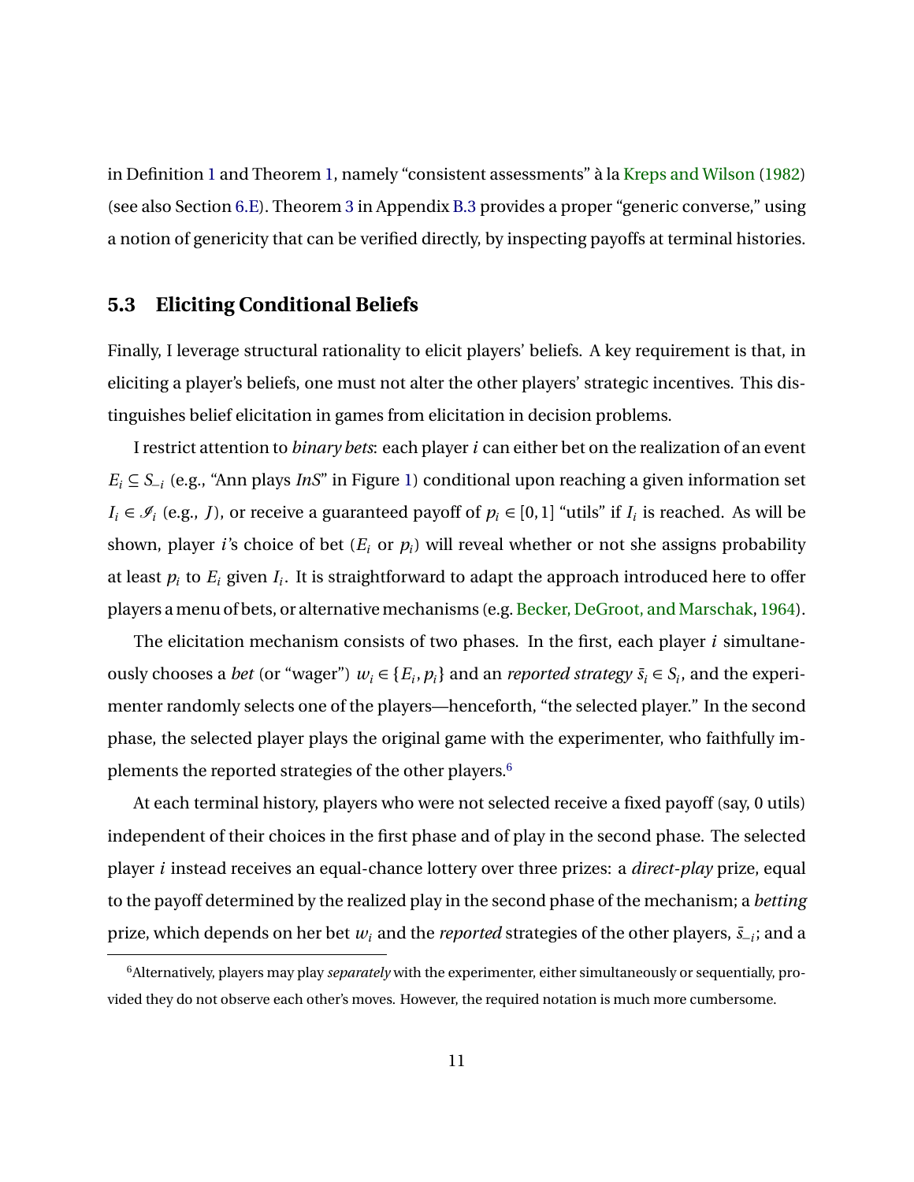in Definition 1 and Theorem 1, namely "consistent assessments" à la Kreps and Wilson (1982) (see also Section 6.E). Theorem 3 in Appendix B.3 provides a proper "generic converse," using a notion of genericity that can be verified directly, by inspecting payoffs at terminal histories.

### 5.3 Eliciting Conditional Beliefs

Finally, I leverage structural rationality to elicit players' beliefs. A key requirement is that, in eliciting a player's beliefs, one must not alter the other players' strategic incentives. This distinguishes belief elicitation in games from elicitation in decision problems.

I restrict attention to *binary bets*: each player $i$ can either bet on the realization of an event $E_i \subseteq S_{-i}$ (e.g., "Ann plays *InS*" in Figure 1) conditional upon reaching a given information set $I_i \in \mathscr{I}_i$ (e.g., $J$), or receive a guaranteed payoff of $p_i \in [0,1]$ "utils" if $I_i$ is reached. As will be shown, player $i$'s choice of bet ($E_i$ or $p_i$) will reveal whether or not she assigns probability at least $p_i$ to $E_i$ given $I_i$. It is straightforward to adapt the approach introduced here to offer players a menu of bets, or alternative mechanisms (e.g. Becker, DeGroot, and Marschak, 1964).

The elicitation mechanism consists of two phases. In the first, each player $i$ simultaneously chooses a *bet* (or "wager") $w_i \in \{E_i, p_i\}$ and an *reported strategy* $\bar{s}_i \in S_i$, and the experimenter randomly selects one of the players—henceforth, "the selected player." In the second phase, the selected player plays the original game with the experimenter, who faithfully implements the reported strategies of the other players.[6]

At each terminal history, players who were not selected receive a fixed payoff (say, 0 utils) independent of their choices in the first phase and of play in the second phase. The selected player $i$ instead receives an equal-chance lottery over three prizes: a *direct-play* prize, equal to the payoff determined by the realized play in the second phase of the mechanism; a *betting* prize, which depends on her bet $w_i$ and the *reported* strategies of the other players, $\bar{s}_{-i}$; and a

[6] Alternatively, players may play *separately* with the experimenter, either simultaneously or sequentially, provided they do not observe each other's moves. However, the required notation is much more cumbersome.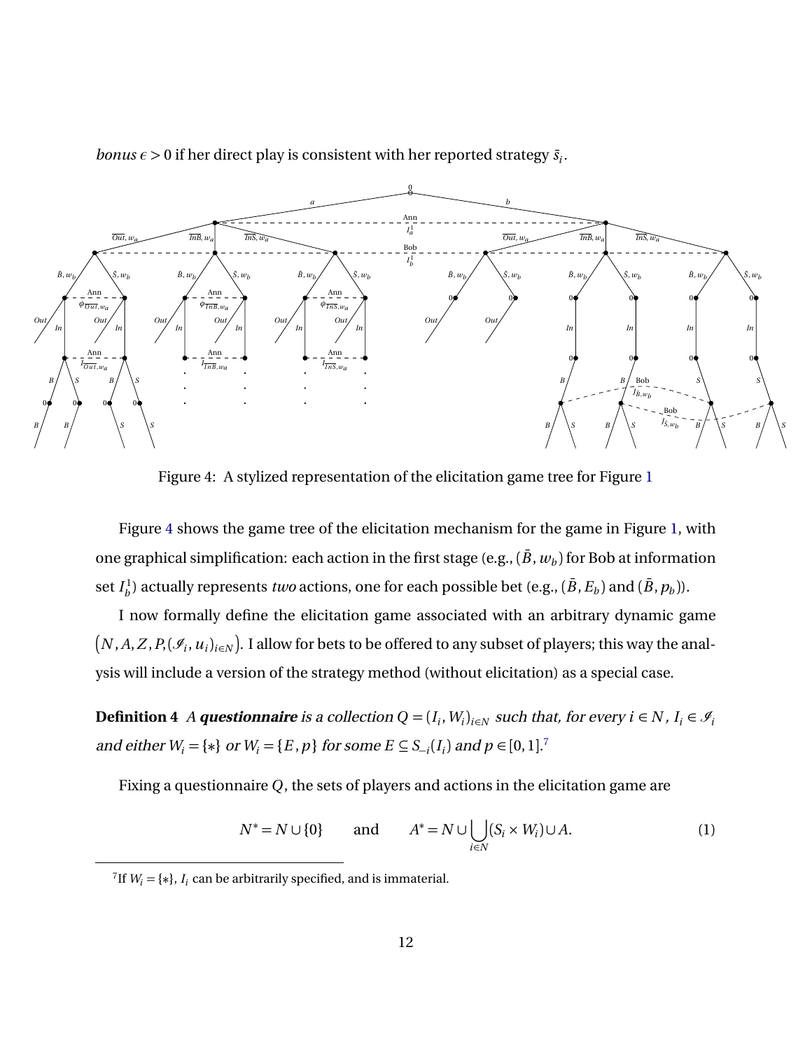*bonus* $\epsilon > 0$ if her direct play is consistent with her reported strategy $\bar{s}_i$.

Figure 4: A stylized representation of the elicitation game tree for Figure 1

Figure 4 shows the game tree of the elicitation mechanism for the game in Figure 1, with one graphical simplification: each action in the first stage (e.g., $(\bar{B}, w_b)$ for Bob at information set $I_b^1$) actually represents *two* actions, one for each possible bet (e.g., $(\bar{B}, E_b)$ and $(\bar{B}, p_b)$).

I now formally define the elicitation game associated with an arbitrary dynamic game $(N, A, Z, P, (\mathscr{I}_i, u_i)_{i \in N})$. I allow for bets to be offered to any subset of players; this way the analysis will include a version of the strategy method (without elicitation) as a special case.

**Definition 4** *A **questionnaire** is a collection $Q = (I_i, W_i)_{i \in N}$ such that, for every $i \in N$, $I_i \in \mathscr{I}_i$ and either $W_i = \{*\}$ or $W_i = \{E, p\}$ for some $E \subseteq S_{-i}(I_i)$ and $p \in [0, 1]$.*[7]

Fixing a questionnaire $Q$, the sets of players and actions in the elicitation game are

$$N^* = N \cup \{0\} \qquad \text{and} \qquad A^* = N \cup \bigcup_{i \in N} (S_i \times W_i) \cup A. \tag{1}$$

[7]If $W_i = \{*\}$, $I_i$ can be arbitrarily specified, and is immaterial.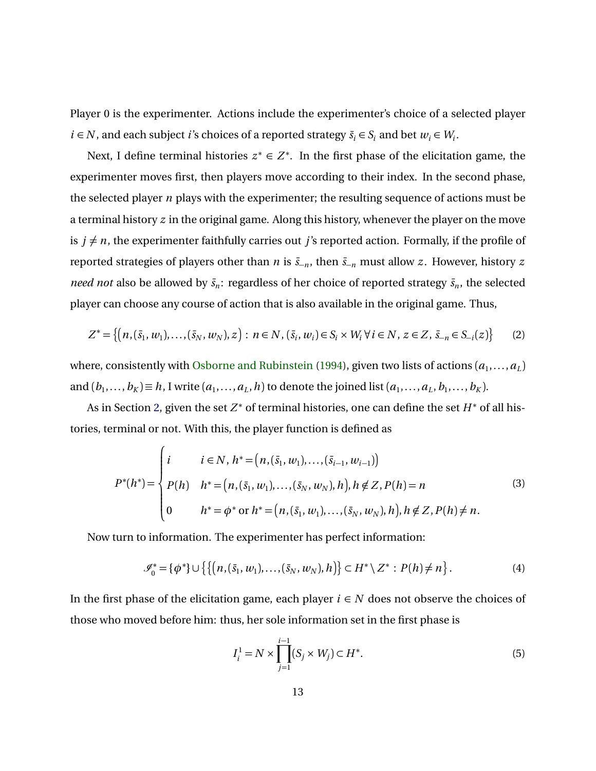Player 0 is the experimenter. Actions include the experimenter's choice of a selected player $i \in N$, and each subject $i$'s choices of a reported strategy $\bar{s}_i \in S_i$ and bet $w_i \in W_i$.

Next, I define terminal histories $z^* \in Z^*$. In the first phase of the elicitation game, the experimenter moves first, then players move according to their index. In the second phase, the selected player $n$ plays with the experimenter; the resulting sequence of actions must be a terminal history $z$ in the original game. Along this history, whenever the player on the move is $j \neq n$, the experimenter faithfully carries out $j$'s reported action. Formally, if the profile of reported strategies of players other than $n$ is $\bar{s}_{-n}$, then $\bar{s}_{-n}$ must allow $z$. However, history $z$ *need not* also be allowed by $\bar{s}_n$: regardless of her choice of reported strategy $\bar{s}_n$, the selected player can choose any course of action that is also available in the original game. Thus,

$$Z^* = \left\{\left(n, (\bar{s}_1, w_1), \ldots, (\bar{s}_N, w_N), z\right) : n \in N, (\bar{s}_i, w_i) \in S_i \times W_i \, \forall i \in N, z \in Z, \bar{s}_{-n} \in S_{-i}(z)\right\} \tag{2}$$

where, consistently with Osborne and Rubinstein (1994), given two lists of actions $(a_1, \ldots, a_L)$ and $(b_1, \ldots, b_K) \equiv h$, I write $(a_1, \ldots, a_L, h)$ to denote the joined list $(a_1, \ldots, a_L, b_1, \ldots, b_K)$.

As in Section 2, given the set $Z^*$ of terminal histories, one can define the set $H^*$ of all histories, terminal or not. With this, the player function is defined as

$$P^*(h^*) = \begin{cases} i & i \in N, \, h^* = \left(n, (\bar{s}_1, w_1), \ldots, (\bar{s}_{i-1}, w_{i-1})\right) \\ P(h) & h^* = \left(n, (\bar{s}_1, w_1), \ldots, (\bar{s}_N, w_N), h\right), h \notin Z, P(h) = n \\ 0 & h^* = \phi^* \text{ or } h^* = \left(n, (\bar{s}_1, w_1), \ldots, (\bar{s}_N, w_N), h\right), h \notin Z, P(h) \neq n. \end{cases} \tag{3}$$

Now turn to information. The experimenter has perfect information:

$$\mathscr{I}_0^* = \{\phi^*\} \cup \left\{\left\{\left(n, (\bar{s}_1, w_1), \ldots, (\bar{s}_N, w_N), h\right)\right\} \subset H^* \setminus Z^* : P(h) \neq n\right\}. \tag{4}$$

In the first phase of the elicitation game, each player $i \in N$ does not observe the choices of those who moved before him: thus, her sole information set in the first phase is

$$I_i^1 = N \times \prod_{j=1}^{i-1} (S_j \times W_j) \subset H^*. \tag{5}$$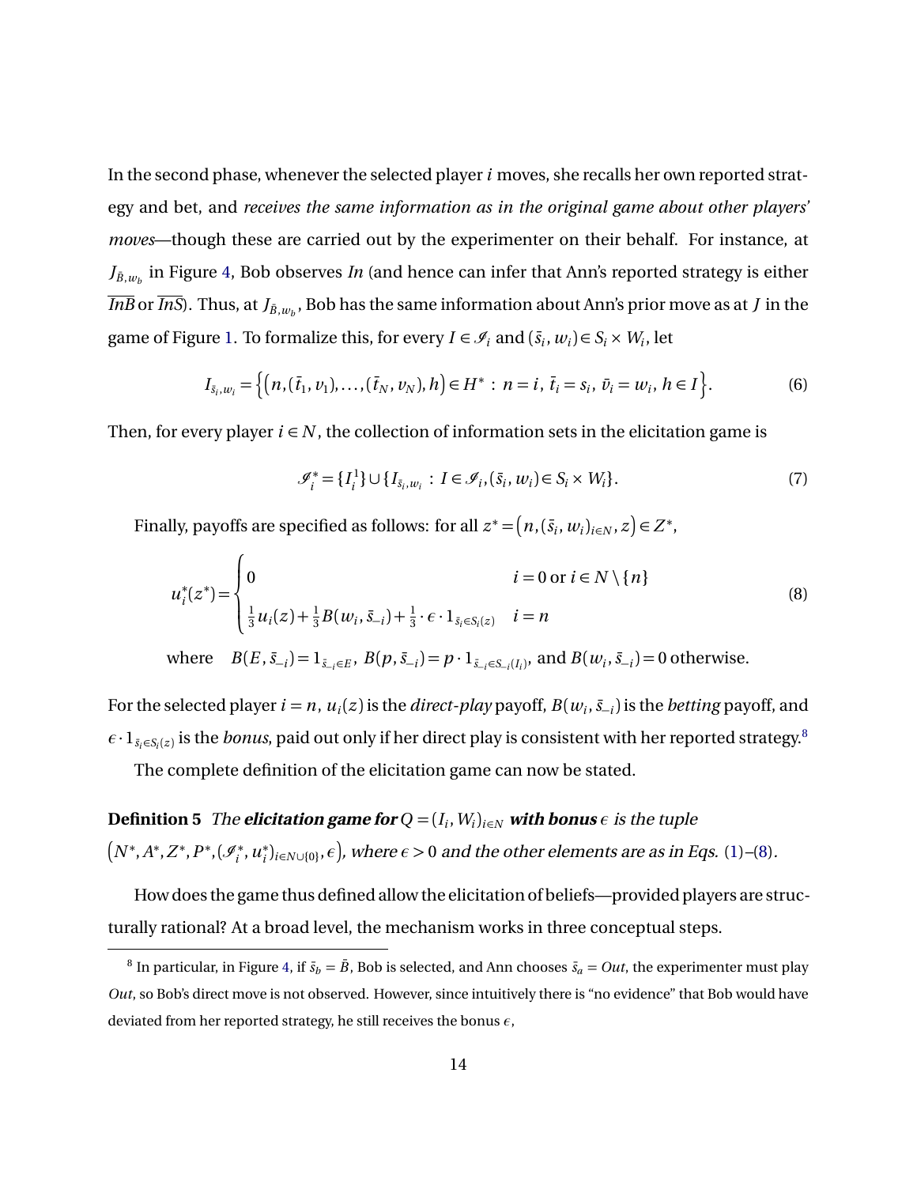In the second phase, whenever the selected player $i$ moves, she recalls her own reported strategy and bet, and *receives the same information as in the original game about other players' moves*—though these are carried out by the experimenter on their behalf. For instance, at $J_{\bar{B},w_b}$ in Figure 4, Bob observes *In* (and hence can infer that Ann's reported strategy is either $\overline{InB}$ or $\overline{InS}$). Thus, at $J_{\bar{B},w_b}$, Bob has the same information about Ann's prior move as at $J$ in the game of Figure 1. To formalize this, for every $I \in \mathscr{I}_i$ and $(\bar{s}_i, w_i) \in S_i \times W_i$, let

$$I_{\bar{s}_i,w_i} = \Big\{\big(n, (\bar{t}_1, v_1), \ldots, (\bar{t}_N, v_N), h\big) \in H^* : n = i, \bar{t}_i = s_i, \bar{v}_i = w_i, h \in I\Big\}. \tag{6}$$

Then, for every player $i \in N$, the collection of information sets in the elicitation game is

$$\mathscr{I}_i^* = \{I_i^1\} \cup \{I_{\bar{s}_i,w_i} : I \in \mathscr{I}_i, (\bar{s}_i, w_i) \in S_i \times W_i\}. \tag{7}$$

Finally, payoffs are specified as follows: for all $z^* = \big(n, (\bar{s}_i, w_i)_{i\in N}, z\big) \in Z^*$,

$$u_i^*(z^*) = \begin{cases} 0 & i = 0 \text{ or } i \in N \setminus \{n\} \\ \frac{1}{3}u_i(z) + \frac{1}{3}B(w_i, \bar{s}_{-i}) + \frac{1}{3}\cdot\epsilon\cdot 1_{\bar{s}_i \in S_i(z)} & i = n \end{cases} \tag{8}$$

where $B(E, \bar{s}_{-i}) = 1_{\bar{s}_{-i}\in E}$, $B(p, \bar{s}_{-i}) = p \cdot 1_{\bar{s}_{-i}\in S_{-i}(I_i)}$, and $B(w_i, \bar{s}_{-i}) = 0$ otherwise.

For the selected player $i = n$, $u_i(z)$ is the *direct-play* payoff, $B(w_i, \bar{s}_{-i})$ is the *betting* payoff, and $\epsilon \cdot 1_{\bar{s}_i\in S_i(z)}$ is the *bonus*, paid out only if her direct play is consistent with her reported strategy.[8]

The complete definition of the elicitation game can now be stated.

**Definition 5** *The* ***elicitation game for*** $Q = (I_i, W_i)_{i\in N}$ ***with bonus*** $\epsilon$ *is the tuple* $\big(N^*, A^*, Z^*, P^*, (\mathscr{I}_i^*, u_i^*)_{i\in N\cup\{0\}}, \epsilon\big)$*, where* $\epsilon > 0$ *and the other elements are as in Eqs.* (1)–(8)*.*

How does the game thus defined allow the elicitation of beliefs—provided players are structurally rational? At a broad level, the mechanism works in three conceptual steps.

[8] In particular, in Figure 4, if $\bar{s}_b = \bar{B}$, Bob is selected, and Ann chooses $\bar{s}_a = Out$, the experimenter must play *Out*, so Bob's direct move is not observed. However, since intuitively there is "no evidence" that Bob would have deviated from her reported strategy, he still receives the bonus $\epsilon$,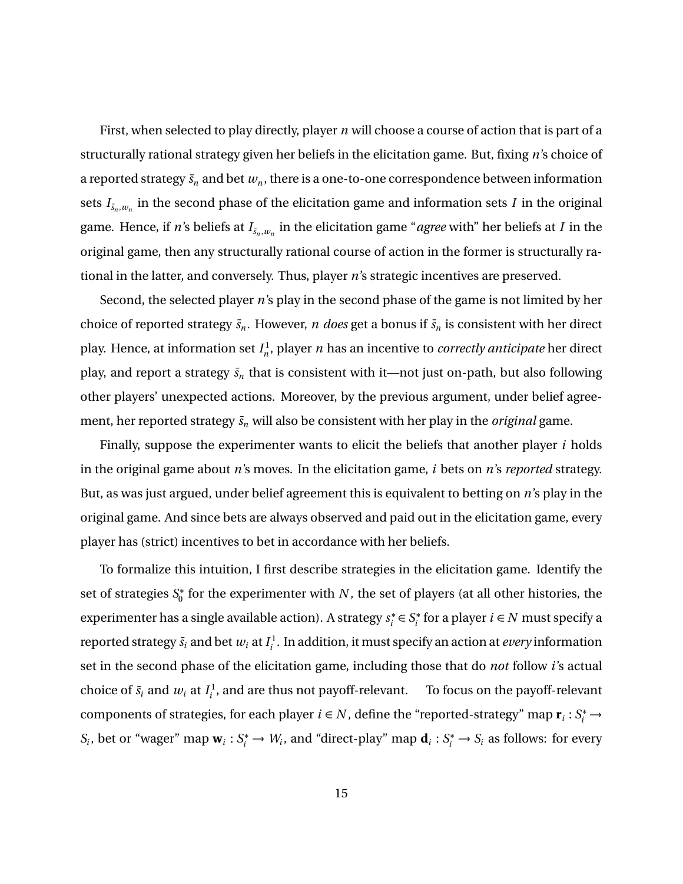First, when selected to play directly, player $n$ will choose a course of action that is part of a structurally rational strategy given her beliefs in the elicitation game. But, fixing $n$'s choice of a reported strategy $\bar{s}_n$ and bet $w_n$, there is a one-to-one correspondence between information sets $I_{\bar{s}_n, w_n}$ in the second phase of the elicitation game and information sets $I$ in the original game. Hence, if $n$'s beliefs at $I_{\bar{s}_n, w_n}$ in the elicitation game "*agree* with" her beliefs at $I$ in the original game, then any structurally rational course of action in the former is structurally rational in the latter, and conversely. Thus, player $n$'s strategic incentives are preserved.

Second, the selected player $n$'s play in the second phase of the game is not limited by her choice of reported strategy $\bar{s}_n$. However, $n$ *does* get a bonus if $\bar{s}_n$ is consistent with her direct play. Hence, at information set $I_n^1$, player $n$ has an incentive to *correctly anticipate* her direct play, and report a strategy $\bar{s}_n$ that is consistent with it—not just on-path, but also following other players' unexpected actions. Moreover, by the previous argument, under belief agreement, her reported strategy $\bar{s}_n$ will also be consistent with her play in the *original* game.

Finally, suppose the experimenter wants to elicit the beliefs that another player $i$ holds in the original game about $n$'s moves. In the elicitation game, $i$ bets on $n$'s *reported* strategy. But, as was just argued, under belief agreement this is equivalent to betting on $n$'s play in the original game. And since bets are always observed and paid out in the elicitation game, every player has (strict) incentives to bet in accordance with her beliefs.

To formalize this intuition, I first describe strategies in the elicitation game. Identify the set of strategies $S_0^*$ for the experimenter with $N$, the set of players (at all other histories, the experimenter has a single available action). A strategy $s_i^* \in S_i^*$ for a player $i \in N$ must specify a reported strategy $\bar{s}_i$ and bet $w_i$ at $I_i^1$. In addition, it must specify an action at *every* information set in the second phase of the elicitation game, including those that do *not* follow $i$'s actual choice of $\bar{s}_i$ and $w_i$ at $I_i^1$, and are thus not payoff-relevant. To focus on the payoff-relevant components of strategies, for each player $i \in N$, define the "reported-strategy" map $\mathbf{r}_i : S_i^* \to S_i$, bet or "wager" map $\mathbf{w}_i : S_i^* \to W_i$, and "direct-play" map $\mathbf{d}_i : S_i^* \to S_i$ as follows: for every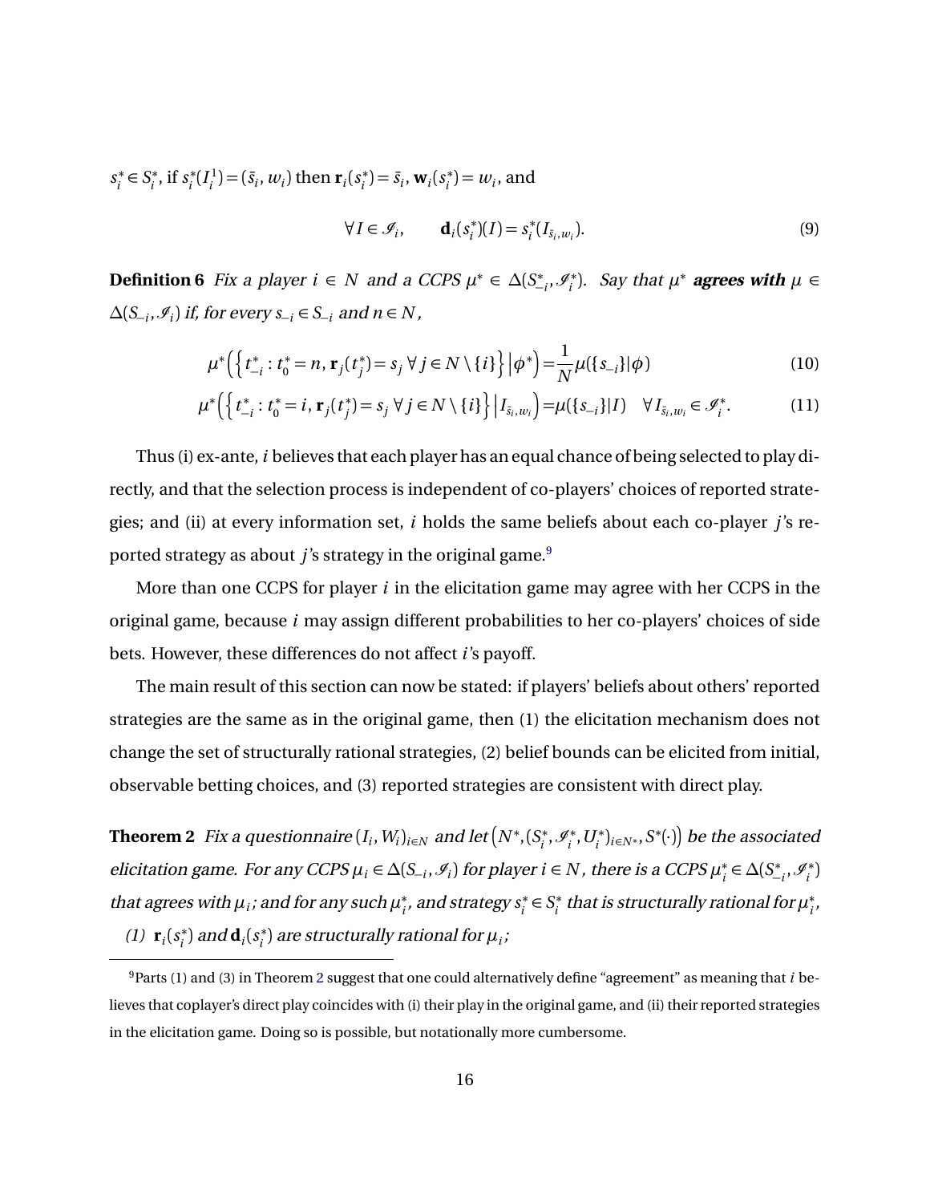$s_i^* \in S_i^*$, if $s_i^*(I_i^1) = (\bar{s}_i, w_i)$ then $\mathbf{r}_i(s_i^*) = \bar{s}_i$, $\mathbf{w}_i(s_i^*) = w_i$, and

$$\forall I \in \mathscr{I}_i, \qquad \mathbf{d}_i(s_i^*)(I) = s_i^*(I_{\bar{s}_i, w_i}). \tag{9}$$

**Definition 6** *Fix a player $i \in N$ and a CCPS $\mu^* \in \Delta(S_{-i}^*, \mathscr{I}_i^*)$. Say that $\mu^*$* ***agrees with*** *$\mu \in \Delta(S_{-i}, \mathscr{I}_i)$ if, for every $s_{-i} \in S_{-i}$ and $n \in N$,*

$$\mu^*\Big(\Big\{t_{-i}^* : t_0^* = n, \mathbf{r}_j(t_j^*) = s_j \;\forall j \in N \setminus \{i\}\Big\}\,\Big|\,\phi^*\Big) = \frac{1}{N}\mu(\{s_{-i}\}|\phi) \tag{10}$$

$$\mu^*\Big(\Big\{t_{-i}^* : t_0^* = i, \mathbf{r}_j(t_j^*) = s_j \;\forall j \in N \setminus \{i\}\Big\}\,\Big|\,I_{\bar{s}_i, w_i}\Big) = \mu(\{s_{-i}\}|I) \quad \forall I_{\bar{s}_i, w_i} \in \mathscr{I}_i^*. \tag{11}$$

Thus (i) ex-ante, $i$ believes that each player has an equal chance of being selected to play directly, and that the selection process is independent of co-players' choices of reported strategies; and (ii) at every information set, $i$ holds the same beliefs about each co-player $j$'s reported strategy as about $j$'s strategy in the original game.[9]

More than one CCPS for player $i$ in the elicitation game may agree with her CCPS in the original game, because $i$ may assign different probabilities to her co-players' choices of side bets. However, these differences do not affect $i$'s payoff.

The main result of this section can now be stated: if players' beliefs about others' reported strategies are the same as in the original game, then (1) the elicitation mechanism does not change the set of structurally rational strategies, (2) belief bounds can be elicited from initial, observable betting choices, and (3) reported strategies are consistent with direct play.

**Theorem 2** *Fix a questionnaire $(I_i, W_i)_{i \in N}$ and let $\big(N^*, (S_i^*, \mathscr{I}_i^*, U_i^*)_{i \in N^*}, S^*(\cdot)\big)$ be the associated elicitation game. For any CCPS $\mu_i \in \Delta(S_{-i}, \mathscr{I}_i)$ for player $i \in N$, there is a CCPS $\mu_i^* \in \Delta(S_{-i}^*, \mathscr{I}_i^*)$ that agrees with $\mu_i$; and for any such $\mu_i^*$, and strategy $s_i^* \in S_i^*$ that is structurally rational for $\mu_i^*$,*

*(1) $\mathbf{r}_i(s_i^*)$ and $\mathbf{d}_i(s_i^*)$ are structurally rational for $\mu_i$;*

[9] Parts (1) and (3) in Theorem 2 suggest that one could alternatively define "agreement" as meaning that $i$ believes that coplayer's direct play coincides with (i) their play in the original game, and (ii) their reported strategies in the elicitation game. Doing so is possible, but notationally more cumbersome.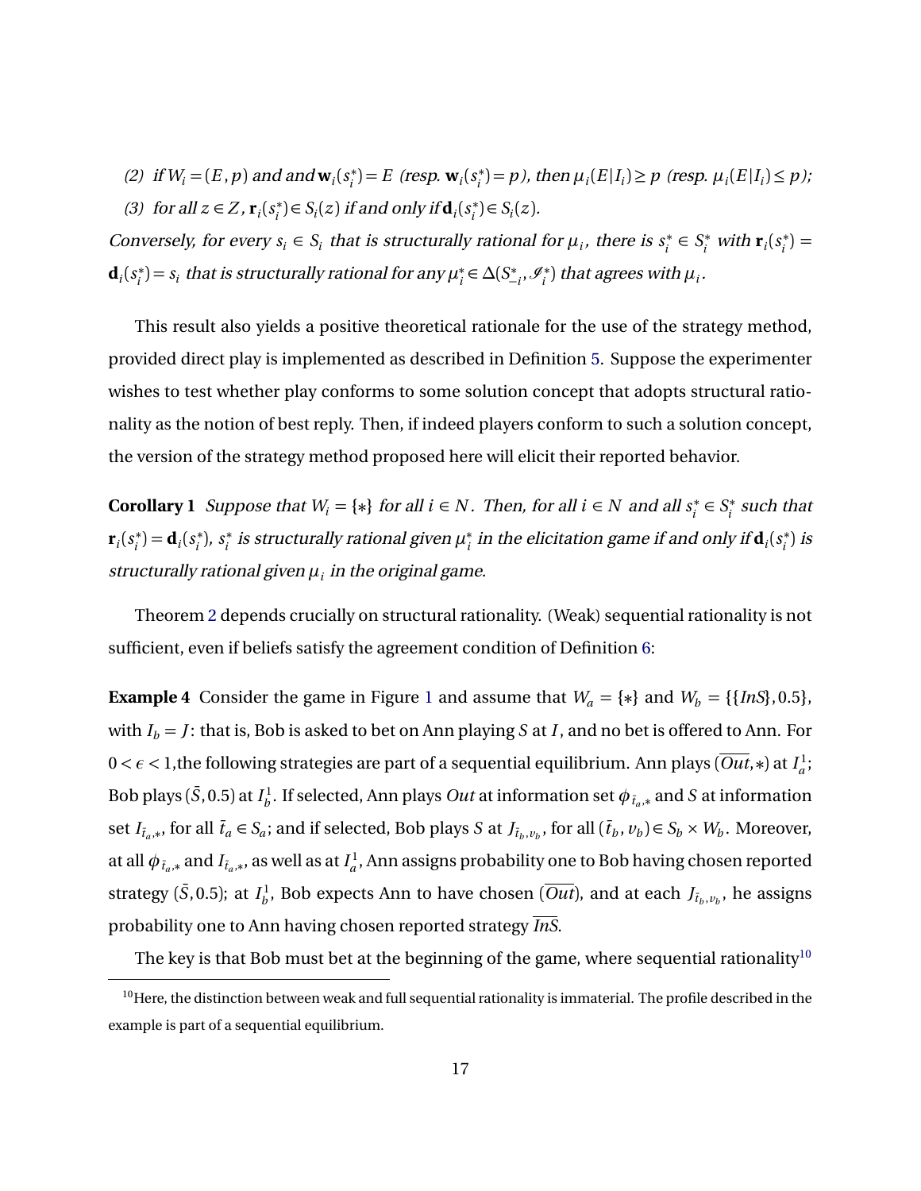*(2) if $W_i = (E, p)$ and and $\mathbf{w}_i(s_i^*) = E$ (resp. $\mathbf{w}_i(s_i^*) = p$), then $\mu_i(E|I_i) \geq p$ (resp. $\mu_i(E|I_i) \leq p$);*

*(3) for all $z \in Z$, $\mathbf{r}_i(s_i^*) \in S_i(z)$ if and only if $\mathbf{d}_i(s_i^*) \in S_i(z)$.*

*Conversely, for every $s_i \in S_i$ that is structurally rational for $\mu_i$, there is $s_i^* \in S_i^*$ with $\mathbf{r}_i(s_i^*) = \mathbf{d}_i(s_i^*) = s_i$ that is structurally rational for any $\mu_i^* \in \Delta(S_{-i}^*, \mathscr{I}_i^*)$ that agrees with $\mu_i$.*

This result also yields a positive theoretical rationale for the use of the strategy method, provided direct play is implemented as described in Definition 5. Suppose the experimenter wishes to test whether play conforms to some solution concept that adopts structural rationality as the notion of best reply. Then, if indeed players conform to such a solution concept, the version of the strategy method proposed here will elicit their reported behavior.

**Corollary 1** *Suppose that $W_i = \{*\}$ for all $i \in N$. Then, for all $i \in N$ and all $s_i^* \in S_i^*$ such that $\mathbf{r}_i(s_i^*) = \mathbf{d}_i(s_i^*)$, $s_i^*$ is structurally rational given $\mu_i^*$ in the elicitation game if and only if $\mathbf{d}_i(s_i^*)$ is structurally rational given $\mu_i$ in the original game.*

Theorem 2 depends crucially on structural rationality. (Weak) sequential rationality is not sufficient, even if beliefs satisfy the agreement condition of Definition 6:

**Example 4** Consider the game in Figure 1 and assume that $W_a = \{*\}$ and $W_b = \{\{InS\}, 0.5\}$, with $I_b = J$: that is, Bob is asked to bet on Ann playing $S$ at $I$, and no bet is offered to Ann. For $0 < \epsilon < 1$,the following strategies are part of a sequential equilibrium. Ann plays $(\overline{Out}, *)$ at $I_a^1$; Bob plays $(\bar{S}, 0.5)$ at $I_b^1$. If selected, Ann plays $Out$ at information set $\phi_{\bar{t}_a,*}$ and $S$ at information set $I_{\bar{t}_a,*}$, for all $\bar{t}_a \in S_a$; and if selected, Bob plays $S$ at $J_{\bar{t}_b, v_b}$, for all $(\bar{t}_b, v_b) \in S_b \times W_b$. Moreover, at all $\phi_{\bar{t}_a,*}$ and $I_{\bar{t}_a,*}$, as well as at $I_a^1$, Ann assigns probability one to Bob having chosen reported strategy $(\bar{S}, 0.5)$; at $I_b^1$, Bob expects Ann to have chosen $(\overline{Out})$, and at each $J_{\bar{t}_b, v_b}$, he assigns probability one to Ann having chosen reported strategy $\overline{InS}$.

The key is that Bob must bet at the beginning of the game, where sequential rationality[10]

[10] Here, the distinction between weak and full sequential rationality is immaterial. The profile described in the example is part of a sequential equilibrium.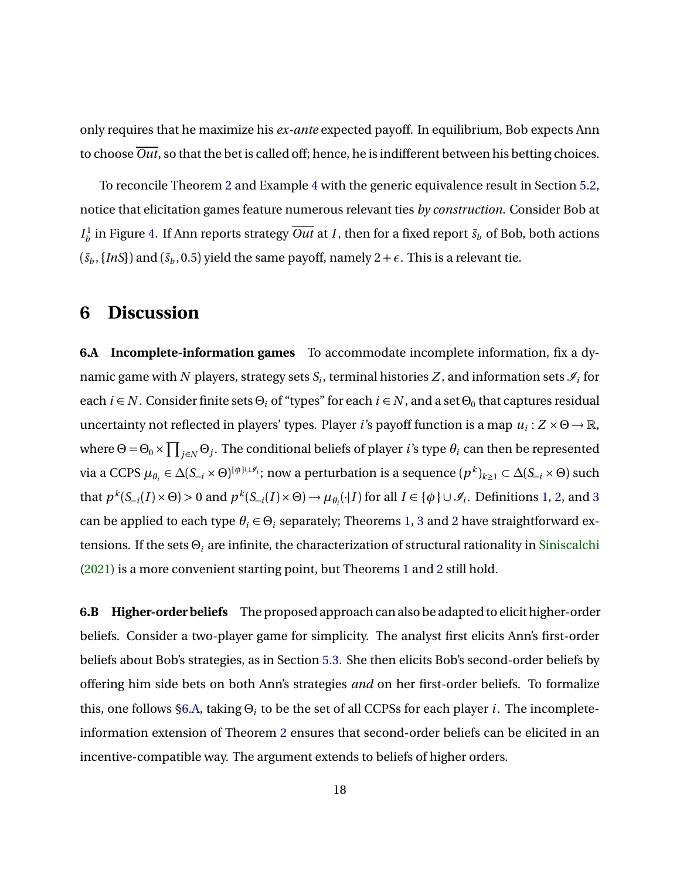only requires that he maximize his *ex-ante* expected payoff. In equilibrium, Bob expects Ann to choose $\overline{Out}$, so that the bet is called off; hence, he is indifferent between his betting choices.

To reconcile Theorem 2 and Example 4 with the generic equivalence result in Section 5.2, notice that elicitation games feature numerous relevant ties *by construction*. Consider Bob at $I_b^1$ in Figure 4. If Ann reports strategy $\overline{Out}$ at $I$, then for a fixed report $\bar{s}_b$ of Bob, both actions $(\bar{s}_b, \{InS\})$ and $(\bar{s}_b, 0.5)$ yield the same payoff, namely $2+\epsilon$. This is a relevant tie.

## 6 Discussion

**6.A Incomplete-information games** To accommodate incomplete information, fix a dynamic game with $N$ players, strategy sets $S_i$, terminal histories $Z$, and information sets $\mathscr{I}_i$ for each $i \in N$. Consider finite sets $\Theta_i$ of "types" for each $i \in N$, and a set $\Theta_0$ that captures residual uncertainty not reflected in players' types. Player $i$'s payoff function is a map $u_i : Z \times \Theta \to \mathbb{R}$, where $\Theta = \Theta_0 \times \prod_{j \in N} \Theta_j$. The conditional beliefs of player $i$'s type $\theta_i$ can then be represented via a CCPS $\mu_{\theta_i} \in \Delta(S_{-i} \times \Theta)^{\{\phi\} \cup \mathscr{I}_i}$; now a perturbation is a sequence $(p^k)_{k \geq 1} \subset \Delta(S_{-i} \times \Theta)$ such that $p^k(S_{-i}(I) \times \Theta) > 0$ and $p^k(S_{-i}(I) \times \Theta) \to \mu_{\theta_i}(\cdot|I)$ for all $I \in \{\phi\} \cup \mathscr{I}_i$. Definitions 1, 2, and 3 can be applied to each type $\theta_i \in \Theta_i$ separately; Theorems 1, 3 and 2 have straightforward extensions. If the sets $\Theta_i$ are infinite, the characterization of structural rationality in Siniscalchi (2021) is a more convenient starting point, but Theorems 1 and 2 still hold.

**6.B Higher-order beliefs** The proposed approach can also be adapted to elicit higher-order beliefs. Consider a two-player game for simplicity. The analyst first elicits Ann's first-order beliefs about Bob's strategies, as in Section 5.3. She then elicits Bob's second-order beliefs by offering him side bets on both Ann's strategies *and* on her first-order beliefs. To formalize this, one follows §6.A, taking $\Theta_i$ to be the set of all CCPSs for each player $i$. The incomplete-information extension of Theorem 2 ensures that second-order beliefs can be elicited in an incentive-compatible way. The argument extends to beliefs of higher orders.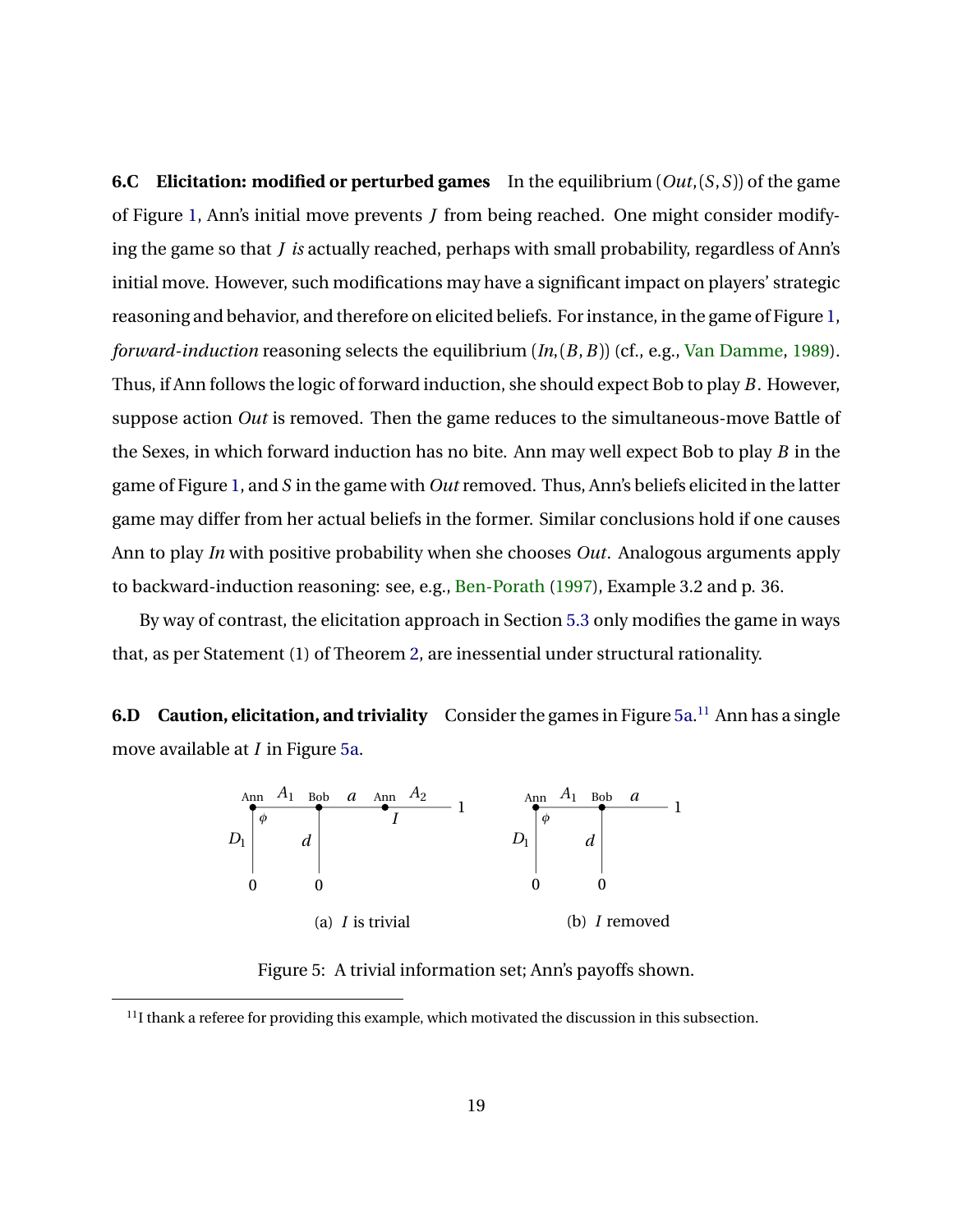**6.C Elicitation: modified or perturbed games** In the equilibrium $(Out, (S, S))$ of the game of Figure 1, Ann's initial move prevents $J$ from being reached. One might consider modifying the game so that $J$ *is* actually reached, perhaps with small probability, regardless of Ann's initial move. However, such modifications may have a significant impact on players' strategic reasoning and behavior, and therefore on elicited beliefs. For instance, in the game of Figure 1, *forward-induction* reasoning selects the equilibrium $(In, (B, B))$ (cf., e.g., Van Damme, 1989). Thus, if Ann follows the logic of forward induction, she should expect Bob to play $B$. However, suppose action $Out$ is removed. Then the game reduces to the simultaneous-move Battle of the Sexes, in which forward induction has no bite. Ann may well expect Bob to play $B$ in the game of Figure 1, and $S$ in the game with $Out$ removed. Thus, Ann's beliefs elicited in the latter game may differ from her actual beliefs in the former. Similar conclusions hold if one causes Ann to play $In$ with positive probability when she chooses $Out$. Analogous arguments apply to backward-induction reasoning: see, e.g., Ben-Porath (1997), Example 3.2 and p. 36.

By way of contrast, the elicitation approach in Section 5.3 only modifies the game in ways that, as per Statement (1) of Theorem 2, are inessential under structural rationality.

**6.D Caution, elicitation, and triviality** Consider the games in Figure 5a.[11] Ann has a single move available at $I$ in Figure 5a.

(a) $I$ is trivial

(b) $I$ removed

Figure 5: A trivial information set; Ann's payoffs shown.

[11] I thank a referee for providing this example, which motivated the discussion in this subsection.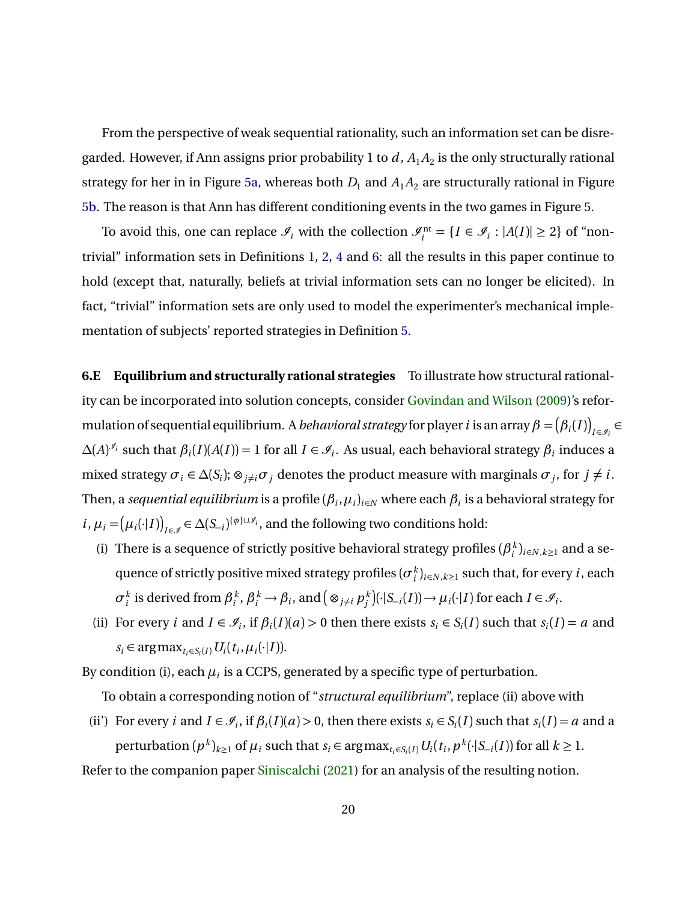From the perspective of weak sequential rationality, such an information set can be disregarded. However, if Ann assigns prior probability 1 to $d$, $A_1A_2$ is the only structurally rational strategy for her in in Figure 5a, whereas both $D_1$ and $A_1A_2$ are structurally rational in Figure 5b. The reason is that Ann has different conditioning events in the two games in Figure 5.

To avoid this, one can replace $\mathscr{I}_i$ with the collection $\mathscr{I}_i^{\text{nt}} = \{I \in \mathscr{I}_i : |A(I)| \geq 2\}$ of "non-trivial" information sets in Definitions 1, 2, 4 and 6: all the results in this paper continue to hold (except that, naturally, beliefs at trivial information sets can no longer be elicited). In fact, "trivial" information sets are only used to model the experimenter's mechanical implementation of subjects' reported strategies in Definition 5.

**6.E Equilibrium and structurally rational strategies** To illustrate how structural rationality can be incorporated into solution concepts, consider Govindan and Wilson (2009)'s reformulation of sequential equilibrium. A *behavioral strategy* for player $i$ is an array $\beta = \big(\beta_i(I)\big)_{I\in\mathscr{I}_i} \in \Delta(A)^{\mathscr{I}_i}$ such that $\beta_i(I)(A(I)) = 1$ for all $I \in \mathscr{I}_i$. As usual, each behavioral strategy $\beta_i$ induces a mixed strategy $\sigma_i \in \Delta(S_i)$; $\otimes_{j\neq i}\sigma_j$ denotes the product measure with marginals $\sigma_j$, for $j \neq i$. Then, a *sequential equilibrium* is a profile $(\beta_i, \mu_i)_{i\in N}$ where each $\beta_i$ is a behavioral strategy for $i$, $\mu_i = \big(\mu_i(\cdot|I)\big)_{I\in\mathscr{I}} \in \Delta(S_{-i})^{\{\phi\}\cup\mathscr{I}_i}$, and the following two conditions hold:

- (i) There is a sequence of strictly positive behavioral strategy profiles $(\beta_i^k)_{i\in N, k\geq 1}$ and a sequence of strictly positive mixed strategy profiles $(\sigma_i^k)_{i\in N,k\geq 1}$ such that, for every $i$, each $\sigma_i^k$ is derived from $\beta_i^k$, $\beta_i^k \to \beta_i$, and $\big(\otimes_{j\neq i} p_j^k\big)(\cdot|S_{-i}(I)) \to \mu_i(\cdot|I)$ for each $I \in \mathscr{I}_i$.
- (ii) For every $i$ and $I \in \mathscr{I}_i$, if $\beta_i(I)(a) > 0$ then there exists $s_i \in S_i(I)$ such that $s_i(I) = a$ and $s_i \in \arg\max_{t_i\in S_i(I)} U_i(t_i, \mu_i(\cdot|I))$.

By condition (i), each $\mu_i$ is a CCPS, generated by a specific type of perturbation.

To obtain a corresponding notion of "*structural equilibrium*", replace (ii) above with

- (ii') For every $i$ and $I \in \mathscr{I}_i$, if $\beta_i(I)(a) > 0$, then there exists $s_i \in S_i(I)$ such that $s_i(I) = a$ and a perturbation $(p^k)_{k\geq 1}$ of $\mu_i$ such that $s_i \in \arg\max_{t_i\in S_i(I)} U_i(t_i, p^k(\cdot|S_{-i}(I))$ for all $k \geq 1$.

Refer to the companion paper Siniscalchi (2021) for an analysis of the resulting notion.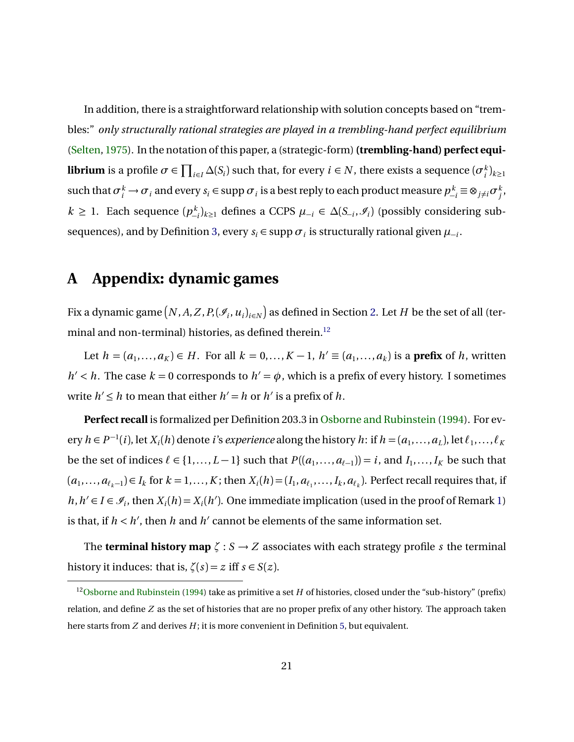In addition, there is a straightforward relationship with solution concepts based on "trembles:" *only structurally rational strategies are played in a trembling-hand perfect equilibrium* (Selten, 1975). In the notation of this paper, a (strategic-form) **(trembling-hand) perfect equilibrium** is a profile $\sigma \in \prod_{i \in I} \Delta(S_i)$ such that, for every $i \in N$, there exists a sequence $(\sigma_i^k)_{k \geq 1}$ such that $\sigma_i^k \to \sigma_i$ and every $s_i \in \operatorname{supp} \sigma_i$ is a best reply to each product measure $p_{-i}^k \equiv \otimes_{j \neq i} \sigma_j^k$, $k \geq 1$. Each sequence $(p_{-i}^k)_{k \geq 1}$ defines a CCPS $\mu_{-i} \in \Delta(S_{-i}, \mathscr{I}_i)$ (possibly considering subsequences), and by Definition 3, every $s_i \in \operatorname{supp} \sigma_i$ is structurally rational given $\mu_{-i}$.

# A Appendix: dynamic games

Fix a dynamic game $\left(N, A, Z, P, (\mathscr{I}_i, u_i)_{i \in N}\right)$ as defined in Section 2. Let $H$ be the set of all (terminal and non-terminal) histories, as defined therein.[12]

Let $h = (a_1, \dots, a_K) \in H$. For all $k = 0, \dots, K-1$, $h' \equiv (a_1, \dots, a_k)$ is a **prefix** of $h$, written $h' < h$. The case $k = 0$ corresponds to $h' = \phi$, which is a prefix of every history. I sometimes write $h' \leq h$ to mean that either $h' = h$ or $h'$ is a prefix of $h$.

**Perfect recall** is formalized per Definition 203.3 in Osborne and Rubinstein (1994). For every $h \in P^{-1}(i)$, let $X_i(h)$ denote $i$'s *experience* along the history $h$: if $h = (a_1, \dots, a_L)$, let $\ell_1, \dots, \ell_K$ be the set of indices $\ell \in \{1, \dots, L-1\}$ such that $P((a_1, \dots, a_{\ell-1})) = i$, and $I_1, \dots, I_K$ be such that $(a_1, \dots, a_{\ell_k - 1}) \in I_k$ for $k = 1, \dots, K$; then $X_i(h) = (I_1, a_{\ell_1}, \dots, I_k, a_{\ell_k})$. Perfect recall requires that, if $h, h' \in I \in \mathscr{I}_i$, then $X_i(h) = X_i(h')$. One immediate implication (used in the proof of Remark 1) is that, if $h < h'$, then $h$ and $h'$ cannot be elements of the same information set.

The **terminal history map** $\zeta : S \to Z$ associates with each strategy profile $s$ the terminal history it induces: that is, $\zeta(s) = z$ iff $s \in S(z)$.

[12] Osborne and Rubinstein (1994) take as primitive a set $H$ of histories, closed under the "sub-history" (prefix) relation, and define $Z$ as the set of histories that are no proper prefix of any other history. The approach taken here starts from $Z$ and derives $H$; it is more convenient in Definition 5, but equivalent.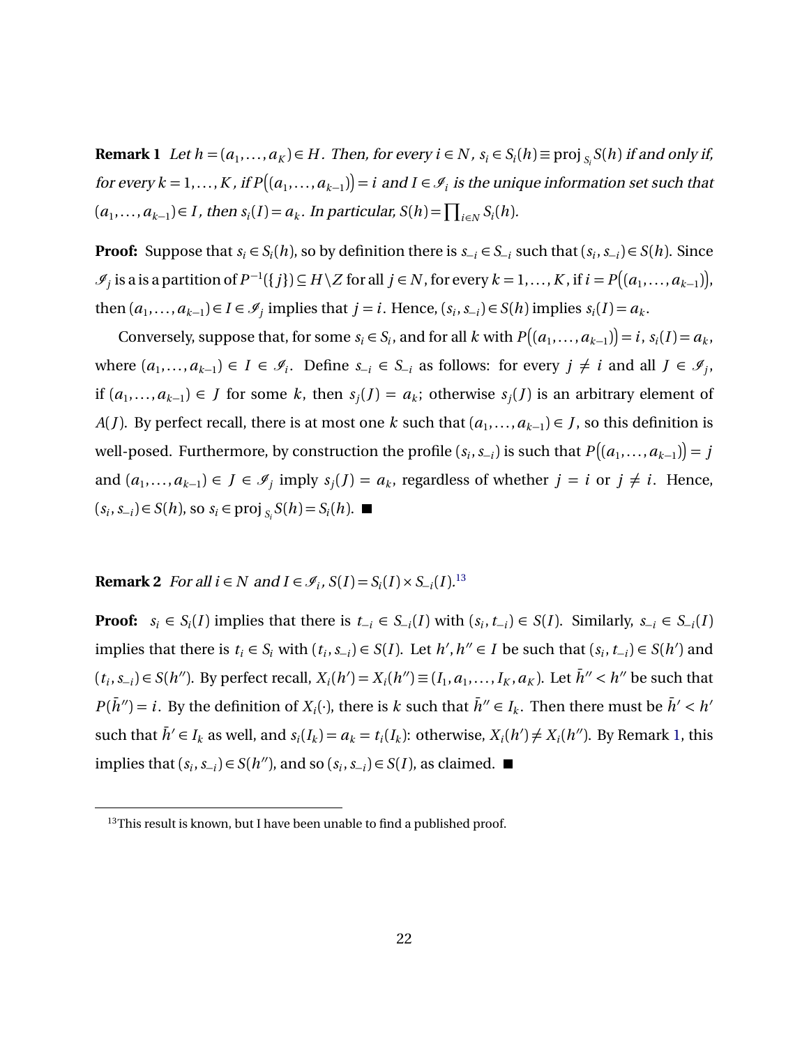**Remark 1** *Let $h = (a_1, \ldots, a_K) \in H$. Then, for every $i \in N$, $s_i \in S_i(h) \equiv \text{proj}_{S_i} S(h)$ if and only if, for every $k = 1, \ldots, K$, if $P\big((a_1, \ldots, a_{k-1})\big) = i$ and $I \in \mathscr{I}_i$ is the unique information set such that $(a_1, \ldots, a_{k-1}) \in I$, then $s_i(I) = a_k$. In particular, $S(h) = \prod_{i \in N} S_i(h)$.*

**Proof:** Suppose that $s_i \in S_i(h)$, so by definition there is $s_{-i} \in S_{-i}$ such that $(s_i, s_{-i}) \in S(h)$. Since $\mathscr{I}_j$ is a is a partition of $P^{-1}(\{j\}) \subseteq H \setminus Z$ for all $j \in N$, for every $k = 1, \ldots, K$, if $i = P\big((a_1, \ldots, a_{k-1})\big)$, then $(a_1, \ldots, a_{k-1}) \in I \in \mathscr{I}_j$ implies that $j = i$. Hence, $(s_i, s_{-i}) \in S(h)$ implies $s_i(I) = a_k$.

Conversely, suppose that, for some $s_i \in S_i$, and for all $k$ with $P\big((a_1, \ldots, a_{k-1})\big) = i$, $s_i(I) = a_k$, where $(a_1, \ldots, a_{k-1}) \in I \in \mathscr{I}_i$. Define $s_{-i} \in S_{-i}$ as follows: for every $j \neq i$ and all $J \in \mathscr{I}_j$, if $(a_1, \ldots, a_{k-1}) \in J$ for some $k$, then $s_j(J) = a_k$; otherwise $s_j(J)$ is an arbitrary element of $A(J)$. By perfect recall, there is at most one $k$ such that $(a_1, \ldots, a_{k-1}) \in J$, so this definition is well-posed. Furthermore, by construction the profile $(s_i, s_{-i})$ is such that $P\big((a_1, \ldots, a_{k-1})\big) = j$ and $(a_1, \ldots, a_{k-1}) \in J \in \mathscr{I}_j$ imply $s_j(J) = a_k$, regardless of whether $j = i$ or $j \neq i$. Hence, $(s_i, s_{-i}) \in S(h)$, so $s_i \in \text{proj}_{S_i} S(h) = S_i(h)$. ∎

**Remark 2** *For all $i \in N$ and $I \in \mathscr{I}_i$, $S(I) = S_i(I) \times S_{-i}(I)$.*[13]

**Proof:** $s_i \in S_i(I)$ implies that there is $t_{-i} \in S_{-i}(I)$ with $(s_i, t_{-i}) \in S(I)$. Similarly, $s_{-i} \in S_{-i}(I)$ implies that there is $t_i \in S_i$ with $(t_i, s_{-i}) \in S(I)$. Let $h', h'' \in I$ be such that $(s_i, t_{-i}) \in S(h')$ and $(t_i, s_{-i}) \in S(h'')$. By perfect recall, $X_i(h') = X_i(h'') \equiv (I_1, a_1, \ldots, I_K, a_K)$. Let $\bar{h}'' < h''$ be such that $P(\bar{h}'') = i$. By the definition of $X_i(\cdot)$, there is $k$ such that $\bar{h}'' \in I_k$. Then there must be $\bar{h}' < h'$ such that $\bar{h}' \in I_k$ as well, and $s_i(I_k) = a_k = t_i(I_k)$: otherwise, $X_i(h') \neq X_i(h'')$. By Remark 1, this implies that $(s_i, s_{-i}) \in S(h'')$, and so $(s_i, s_{-i}) \in S(I)$, as claimed. ∎

[13] This result is known, but I have been unable to find a published proof.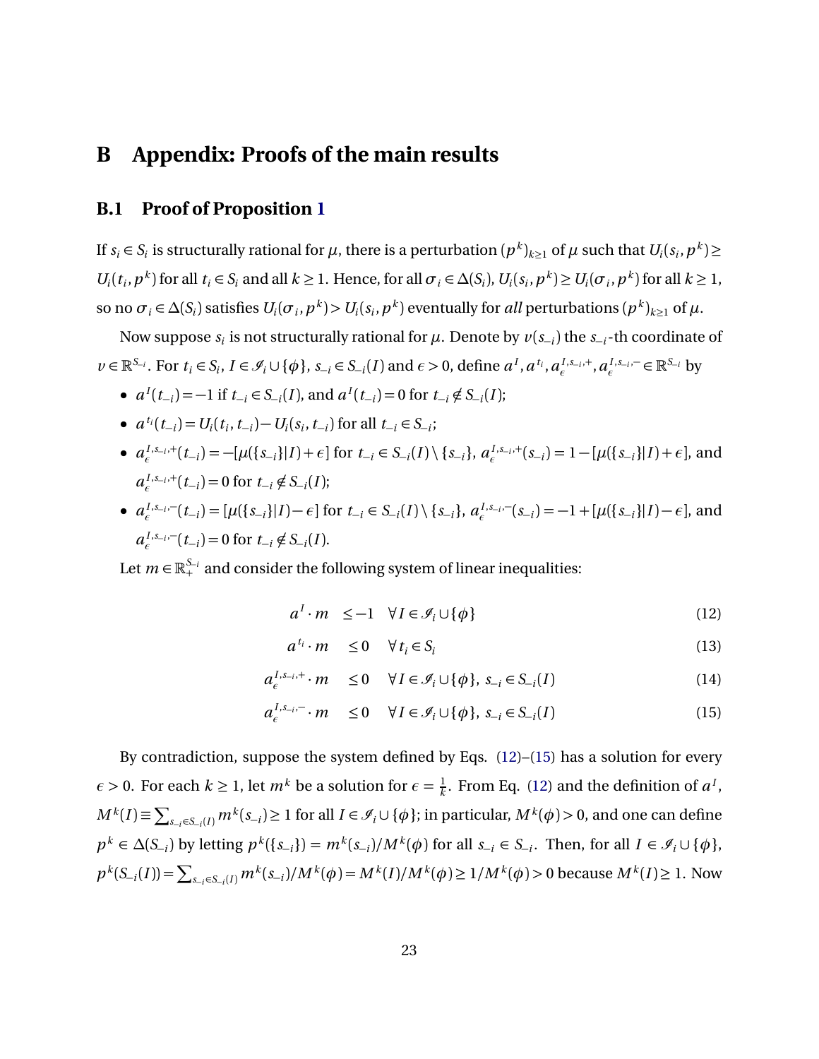# B Appendix: Proofs of the main results

## B.1 Proof of Proposition 1

If $s_i \in S_i$ is structurally rational for $\mu$, there is a perturbation $(p^k)_{k\geq 1}$ of $\mu$ such that $U_i(s_i, p^k) \geq U_i(t_i, p^k)$ for all $t_i \in S_i$ and all $k \geq 1$. Hence, for all $\sigma_i \in \Delta(S_i)$, $U_i(s_i, p^k) \geq U_i(\sigma_i, p^k)$ for all $k \geq 1$, so no $\sigma_i \in \Delta(S_i)$ satisfies $U_i(\sigma_i, p^k) > U_i(s_i, p^k)$ eventually for *all* perturbations $(p^k)_{k\geq 1}$ of $\mu$.

Now suppose $s_i$ is not structurally rational for $\mu$. Denote by $v(s_{-i})$ the $s_{-i}$-th coordinate of $v \in \mathbb{R}^{S_{-i}}$. For $t_i \in S_i$, $I \in \mathscr{I}_i \cup \{\phi\}$, $s_{-i} \in S_{-i}(I)$ and $\epsilon > 0$, define $a^I, a^{t_i}, a_\epsilon^{I,s_{-i},+}, a_\epsilon^{I,s_{-i},-} \in \mathbb{R}^{S_{-i}}$ by

- $a^I(t_{-i}) = -1$ if $t_{-i} \in S_{-i}(I)$, and $a^I(t_{-i}) = 0$ for $t_{-i} \notin S_{-i}(I)$;
- $a^{t_i}(t_{-i}) = U_i(t_i, t_{-i}) - U_i(s_i, t_{-i})$ for all $t_{-i} \in S_{-i}$;
- $a_\epsilon^{I,s_{-i},+}(t_{-i}) = -[\mu(\{s_{-i}\}|I) + \epsilon]$ for $t_{-i} \in S_{-i}(I) \setminus \{s_{-i}\}$, $a_\epsilon^{I,s_{-i},+}(s_{-i}) = 1 - [\mu(\{s_{-i}\}|I) + \epsilon]$, and $a_\epsilon^{I,s_{-i},+}(t_{-i}) = 0$ for $t_{-i} \notin S_{-i}(I)$;
- $a_\epsilon^{I,s_{-i},-}(t_{-i}) = [\mu(\{s_{-i}\}|I) - \epsilon]$ for $t_{-i} \in S_{-i}(I) \setminus \{s_{-i}\}$, $a_\epsilon^{I,s_{-i},-}(s_{-i}) = -1 + [\mu(\{s_{-i}\}|I) - \epsilon]$, and $a_\epsilon^{I,s_{-i},-}(t_{-i}) = 0$ for $t_{-i} \notin S_{-i}(I)$.

Let $m \in \mathbb{R}_+^{S_{-i}}$ and consider the following system of linear inequalities:

$$a^I \cdot m \quad \leq -1 \quad \forall I \in \mathscr{I}_i \cup \{\phi\} \tag{12}$$

$$a^{t_i} \cdot m \quad \leq 0 \quad \forall t_i \in S_i \tag{13}$$

$$a_\epsilon^{I,s_{-i},+} \cdot m \quad \leq 0 \quad \forall I \in \mathscr{I}_i \cup \{\phi\},\ s_{-i} \in S_{-i}(I) \tag{14}$$

$$a_\epsilon^{I,s_{-i},-} \cdot m \quad \leq 0 \quad \forall I \in \mathscr{I}_i \cup \{\phi\},\ s_{-i} \in S_{-i}(I) \tag{15}$$

By contradiction, suppose the system defined by Eqs. (12)–(15) has a solution for every $\epsilon > 0$. For each $k \geq 1$, let $m^k$ be a solution for $\epsilon = \frac{1}{k}$. From Eq. (12) and the definition of $a^I$, $M^k(I) \equiv \sum_{s_{-i} \in S_{-i}(I)} m^k(s_{-i}) \geq 1$ for all $I \in \mathscr{I}_i \cup \{\phi\}$; in particular, $M^k(\phi) > 0$, and one can define $p^k \in \Delta(S_{-i})$ by letting $p^k(\{s_{-i}\}) = m^k(s_{-i})/M^k(\phi)$ for all $s_{-i} \in S_{-i}$. Then, for all $I \in \mathscr{I}_i \cup \{\phi\}$, $p^k(S_{-i}(I)) = \sum_{s_{-i} \in S_{-i}(I)} m^k(s_{-i})/M^k(\phi) = M^k(I)/M^k(\phi) \geq 1/M^k(\phi) > 0$ because $M^k(I) \geq 1$. Now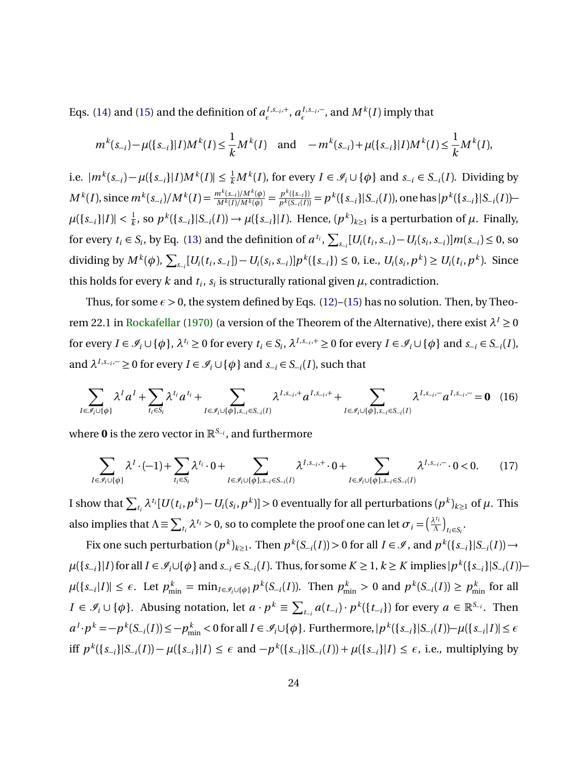Eqs. (14) and (15) and the definition of $a_{\epsilon}^{I,s_{-i},+}$, $a_{\epsilon}^{I,s_{-i},-}$, and $M^k(I)$ imply that

$$m^k(s_{-i}) - \mu(\{s_{-i}\}|I)M^k(I) \leq \frac{1}{k}M^k(I) \quad \text{and} \quad -m^k(s_{-i}) + \mu(\{s_{-i}\}|I)M^k(I) \leq \frac{1}{k}M^k(I),$$

i.e. $|m^k(s_{-i}) - \mu(\{s_{-i}\}|I)M^k(I)| \leq \frac{1}{k}M^k(I)$, for every $I \in \mathscr{I}_i \cup \{\phi\}$ and $s_{-i} \in S_{-i}(I)$. Dividing by $M^k(I)$, since $m^k(s_{-i})/M^k(I) = \frac{m^k(s_{-i})/M^k(\phi)}{M^k(I)/M^k(\phi)} = \frac{p^k(\{s_{-i}\})}{p^k(S_{-i}(I))} = p^k(\{s_{-i}\}|S_{-i}(I))$, one has $|p^k(\{s_{-i}\}|S_{-i}(I)) - \mu(\{s_{-i}\}|I)| < \frac{1}{k}$, so $p^k(\{s_{-i}\}|S_{-i}(I)) \to \mu(\{s_{-i}\}|I)$. Hence, $(p^k)_{k\geq 1}$ is a perturbation of $\mu$. Finally, for every $t_i \in S_i$, by Eq. (13) and the definition of $a^{t_i}$, $\sum_{s_{-i}}[U_i(t_i, s_{-i}) - U_i(s_i, s_{-i})]m(s_{-i}) \leq 0$, so dividing by $M^k(\phi)$, $\sum_{s_{-i}}[U_i(t_i, s_{-I}]) - U_i(s_i, s_{-i})]p^k(\{s_{-i}\}) \leq 0$, i.e., $U_i(s_i, p^k) \geq U_i(t_i, p^k)$. Since this holds for every $k$ and $t_i$, $s_i$ is structurally rational given $\mu$, contradiction.

Thus, for some $\epsilon > 0$, the system defined by Eqs. (12)–(15) has no solution. Then, by Theorem 22.1 in Rockafellar (1970) (a version of the Theorem of the Alternative), there exist $\lambda^I \geq 0$ for every $I \in \mathscr{I}_i \cup \{\phi\}$, $\lambda^{t_i} \geq 0$ for every $t_i \in S_i$, $\lambda^{I,s_{-i},+} \geq 0$ for every $I \in \mathscr{I}_i \cup \{\phi\}$ and $s_{-i} \in S_{-i}(I)$, and $\lambda^{I,s_{-i},-} \geq 0$ for every $I \in \mathscr{I}_i \cup \{\phi\}$ and $s_{-i} \in S_{-i}(I)$, such that

$$\sum_{I \in \mathscr{I}_i \cup \{\phi\}} \lambda^I a^I + \sum_{t_i \in S_i} \lambda^{t_i} a^{t_i} + \sum_{I \in \mathscr{I}_i \cup \{\phi\}, s_{-i} \in S_{-i}(I)} \lambda^{I,s_{-i},+} a^{I,s_{-i},+} + \sum_{I \in \mathscr{I}_i \cup \{\phi\}, s_{-i} \in S_{-i}(I)} \lambda^{I,s_{-i},-} a^{I,s_{-i},-} = \mathbf{0} \quad (16)$$

where $\mathbf{0}$ is the zero vector in $\mathbb{R}^{S_{-i}}$, and furthermore

$$\sum_{I \in \mathscr{I}_i \cup \{\phi\}} \lambda^I \cdot (-1) + \sum_{t_i \in S_i} \lambda^{t_i} \cdot 0 + \sum_{I \in \mathscr{I}_i \cup \{\phi\}, s_{-i} \in S_{-i}(I)} \lambda^{I,s_{-i},+} \cdot 0 + \sum_{I \in \mathscr{I}_i \cup \{\phi\}, s_{-i} \in S_{-i}(I)} \lambda^{I,s_{-i},-} \cdot 0 < 0. \quad (17)$$

I show that $\sum_{t_i} \lambda^{t_i}[U(t_i, p^k) - U_i(s_i, p^k)] > 0$ eventually for all perturbations $(p^k)_{k\geq 1}$ of $\mu$. This also implies that $\Lambda \equiv \sum_{t_i} \lambda^{t_i} > 0$, so to complete the proof one can let $\sigma_i = \left(\frac{\lambda^{t_i}}{\Lambda}\right)_{t_i \in S_i}$.

Fix one such perturbation $(p^k)_{k\geq 1}$. Then $p^k(S_{-i}(I)) > 0$ for all $I \in \mathscr{I}$, and $p^k(\{s_{-i}\}|S_{-i}(I)) \to \mu(\{s_{-i}\}|I)$ for all $I \in \mathscr{I}_i \cup \{\phi\}$ and $s_{-i} \in S_{-i}(I)$. Thus, for some $K \geq 1$, $k \geq K$ implies $|p^k(\{s_{-i}\}|S_{-i}(I)) - \mu(\{s_{-i}|I)| \leq \epsilon$. Let $p^k_{\min} = \min_{I \in \mathscr{I}_i \cup \{\phi\}} p^k(S_{-i}(I))$. Then $p^k_{\min} > 0$ and $p^k(S_{-i}(I)) \geq p^k_{\min}$ for all $I \in \mathscr{I}_i \cup \{\phi\}$. Abusing notation, let $a \cdot p^k \equiv \sum_{t_{-i}} a(t_{-i}) \cdot p^k(\{t_{-i}\})$ for every $a \in \mathbb{R}^{S_{-i}}$. Then $a^I \cdot p^k = -p^k(S_{-i}(I)) \leq -p^k_{\min} < 0$ for all $I \in \mathscr{I}_i \cup \{\phi\}$. Furthermore, $|p^k(\{s_{-i}\}|S_{-i}(I)) - \mu(\{s_{-i}|I)| \leq \epsilon$ iff $p^k(\{s_{-i}\}|S_{-i}(I)) - \mu(\{s_{-i}\}|I) \leq \epsilon$ and $-p^k(\{s_{-i}\}|S_{-i}(I)) + \mu(\{s_{-i}\}|I) \leq \epsilon$, i.e., multiplying by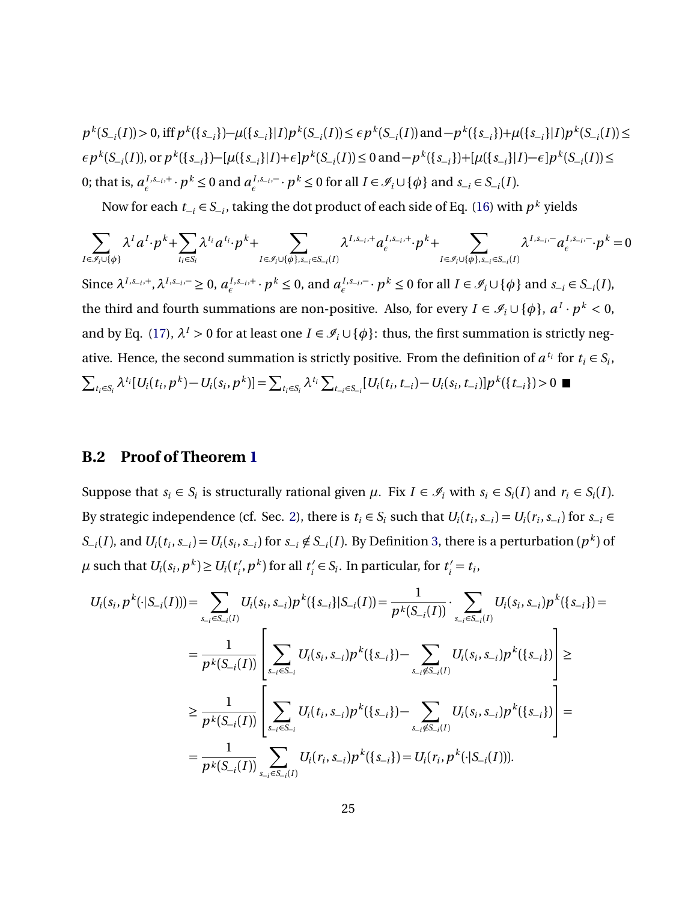$p^k(S_{-i}(I)) > 0$, iff $p^k(\{s_{-i}\}) - \mu(\{s_{-i}\}|I)p^k(S_{-i}(I)) \leq \epsilon p^k(S_{-i}(I))$ and $-p^k(\{s_{-i}\}) + \mu(\{s_{-i}\}|I)p^k(S_{-i}(I)) \leq \epsilon p^k(S_{-i}(I))$, or $p^k(\{s_{-i}\}) - [\mu(\{s_{-i}\}|I) + \epsilon]p^k(S_{-i}(I)) \leq 0$ and $-p^k(\{s_{-i}\}) + [\mu(\{s_{-i}\}|I) - \epsilon]p^k(S_{-i}(I)) \leq 0$; that is, $a_\epsilon^{I,s_{-i},+} \cdot p^k \leq 0$ and $a_\epsilon^{I,s_{-i},-} \cdot p^k \leq 0$ for all $I \in \mathscr{I}_i \cup \{\phi\}$ and $s_{-i} \in S_{-i}(I)$.

Now for each $t_{-i} \in S_{-i}$, taking the dot product of each side of Eq. (16) with $p^k$ yields

$$\sum_{I \in \mathscr{I}_i \cup \{\phi\}} \lambda^I a^I \cdot p^k + \sum_{t_i \in S_i} \lambda^{t_i} a^{t_i} \cdot p^k + \sum_{I \in \mathscr{I}_i \cup \{\phi\}, s_{-i} \in S_{-i}(I)} \lambda^{I,s_{-i},+} a_\epsilon^{I,s_{-i},+} \cdot p^k + \sum_{I \in \mathscr{I}_i \cup \{\phi\}, s_{-i} \in S_{-i}(I)} \lambda^{I,s_{-i},-} a_\epsilon^{I,s_{-i},-} \cdot p^k = 0$$

Since $\lambda^{I,s_{-i},+}, \lambda^{I,s_{-i},-} \geq 0$, $a_\epsilon^{I,s_{-i},+} \cdot p^k \leq 0$, and $a_\epsilon^{I,s_{-i},-} \cdot p^k \leq 0$ for all $I \in \mathscr{I}_i \cup \{\phi\}$ and $s_{-i} \in S_{-i}(I)$, the third and fourth summations are non-positive. Also, for every $I \in \mathscr{I}_i \cup \{\phi\}$, $a^I \cdot p^k < 0$, and by Eq. (17), $\lambda^I > 0$ for at least one $I \in \mathscr{I}_i \cup \{\phi\}$: thus, the first summation is strictly negative. Hence, the second summation is strictly positive. From the definition of $a^{t_i}$ for $t_i \in S_i$, $\sum_{t_i \in S_i} \lambda^{t_i}[U_i(t_i, p^k) - U_i(s_i, p^k)] = \sum_{t_i \in S_i} \lambda^{t_i} \sum_{t_{-i} \in S_{-i}}[U_i(t_i, t_{-i}) - U_i(s_i, t_{-i})]p^k(\{t_{-i}\}) > 0$ ■

## B.2 Proof of Theorem 1

Suppose that $s_i \in S_i$ is structurally rational given $\mu$. Fix $I \in \mathscr{I}_i$ with $s_i \in S_i(I)$ and $r_i \in S_i(I)$. By strategic independence (cf. Sec. 2), there is $t_i \in S_i$ such that $U_i(t_i, s_{-i}) = U_i(r_i, s_{-i})$ for $s_{-i} \in S_{-i}(I)$, and $U_i(t_i, s_{-i}) = U_i(s_i, s_{-i})$ for $s_{-i} \notin S_{-i}(I)$. By Definition 3, there is a perturbation $(p^k)$ of $\mu$ such that $U_i(s_i, p^k) \geq U_i(t_i', p^k)$ for all $t_i' \in S_i$. In particular, for $t_i' = t_i$,

$$\begin{aligned}
U_i(s_i, p^k(\cdot|S_{-i}(I))) &= \sum_{s_{-i} \in S_{-i}(I)} U_i(s_i, s_{-i}) p^k(\{s_{-i}\}|S_{-i}(I)) = \frac{1}{p^k(S_{-i}(I))} \cdot \sum_{s_{-i} \in S_{-i}(I)} U_i(s_i, s_{-i}) p^k(\{s_{-i}\}) = \\
&= \frac{1}{p^k(S_{-i}(I))} \left[ \sum_{s_{-i} \in S_{-i}} U_i(s_i, s_{-i}) p^k(\{s_{-i}\}) - \sum_{s_{-i} \notin S_{-i}(I)} U_i(s_i, s_{-i}) p^k(\{s_{-i}\}) \right] \geq \\
&\geq \frac{1}{p^k(S_{-i}(I))} \left[ \sum_{s_{-i} \in S_{-i}} U_i(t_i, s_{-i}) p^k(\{s_{-i}\}) - \sum_{s_{-i} \notin S_{-i}(I)} U_i(s_i, s_{-i}) p^k(\{s_{-i}\}) \right] = \\
&= \frac{1}{p^k(S_{-i}(I))} \sum_{s_{-i} \in S_{-i}(I)} U_i(r_i, s_{-i}) p^k(\{s_{-i}\}) = U_i(r_i, p^k(\cdot|S_{-i}(I))).
\end{aligned}$$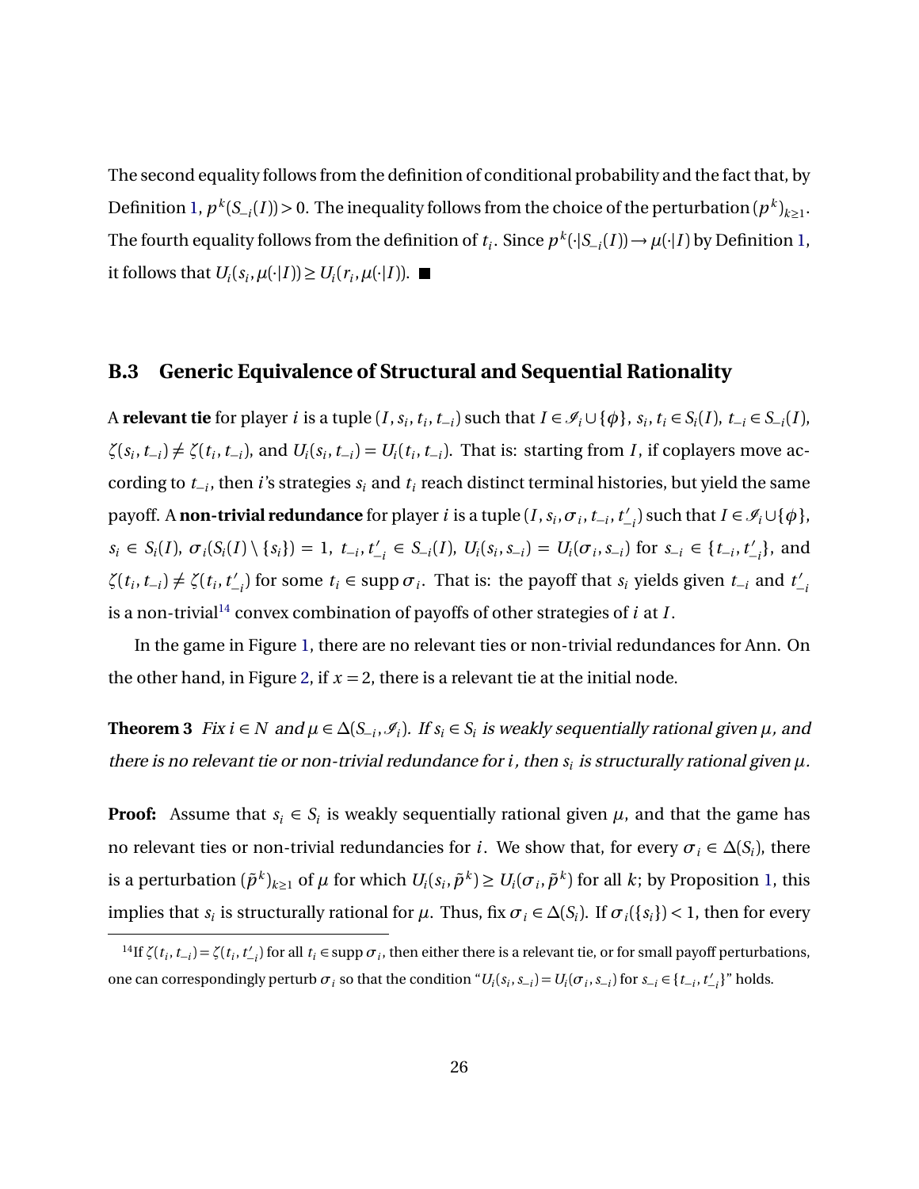The second equality follows from the definition of conditional probability and the fact that, by Definition 1, $p^k(S_{-i}(I)) > 0$. The inequality follows from the choice of the perturbation $(p^k)_{k\geq 1}$. The fourth equality follows from the definition of $t_i$. Since $p^k(\cdot|S_{-i}(I)) \to \mu(\cdot|I)$ by Definition 1, it follows that $U_i(s_i, \mu(\cdot|I)) \geq U_i(r_i, \mu(\cdot|I))$. ■

### B.3 Generic Equivalence of Structural and Sequential Rationality

A **relevant tie** for player $i$ is a tuple $(I, s_i, t_i, t_{-i})$ such that $I \in \mathscr{I}_i \cup \{\phi\}$, $s_i, t_i \in S_i(I)$, $t_{-i} \in S_{-i}(I)$, $\zeta(s_i, t_{-i}) \neq \zeta(t_i, t_{-i})$, and $U_i(s_i, t_{-i}) = U_i(t_i, t_{-i})$. That is: starting from $I$, if coplayers move according to $t_{-i}$, then $i$'s strategies $s_i$ and $t_i$ reach distinct terminal histories, but yield the same payoff. A **non-trivial redundance** for player $i$ is a tuple $(I, s_i, \sigma_i, t_{-i}, t'_{-i})$ such that $I \in \mathscr{I}_i \cup \{\phi\}$, $s_i \in S_i(I)$, $\sigma_i(S_i(I) \setminus \{s_i\}) = 1$, $t_{-i}, t'_{-i} \in S_{-i}(I)$, $U_i(s_i, s_{-i}) = U_i(\sigma_i, s_{-i})$ for $s_{-i} \in \{t_{-i}, t'_{-i}\}$, and $\zeta(t_i, t_{-i}) \neq \zeta(t_i, t'_{-i})$ for some $t_i \in \operatorname{supp} \sigma_i$. That is: the payoff that $s_i$ yields given $t_{-i}$ and $t'_{-i}$ is a non-trivial[14] convex combination of payoffs of other strategies of $i$ at $I$.

In the game in Figure 1, there are no relevant ties or non-trivial redundances for Ann. On the other hand, in Figure 2, if $x = 2$, there is a relevant tie at the initial node.

**Theorem 3** *Fix $i \in N$ and $\mu \in \Delta(S_{-i}, \mathscr{I}_i)$. If $s_i \in S_i$ is weakly sequentially rational given $\mu$, and there is no relevant tie or non-trivial redundance for $i$, then $s_i$ is structurally rational given $\mu$.*

**Proof:** Assume that $s_i \in S_i$ is weakly sequentially rational given $\mu$, and that the game has no relevant ties or non-trivial redundancies for $i$. We show that, for every $\sigma_i \in \Delta(S_i)$, there is a perturbation $(\tilde{p}^k)_{k\geq 1}$ of $\mu$ for which $U_i(s_i, \tilde{p}^k) \geq U_i(\sigma_i, \tilde{p}^k)$ for all $k$; by Proposition 1, this implies that $s_i$ is structurally rational for $\mu$. Thus, fix $\sigma_i \in \Delta(S_i)$. If $\sigma_i(\{s_i\}) < 1$, then for every

---

[14] If $\zeta(t_i, t_{-i}) = \zeta(t_i, t'_{-i})$ for all $t_i \in \operatorname{supp} \sigma_i$, then either there is a relevant tie, or for small payoff perturbations, one can correspondingly perturb $\sigma_i$ so that the condition "$U_i(s_i, s_{-i}) = U_i(\sigma_i, s_{-i})$ for $s_{-i} \in \{t_{-i}, t'_{-i}\}$" holds.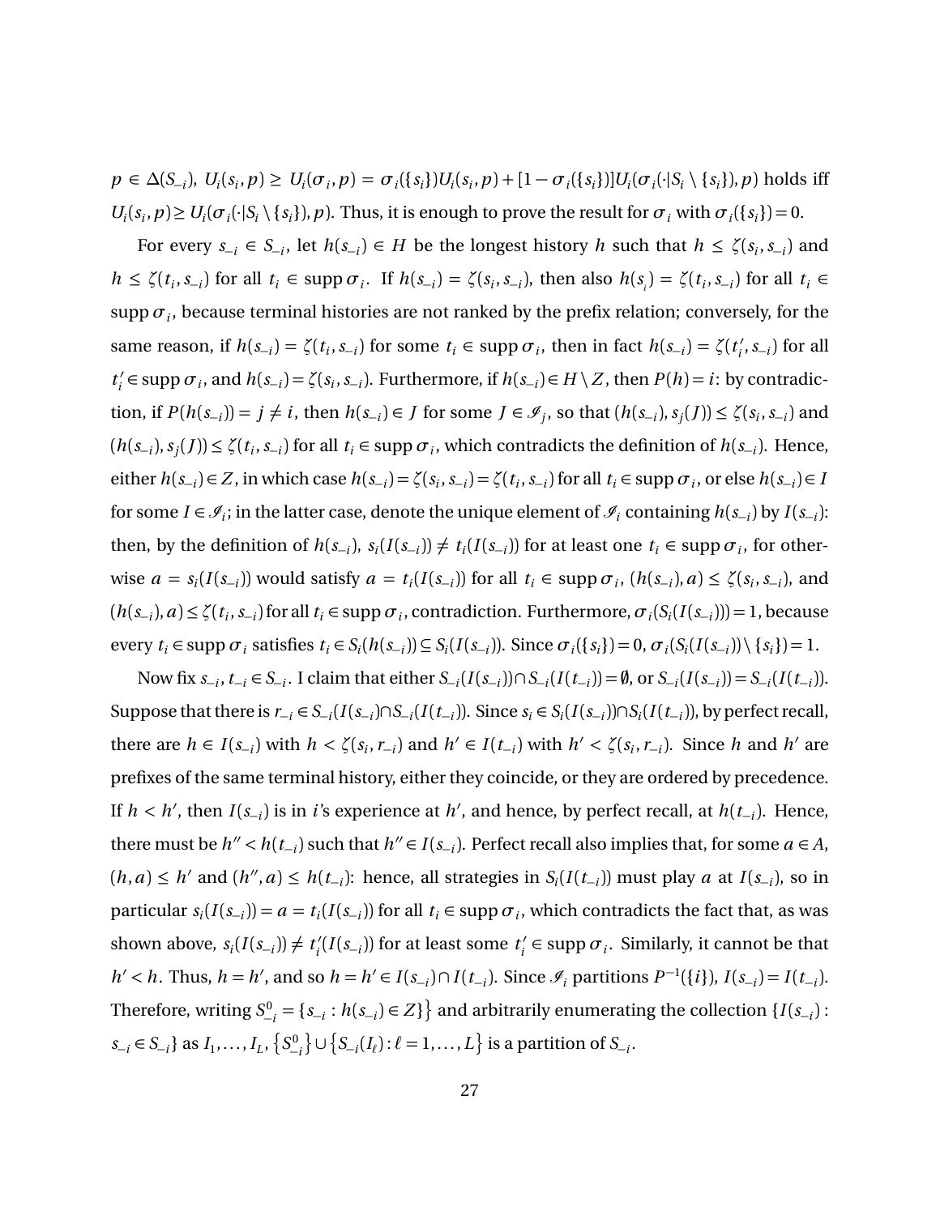$p \in \Delta(S_{-i})$, $U_i(s_i, p) \geq U_i(\sigma_i, p) = \sigma_i(\{s_i\})U_i(s_i, p) + [1 - \sigma_i(\{s_i\})]U_i(\sigma_i(\cdot|S_i \setminus \{s_i\}), p)$ holds iff $U_i(s_i, p) \geq U_i(\sigma_i(\cdot|S_i \setminus \{s_i\}), p)$. Thus, it is enough to prove the result for $\sigma_i$ with $\sigma_i(\{s_i\}) = 0$.

For every $s_{-i} \in S_{-i}$, let $h(s_{-i}) \in H$ be the longest history $h$ such that $h \leq \zeta(s_i, s_{-i})$ and $h \leq \zeta(t_i, s_{-i})$ for all $t_i \in \operatorname{supp} \sigma_i$. If $h(s_{-i}) = \zeta(s_i, s_{-i})$, then also $h(s_i) = \zeta(t_i, s_{-i})$ for all $t_i \in \operatorname{supp} \sigma_i$, because terminal histories are not ranked by the prefix relation; conversely, for the same reason, if $h(s_{-i}) = \zeta(t_i, s_{-i})$ for some $t_i \in \operatorname{supp} \sigma_i$, then in fact $h(s_{-i}) = \zeta(t'_i, s_{-i})$ for all $t'_i \in \operatorname{supp} \sigma_i$, and $h(s_{-i}) = \zeta(s_i, s_{-i})$. Furthermore, if $h(s_{-i}) \in H \setminus Z$, then $P(h) = i$: by contradiction, if $P(h(s_{-i})) = j \neq i$, then $h(s_{-i}) \in J$ for some $J \in \mathscr{I}_j$, so that $(h(s_{-i}), s_j(J)) \leq \zeta(s_i, s_{-i})$ and $(h(s_{-i}), s_j(J)) \leq \zeta(t_i, s_{-i})$ for all $t_i \in \operatorname{supp} \sigma_i$, which contradicts the definition of $h(s_{-i})$. Hence, either $h(s_{-i}) \in Z$, in which case $h(s_{-i}) = \zeta(s_i, s_{-i}) = \zeta(t_i, s_{-i})$ for all $t_i \in \operatorname{supp} \sigma_i$, or else $h(s_{-i}) \in I$ for some $I \in \mathscr{I}_i$; in the latter case, denote the unique element of $\mathscr{I}_i$ containing $h(s_{-i})$ by $I(s_{-i})$: then, by the definition of $h(s_{-i})$, $s_i(I(s_{-i})) \neq t_i(I(s_{-i}))$ for at least one $t_i \in \operatorname{supp} \sigma_i$, for otherwise $a = s_i(I(s_{-i}))$ would satisfy $a = t_i(I(s_{-i}))$ for all $t_i \in \operatorname{supp} \sigma_i$, $(h(s_{-i}), a) \leq \zeta(s_i, s_{-i})$, and $(h(s_{-i}), a) \leq \zeta(t_i, s_{-i})$ for all $t_i \in \operatorname{supp} \sigma_i$, contradiction. Furthermore, $\sigma_i(S_i(I(s_{-i}))) = 1$, because every $t_i \in \operatorname{supp} \sigma_i$ satisfies $t_i \in S_i(h(s_{-i})) \subseteq S_i(I(s_{-i}))$. Since $\sigma_i(\{s_i\}) = 0$, $\sigma_i(S_i(I(s_{-i})) \setminus \{s_i\}) = 1$.

Now fix $s_{-i}, t_{-i} \in S_{-i}$. I claim that either $S_{-i}(I(s_{-i})) \cap S_{-i}(I(t_{-i})) = \emptyset$, or $S_{-i}(I(s_{-i})) = S_{-i}(I(t_{-i}))$. Suppose that there is $r_{-i} \in S_{-i}(I(s_{-i}) \cap S_{-i}(I(t_{-i}))$. Since $s_i \in S_i(I(s_{-i})) \cap S_i(I(t_{-i}))$, by perfect recall, there are $h \in I(s_{-i})$ with $h < \zeta(s_i, r_{-i})$ and $h' \in I(t_{-i})$ with $h' < \zeta(s_i, r_{-i})$. Since $h$ and $h'$ are prefixes of the same terminal history, either they coincide, or they are ordered by precedence. If $h < h'$, then $I(s_{-i})$ is in $i$'s experience at $h'$, and hence, by perfect recall, at $h(t_{-i})$. Hence, there must be $h'' < h(t_{-i})$ such that $h'' \in I(s_{-i})$. Perfect recall also implies that, for some $a \in A$, $(h, a) \leq h'$ and $(h'', a) \leq h(t_{-i})$: hence, all strategies in $S_i(I(t_{-i}))$ must play $a$ at $I(s_{-i})$, so in particular $s_i(I(s_{-i})) = a = t_i(I(s_{-i}))$ for all $t_i \in \operatorname{supp} \sigma_i$, which contradicts the fact that, as was shown above, $s_i(I(s_{-i})) \neq t'_i(I(s_{-i}))$ for at least some $t'_i \in \operatorname{supp} \sigma_i$. Similarly, it cannot be that $h' < h$. Thus, $h = h'$, and so $h = h' \in I(s_{-i}) \cap I(t_{-i})$. Since $\mathscr{I}_i$ partitions $P^{-1}(\{i\})$, $I(s_{-i}) = I(t_{-i})$. Therefore, writing $S^0_{-i} = \{s_{-i} : h(s_{-i}) \in Z\}\}$ and arbitrarily enumerating the collection $\{I(s_{-i}) : s_{-i} \in S_{-i}\}$ as $I_1, \ldots, I_L$, $\{S^0_{-i}\} \cup \{S_{-i}(I_\ell) : \ell = 1, \ldots, L\}$ is a partition of $S_{-i}$.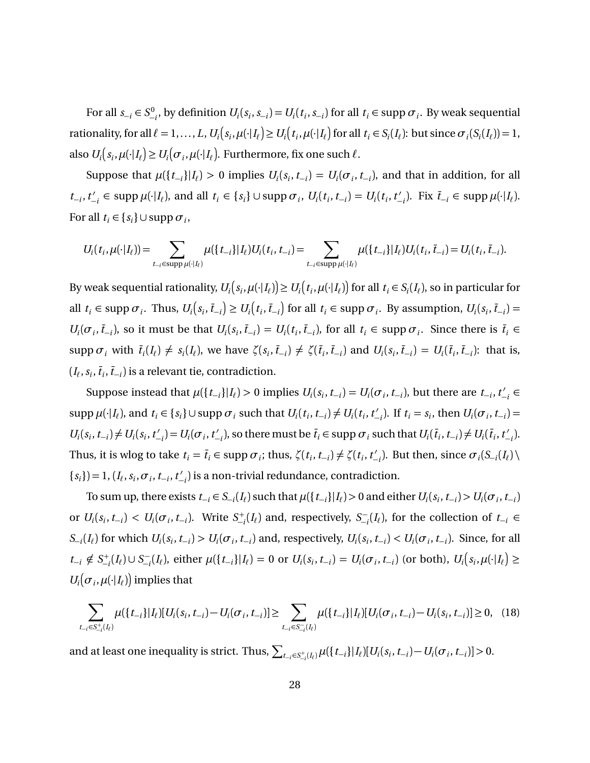For all $s_{-i} \in S^0_{-i}$, by definition $U_i(s_i, s_{-i}) = U_i(t_i, s_{-i})$ for all $t_i \in \operatorname{supp} \sigma_i$. By weak sequential rationality, for all $\ell = 1, \ldots, L$, $U_i\big(s_i, \mu(\cdot|I_\ell)\big) \geq U_i\big(t_i, \mu(\cdot|I_\ell)\big)$ for all $t_i \in S_i(I_\ell)$: but since $\sigma_i(S_i(I_\ell)) = 1$, also $U_i\big(s_i, \mu(\cdot|I_\ell)\big) \geq U_i\big(\sigma_i, \mu(\cdot|I_\ell)\big)$. Furthermore, fix one such $\ell$.

Suppose that $\mu(\{t_{-i}\}|I_\ell) > 0$ implies $U_i(s_i, t_{-i}) = U_i(\sigma_i, t_{-i})$, and that in addition, for all $t_{-i}, t'_{-i} \in \operatorname{supp} \mu(\cdot|I_\ell)$, and all $t_i \in \{s_i\} \cup \operatorname{supp} \sigma_i$, $U_i(t_i, t_{-i}) = U_i(t_i, t'_{-i})$. Fix $\bar{t}_{-i} \in \operatorname{supp} \mu(\cdot|I_\ell)$. For all $t_i \in \{s_i\} \cup \operatorname{supp} \sigma_i$,

$$U_i(t_i, \mu(\cdot|I_\ell)) = \sum_{t_{-i} \in \operatorname{supp} \mu(\cdot|I_\ell)} \mu(\{t_{-i}\}|I_\ell) U_i(t_i, t_{-i}) = \sum_{t_{-i} \in \operatorname{supp} \mu(\cdot|I_\ell)} \mu(\{t_{-i}\}|I_\ell) U_i(t_i, \bar{t}_{-i}) = U_i(t_i, \bar{t}_{-i}).$$

By weak sequential rationality, $U_i\big(s_i, \mu(\cdot|I_\ell)\big) \geq U_i\big(t_i, \mu(\cdot|I_\ell)\big)$ for all $t_i \in S_i(I_\ell)$, so in particular for all $t_i \in \operatorname{supp} \sigma_i$. Thus, $U_i\big(s_i, \bar{t}_{-i}\big) \geq U_i\big(t_i, \bar{t}_{-i}\big)$ for all $t_i \in \operatorname{supp} \sigma_i$. By assumption, $U_i(s_i, \bar{t}_{-i}) = U_i(\sigma_i, \bar{t}_{-i})$, so it must be that $U_i(s_i, \bar{t}_{-i}) = U_i(t_i, \bar{t}_{-i})$, for all $t_i \in \operatorname{supp} \sigma_i$. Since there is $\bar{t}_i \in \operatorname{supp} \sigma_i$ with $\bar{t}_i(I_\ell) \neq s_i(I_\ell)$, we have $\zeta(s_i, \bar{t}_{-i}) \neq \zeta(\bar{t}_i, \bar{t}_{-i})$ and $U_i(s_i, \bar{t}_{-i}) = U_i(\bar{t}_i, \bar{t}_{-i})$: that is, $(I_\ell, s_i, \bar{t}_i, \bar{t}_{-i})$ is a relevant tie, contradiction.

Suppose instead that $\mu(\{t_{-i}\}|I_\ell) > 0$ implies $U_i(s_i, t_{-i}) = U_i(\sigma_i, t_{-i})$, but there are $t_{-i}, t'_{-i} \in \operatorname{supp} \mu(\cdot|I_\ell)$, and $t_i \in \{s_i\} \cup \operatorname{supp} \sigma_i$ such that $U_i(t_i, t_{-i}) \neq U_i(t_i, t'_{-i})$. If $t_i = s_i$, then $U_i(\sigma_i, t_{-i}) = U_i(s_i, t_{-i}) \neq U_i(s_i, t'_{-i}) = U_i(\sigma_i, t'_{-i})$, so there must be $\bar{t}_i \in \operatorname{supp} \sigma_i$ such that $U_i(\bar{t}_i, t_{-i}) \neq U_i(\bar{t}_i, t'_{-i})$. Thus, it is wlog to take $t_i = \bar{t}_i \in \operatorname{supp} \sigma_i$; thus, $\zeta(t_i, t_{-i}) \neq \zeta(t_i, t'_{-i})$. But then, since $\sigma_i(S_{-i}(I_\ell) \setminus \{s_i\}) = 1$, $(I_\ell, s_i, \sigma_i, t_{-i}, t'_{-i})$ is a non-trivial redundance, contradiction.

To sum up, there exists $t_{-i} \in S_{-i}(I_\ell)$ such that $\mu(\{t_{-i}\}|I_\ell) > 0$ and either $U_i(s_i, t_{-i}) > U_i(\sigma_i, t_{-i})$ or $U_i(s_i, t_{-i}) < U_i(\sigma_i, t_{-i})$. Write $S^+_{-i}(I_\ell)$ and, respectively, $S^-_{-i}(I_\ell)$, for the collection of $t_{-i} \in S_{-i}(I_\ell)$ for which $U_i(s_i, t_{-i}) > U_i(\sigma_i, t_{-i})$ and, respectively, $U_i(s_i, t_{-i}) < U_i(\sigma_i, t_{-i})$. Since, for all $t_{-i} \notin S^+_{-i}(I_\ell) \cup S^-_{-i}(I_\ell)$, either $\mu(\{t_{-i}\}|I_\ell) = 0$ or $U_i(s_i, t_{-i}) = U_i(\sigma_i, t_{-i})$ (or both), $U_i\big(s_i, \mu(\cdot|I_\ell\big) \geq U_i\big(\sigma_i, \mu(\cdot|I_\ell)\big)$ implies that

$$\sum_{t_{-i} \in S^+_{-i}(I_\ell)} \mu(\{t_{-i}\}|I_\ell)[U_i(s_i, t_{-i}) - U_i(\sigma_i, t_{-i})] \geq \sum_{t_{-i} \in S^-_{-i}(I_\ell)} \mu(\{t_{-i}\}|I_\ell)[U_i(\sigma_i, t_{-i}) - U_i(s_i, t_{-i})] \geq 0, \quad (18)$$

and at least one inequality is strict. Thus, $\sum_{t_{-i} \in S^+_{-i}(I_\ell)} \mu(\{t_{-i}\}|I_\ell)[U_i(s_i, t_{-i}) - U_i(\sigma_i, t_{-i})] > 0$.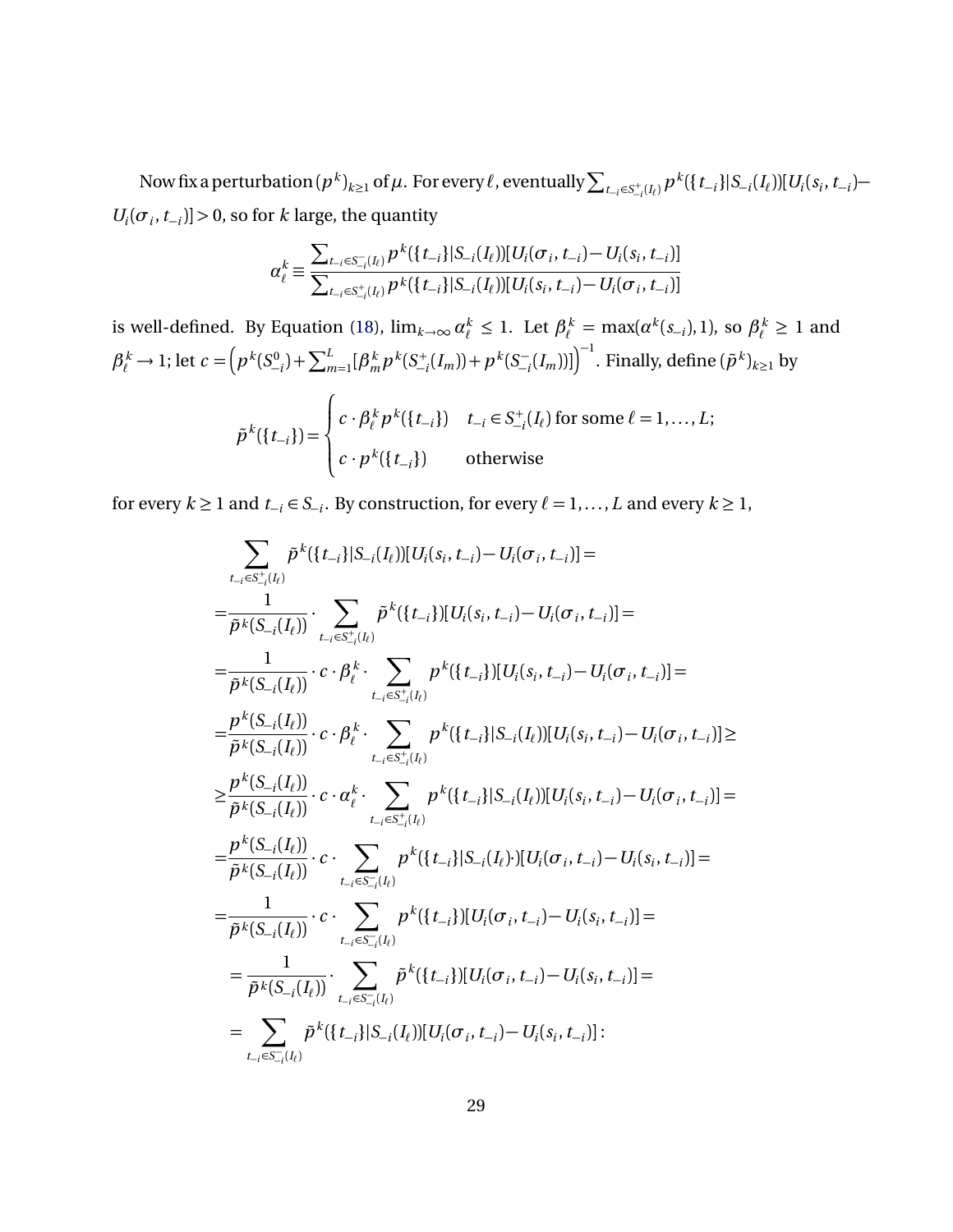Now fix a perturbation $(p^k)_{k\geq 1}$ of $\mu$. For every $\ell$, eventually $\sum_{t_{-i}\in S^+_{-i}(I_\ell)} p^k(\{t_{-i}\}|S_{-i}(I_\ell))[U_i(s_i,t_{-i})-U_i(\sigma_i,t_{-i})]>0$, so for $k$ large, the quantity

$$\alpha^k_\ell \equiv \frac{\sum_{t_{-i}\in S^-_{-i}(I_\ell)} p^k(\{t_{-i}\}|S_{-i}(I_\ell))[U_i(\sigma_i,t_{-i})-U_i(s_i,t_{-i})]}{\sum_{t_{-i}\in S^+_{-i}(I_\ell)} p^k(\{t_{-i}\}|S_{-i}(I_\ell))[U_i(s_i,t_{-i})-U_i(\sigma_i,t_{-i})]}$$

is well-defined. By Equation (18), $\lim_{k\to\infty}\alpha^k_\ell \leq 1$. Let $\beta^k_\ell = \max(\alpha^k(s_{-i}),1)$, so $\beta^k_\ell \geq 1$ and $\beta^k_\ell \to 1$; let $c=\left(p^k(S^0_{-i})+\sum_{m=1}^L[\beta^k_m p^k(S^+_{-i}(I_m))+p^k(S^-_{-i}(I_m))]\right)^{-1}$. Finally, define $(\tilde{p}^k)_{k\geq 1}$ by

$$\tilde{p}^k(\{t_{-i}\}) = \begin{cases} c\cdot \beta^k_\ell p^k(\{t_{-i}\}) & t_{-i}\in S^+_{-i}(I_\ell) \text{ for some } \ell=1,\dots,L; \\ c\cdot p^k(\{t_{-i}\}) & \text{otherwise} \end{cases}$$

for every $k\geq 1$ and $t_{-i}\in S_{-i}$. By construction, for every $\ell=1,\dots,L$ and every $k\geq 1$,

$$\begin{aligned}
&\sum_{t_{-i}\in S^+_{-i}(I_\ell)} \tilde{p}^k(\{t_{-i}\}|S_{-i}(I_\ell))[U_i(s_i,t_{-i})-U_i(\sigma_i,t_{-i})] = \\
&= \frac{1}{\tilde{p}^k(S_{-i}(I_\ell))}\cdot \sum_{t_{-i}\in S^+_{-i}(I_\ell)} \tilde{p}^k(\{t_{-i}\})[U_i(s_i,t_{-i})-U_i(\sigma_i,t_{-i})] = \\
&= \frac{1}{\tilde{p}^k(S_{-i}(I_\ell))}\cdot c\cdot \beta^k_\ell \cdot \sum_{t_{-i}\in S^+_{-i}(I_\ell)} p^k(\{t_{-i}\})[U_i(s_i,t_{-i})-U_i(\sigma_i,t_{-i})] = \\
&= \frac{p^k(S_{-i}(I_\ell))}{\tilde{p}^k(S_{-i}(I_\ell))}\cdot c\cdot \beta^k_\ell \cdot \sum_{t_{-i}\in S^+_{-i}(I_\ell)} p^k(\{t_{-i}\}|S_{-i}(I_\ell))[U_i(s_i,t_{-i})-U_i(\sigma_i,t_{-i})] \geq \\
&\geq \frac{p^k(S_{-i}(I_\ell))}{\tilde{p}^k(S_{-i}(I_\ell))}\cdot c\cdot \alpha^k_\ell \cdot \sum_{t_{-i}\in S^+_{-i}(I_\ell)} p^k(\{t_{-i}\}|S_{-i}(I_\ell))[U_i(s_i,t_{-i})-U_i(\sigma_i,t_{-i})] = \\
&= \frac{p^k(S_{-i}(I_\ell))}{\tilde{p}^k(S_{-i}(I_\ell))}\cdot c\cdot \sum_{t_{-i}\in S^-_{-i}(I_\ell)} p^k(\{t_{-i}\}|S_{-i}(I_\ell)\cdot)[U_i(\sigma_i,t_{-i})-U_i(s_i,t_{-i})] = \\
&= \frac{1}{\tilde{p}^k(S_{-i}(I_\ell))}\cdot c\cdot \sum_{t_{-i}\in S^-_{-i}(I_\ell)} p^k(\{t_{-i}\})[U_i(\sigma_i,t_{-i})-U_i(s_i,t_{-i})] = \\
&= \frac{1}{\tilde{p}^k(S_{-i}(I_\ell))}\cdot \sum_{t_{-i}\in S^-_{-i}(I_\ell)} \tilde{p}^k(\{t_{-i}\})[U_i(\sigma_i,t_{-i})-U_i(s_i,t_{-i})] = \\
&= \sum_{t_{-i}\in S^-_{-i}(I_\ell)} \tilde{p}^k(\{t_{-i}\}|S_{-i}(I_\ell))[U_i(\sigma_i,t_{-i})-U_i(s_i,t_{-i})]:
\end{aligned}$$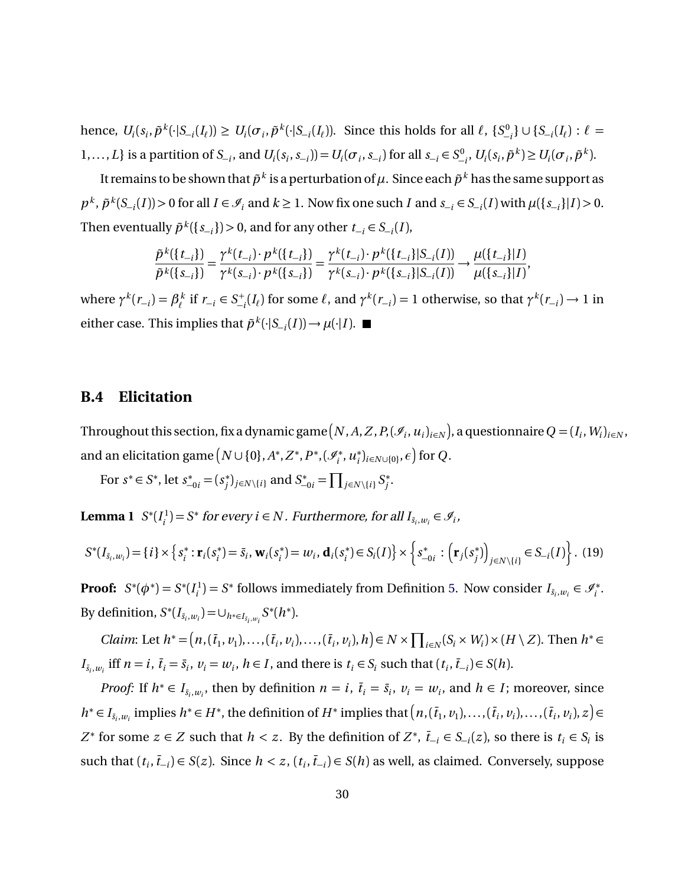hence, $U_i(s_i, \tilde{p}^k(\cdot|S_{-i}(I_\ell)) \geq U_i(\sigma_i, \tilde{p}^k(\cdot|S_{-i}(I_\ell))$. Since this holds for all $\ell$, $\{S^0_{-i}\} \cup \{S_{-i}(I_\ell) : \ell = 1,\ldots,L\}$ is a partition of $S_{-i}$, and $U_i(s_i, s_{-i})) = U_i(\sigma_i, s_{-i})$ for all $s_{-i} \in S^0_{-i}$, $U_i(s_i, \tilde{p}^k) \geq U_i(\sigma_i, \tilde{p}^k)$.

It remains to be shown that $\tilde{p}^k$ is a perturbation of $\mu$. Since each $\tilde{p}^k$ has the same support as $p^k$, $\tilde{p}^k(S_{-i}(I)) > 0$ for all $I \in \mathscr{I}_i$ and $k \geq 1$. Now fix one such $I$ and $s_{-i} \in S_{-i}(I)$ with $\mu(\{s_{-i}\}|I) > 0$. Then eventually $\tilde{p}^k(\{s_{-i}\}) > 0$, and for any other $t_{-i} \in S_{-i}(I)$,

$$\frac{\tilde{p}^k(\{t_{-i}\})}{\tilde{p}^k(\{s_{-i}\})} = \frac{\gamma^k(t_{-i}) \cdot p^k(\{t_{-i}\})}{\gamma^k(s_{-i}) \cdot p^k(\{s_{-i}\})} = \frac{\gamma^k(t_{-i}) \cdot p^k(\{t_{-i}\}|S_{-i}(I))}{\gamma^k(s_{-i}) \cdot p^k(\{s_{-i}\}|S_{-i}(I))} \to \frac{\mu(\{t_{-i}\}|I)}{\mu(\{s_{-i}\}|I)},$$

where $\gamma^k(r_{-i}) = \beta^k_\ell$ if $r_{-i} \in S^+_{-i}(I_\ell)$ for some $\ell$, and $\gamma^k(r_{-i}) = 1$ otherwise, so that $\gamma^k(r_{-i}) \to 1$ in either case. This implies that $\tilde{p}^k(\cdot|S_{-i}(I)) \to \mu(\cdot|I)$. ■

## B.4 Elicitation

Throughout this section, fix a dynamic game $\left(N, A, Z, P, (\mathscr{I}_i, u_i)_{i\in N}\right)$, a questionnaire $Q = (I_i, W_i)_{i\in N}$, and an elicitation game $\left(N \cup \{0\}, A^*, Z^*, P^*, (\mathscr{I}^*_i, u^*_i)_{i\in N\cup\{0\}}, \epsilon\right)$ for $Q$.

For $s^* \in S^*$, let $s^*_{-0i} = (s^*_j)_{j\in N\setminus\{i\}}$ and $S^*_{-0i} = \prod_{j\in N\setminus\{i\}} S^*_j$.

**Lemma 1** *$S^*(I^1_i) = S^*$ for every $i \in N$. Furthermore, for all $I_{\bar{s}_i,w_i} \in \mathscr{I}_i$,*

$$S^*(I_{\bar{s}_i,w_i}) = \{i\} \times \left\{s^*_i : \mathbf{r}_i(s^*_i) = \bar{s}_i,\, \mathbf{w}_i(s^*_i) = w_i,\, \mathbf{d}_i(s^*_i) \in S_i(I)\right\} \times \left\{s^*_{-0i} : \left(\mathbf{r}_j(s^*_j)\right)_{j\in N\setminus\{i\}} \in S_{-i}(I)\right\}. \quad (19)$$

**Proof:** $S^*(\phi^*) = S^*(I^1_i) = S^*$ follows immediately from Definition 5. Now consider $I_{\bar{s}_i,w_i} \in \mathscr{I}^*_i$. By definition, $S^*(I_{\bar{s}_i,w_i}) = \cup_{h^*\in I_{\bar{s}_i,w_i}} S^*(h^*)$.

*Claim*: Let $h^* = \left(n, (\bar{t}_1, v_1), \ldots, (\bar{t}_i, v_i), \ldots, (\bar{t}_i, v_i), h\right) \in N \times \prod_{i\in N}(S_i \times W_i) \times (H \setminus Z)$. Then $h^* \in I_{\bar{s}_i,w_i}$ iff $n = i$, $\bar{t}_i = \bar{s}_i$, $v_i = w_i$, $h \in I$, and there is $t_i \in S_i$ such that $(t_i, \bar{t}_{-i}) \in S(h)$.

*Proof:* If $h^* \in I_{\bar{s}_i,w_i}$, then by definition $n = i$, $\bar{t}_i = \bar{s}_i$, $v_i = w_i$, and $h \in I$; moreover, since $h^* \in I_{\bar{s}_i,w_i}$ implies $h^* \in H^*$, the definition of $H^*$ implies that $\left(n, (\bar{t}_1, v_1), \ldots, (\bar{t}_i, v_i), \ldots, (\bar{t}_i, v_i), z\right) \in Z^*$ for some $z \in Z$ such that $h < z$. By the definition of $Z^*$, $\bar{t}_{-i} \in S_{-i}(z)$, so there is $t_i \in S_i$ is such that $(t_i, \bar{t}_{-i}) \in S(z)$. Since $h < z$, $(t_i, \bar{t}_{-i}) \in S(h)$ as well, as claimed. Conversely, suppose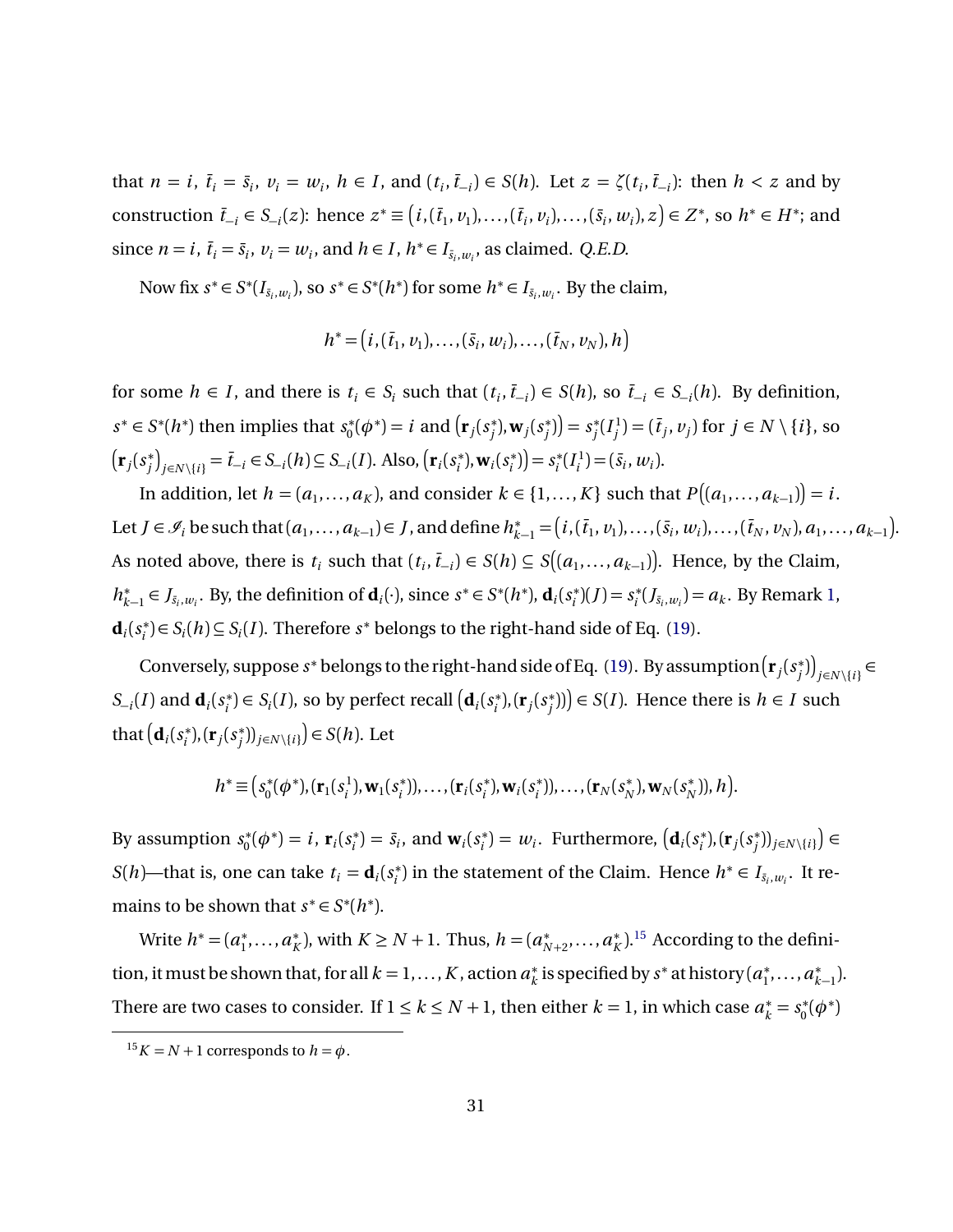that $n = i$, $\bar{t}_i = \bar{s}_i$, $v_i = w_i$, $h \in I$, and $(t_i, \bar{t}_{-i}) \in S(h)$. Let $z = \zeta(t_i, \bar{t}_{-i})$: then $h < z$ and by construction $\bar{t}_{-i} \in S_{-i}(z)$: hence $z^* \equiv \big(i, (\bar{t}_1, v_1), \dots, (\bar{t}_i, v_i), \dots, (\bar{s}_i, w_i), z\big) \in Z^*$, so $h^* \in H^*$; and since $n = i$, $\bar{t}_i = \bar{s}_i$, $v_i = w_i$, and $h \in I$, $h^* \in I_{\bar{s}_i, w_i}$, as claimed. *Q.E.D.*

Now fix $s^* \in S^*(I_{\bar{s}_i, w_i})$, so $s^* \in S^*(h^*)$ for some $h^* \in I_{\bar{s}_i, w_i}$. By the claim,

$$h^* = \big(i, (\bar{t}_1, v_1), \dots, (\bar{s}_i, w_i), \dots, (\bar{t}_N, v_N), h\big)$$

for some $h \in I$, and there is $t_i \in S_i$ such that $(t_i, \bar{t}_{-i}) \in S(h)$, so $\bar{t}_{-i} \in S_{-i}(h)$. By definition, $s^* \in S^*(h^*)$ then implies that $s^*_0(\phi^*) = i$ and $\big(\mathbf{r}_j(s^*_j), \mathbf{w}_j(s^*_j)\big) = s^*_j(I^1_j) = (\bar{t}_j, v_j)$ for $j \in N \setminus \{i\}$, so $\big(\mathbf{r}_j(s^*_j)\big)_{j \in N \setminus \{i\}} = \bar{t}_{-i} \in S_{-i}(h) \subseteq S_{-i}(I)$. Also, $\big(\mathbf{r}_i(s^*_i), \mathbf{w}_i(s^*_i)\big) = s^*_i(I^1_i) = (\bar{s}_i, w_i)$.

In addition, let $h = (a_1, \dots, a_K)$, and consider $k \in \{1, \dots, K\}$ such that $P\big((a_1, \dots, a_{k-1})\big) = i$. Let $J \in \mathscr{I}_i$ be such that $(a_1, \dots, a_{k-1}) \in J$, and define $h^*_{k-1} = \big(i, (\bar{t}_1, v_1), \dots, (\bar{s}_i, w_i), \dots, (\bar{t}_N, v_N), a_1, \dots, a_{k-1}\big)$. As noted above, there is $t_i$ such that $(t_i, \bar{t}_{-i}) \in S(h) \subseteq S\big((a_1, \dots, a_{k-1})\big)$. Hence, by the Claim, $h^*_{k-1} \in J_{\bar{s}_i, w_i}$. By, the definition of $\mathbf{d}_i(\cdot)$, since $s^* \in S^*(h^*)$, $\mathbf{d}_i(s^*_i)(J) = s^*_i(J_{\bar{s}_i, w_i}) = a_k$. By Remark 1, $\mathbf{d}_i(s^*_i) \in S_i(h) \subseteq S_i(I)$. Therefore $s^*$ belongs to the right-hand side of Eq. (19).

Conversely, suppose $s^*$ belongs to the right-hand side of Eq. (19). By assumption $\big(\mathbf{r}_j(s^*_j)\big)_{j \in N \setminus \{i\}} \in S_{-i}(I)$ and $\mathbf{d}_i(s^*_i) \in S_i(I)$, so by perfect recall $\big(\mathbf{d}_i(s^*_i), (\mathbf{r}_j(s^*_j))\big) \in S(I)$. Hence there is $h \in I$ such that $\big(\mathbf{d}_i(s^*_i), (\mathbf{r}_j(s^*_j))_{j \in N \setminus \{i\}}\big) \in S(h)$. Let

$$h^* \equiv \big(s^*_0(\phi^*), (\mathbf{r}_1(s^1_i), \mathbf{w}_1(s^*_i)), \dots, (\mathbf{r}_i(s^*_i), \mathbf{w}_i(s^*_i)), \dots, (\mathbf{r}_N(s^*_N), \mathbf{w}_N(s^*_N)), h\big).$$

By assumption $s^*_0(\phi^*) = i$, $\mathbf{r}_i(s^*_i) = \bar{s}_i$, and $\mathbf{w}_i(s^*_i) = w_i$. Furthermore, $\big(\mathbf{d}_i(s^*_i), (\mathbf{r}_j(s^*_j))_{j \in N \setminus \{i\}}\big) \in S(h)$—that is, one can take $t_i = \mathbf{d}_i(s^*_i)$ in the statement of the Claim. Hence $h^* \in I_{\bar{s}_i, w_i}$. It remains to be shown that $s^* \in S^*(h^*)$.

Write $h^* = (a^*_1, \dots, a^*_K)$, with $K \geq N+1$. Thus, $h = (a^*_{N+2}, \dots, a^*_K)$.[15] According to the definition, it must be shown that, for all $k = 1, \dots, K$, action $a^*_k$ is specified by $s^*$ at history $(a^*_1, \dots, a^*_{k-1})$. There are two cases to consider. If $1 \leq k \leq N+1$, then either $k = 1$, in which case $a^*_k = s^*_0(\phi^*)$

[15] $K = N+1$ corresponds to $h = \phi$.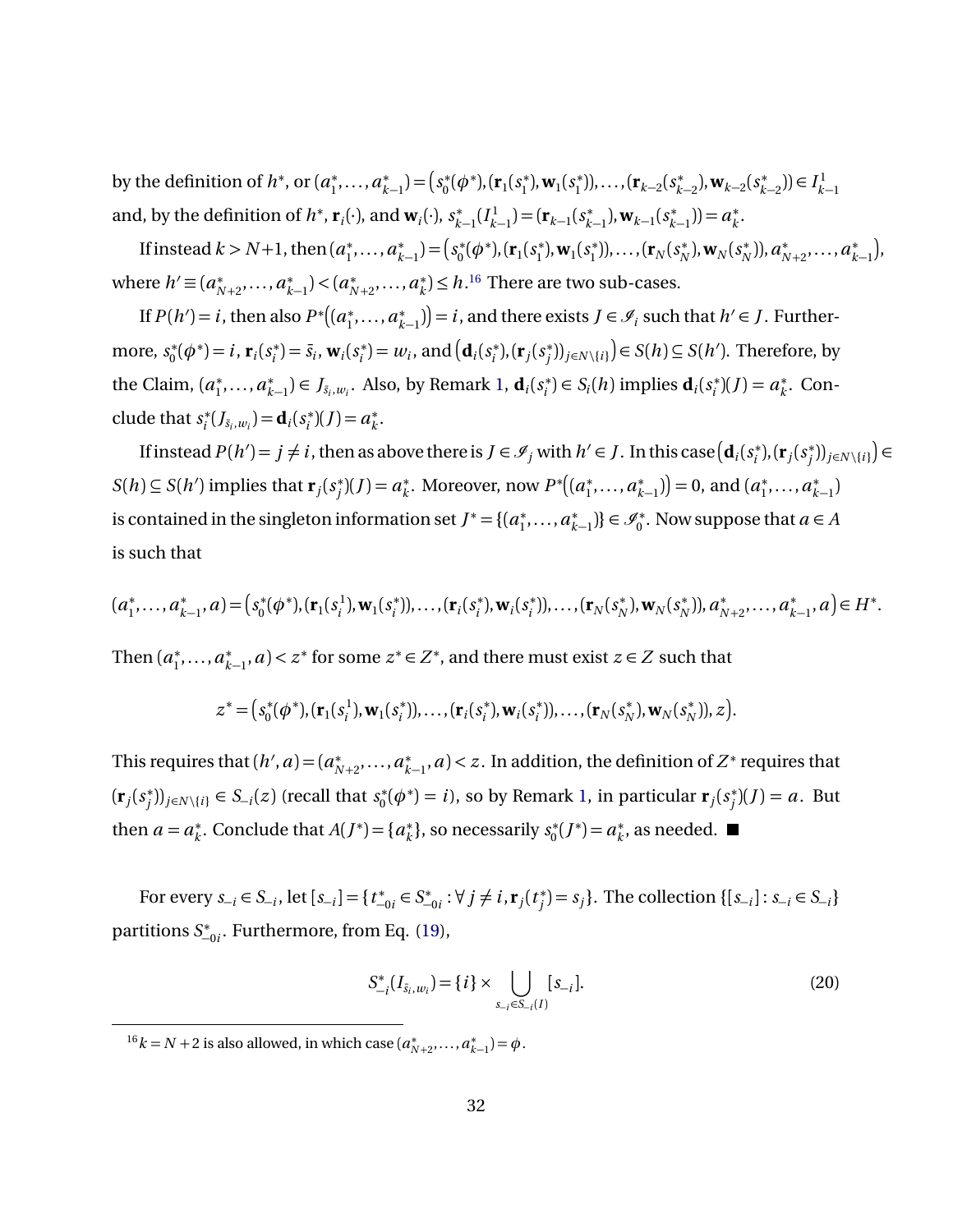by the definition of $h^*$, or $(a_1^*,\dots,a_{k-1}^*) = \big(s_0^*(\phi^*),(\mathbf{r}_1(s_1^*),\mathbf{w}_1(s_1^*)),\dots,(\mathbf{r}_{k-2}(s_{k-2}^*),\mathbf{w}_{k-2}(s_{k-2}^*)\big) \in I_{k-1}^1$ and, by the definition of $h^*$, $\mathbf{r}_i(\cdot)$, and $\mathbf{w}_i(\cdot)$, $s_{k-1}^*(I_{k-1}^1) = (\mathbf{r}_{k-1}(s_{k-1}^*),\mathbf{w}_{k-1}(s_{k-1}^*)) = a_k^*$.

If instead $k > N+1$, then $(a_1^*,\dots,a_{k-1}^*) = \big(s_0^*(\phi^*),(\mathbf{r}_1(s_1^*),\mathbf{w}_1(s_1^*)),\dots,(\mathbf{r}_N(s_N^*),\mathbf{w}_N(s_N^*)),a_{N+2}^*,\dots,a_{k-1}^*\big)$, where $h' \equiv (a_{N+2}^*,\dots,a_{k-1}^*) < (a_{N+2}^*,\dots,a_k^*) \le h$.[16] There are two sub-cases.

If $P(h') = i$, then also $P^*\big((a_1^*,\dots,a_{k-1}^*)\big) = i$, and there exists $J \in \mathscr{I}_i$ such that $h' \in J$. Furthermore, $s_0^*(\phi^*) = i$, $\mathbf{r}_i(s_i^*) = \bar{s}_i$, $\mathbf{w}_i(s_i^*) = w_i$, and $\big(\mathbf{d}_i(s_i^*),(\mathbf{r}_j(s_j^*))_{j\in N\setminus\{i\}}\big) \in S(h) \subseteq S(h')$. Therefore, by the Claim, $(a_1^*,\dots,a_{k-1}^*) \in J_{\bar{s}_i,w_i}$. Also, by Remark 1, $\mathbf{d}_i(s_i^*) \in S_i(h)$ implies $\mathbf{d}_i(s_i^*)(J) = a_k^*$. Conclude that $s_i^*(J_{\bar{s}_i,w_i}) = \mathbf{d}_i(s_i^*)(J) = a_k^*$.

If instead $P(h') = j \neq i$, then as above there is $J \in \mathscr{I}_j$ with $h' \in J$. In this case $\big(\mathbf{d}_i(s_i^*),(\mathbf{r}_j(s_j^*))_{j\in N\setminus\{i\}}\big) \in S(h) \subseteq S(h')$ implies that $\mathbf{r}_j(s_j^*)(J) = a_k^*$. Moreover, now $P^*\big((a_1^*,\dots,a_{k-1}^*)\big) = 0$, and $(a_1^*,\dots,a_{k-1}^*)$ is contained in the singleton information set $J^* = \{(a_1^*,\dots,a_{k-1}^*)\} \in \mathscr{I}_0^*$. Now suppose that $a \in A$ is such that

$$(a_1^*,\dots,a_{k-1}^*,a) = \big(s_0^*(\phi^*),(\mathbf{r}_1(s_i^1),\mathbf{w}_1(s_i^*)),\dots,(\mathbf{r}_i(s_i^*),\mathbf{w}_i(s_i^*)),\dots,(\mathbf{r}_N(s_N^*),\mathbf{w}_N(s_N^*)),a_{N+2}^*,\dots,a_{k-1}^*,a\big) \in H^*.$$

Then $(a_1^*,\dots,a_{k-1}^*,a) < z^*$ for some $z^* \in Z^*$, and there must exist $z \in Z$ such that

$$z^* = \big(s_0^*(\phi^*),(\mathbf{r}_1(s_i^1),\mathbf{w}_1(s_i^*)),\dots,(\mathbf{r}_i(s_i^*),\mathbf{w}_i(s_i^*)),\dots,(\mathbf{r}_N(s_N^*),\mathbf{w}_N(s_N^*)),z\big).$$

This requires that $(h',a) = (a_{N+2}^*,\dots,a_{k-1}^*,a) < z$. In addition, the definition of $Z^*$ requires that $(\mathbf{r}_j(s_j^*))_{j\in N\setminus\{i\}} \in S_{-i}(z)$ (recall that $s_0^*(\phi^*) = i$), so by Remark 1, in particular $\mathbf{r}_j(s_j^*)(J) = a$. But then $a = a_k^*$. Conclude that $A(J^*) = \{a_k^*\}$, so necessarily $s_0^*(J^*) = a_k^*$, as needed. ■

For every $s_{-i} \in S_{-i}$, let $[s_{-i}] = \{t_{-0i}^* \in S_{-0i}^* : \forall\, j \neq i, \mathbf{r}_j(t_j^*) = s_j\}$. The collection $\{[s_{-i}] : s_{-i} \in S_{-i}\}$ partitions $S_{-0i}^*$. Furthermore, from Eq. (19),

$$S_{-i}^*(I_{\bar{s}_i,w_i}) = \{i\} \times \bigcup_{s_{-i}\in S_{-i}(I)} [s_{-i}]. \tag{20}$$

[16] $k = N+2$ is also allowed, in which case $(a_{N+2}^*,\dots,a_{k-1}^*) = \phi$.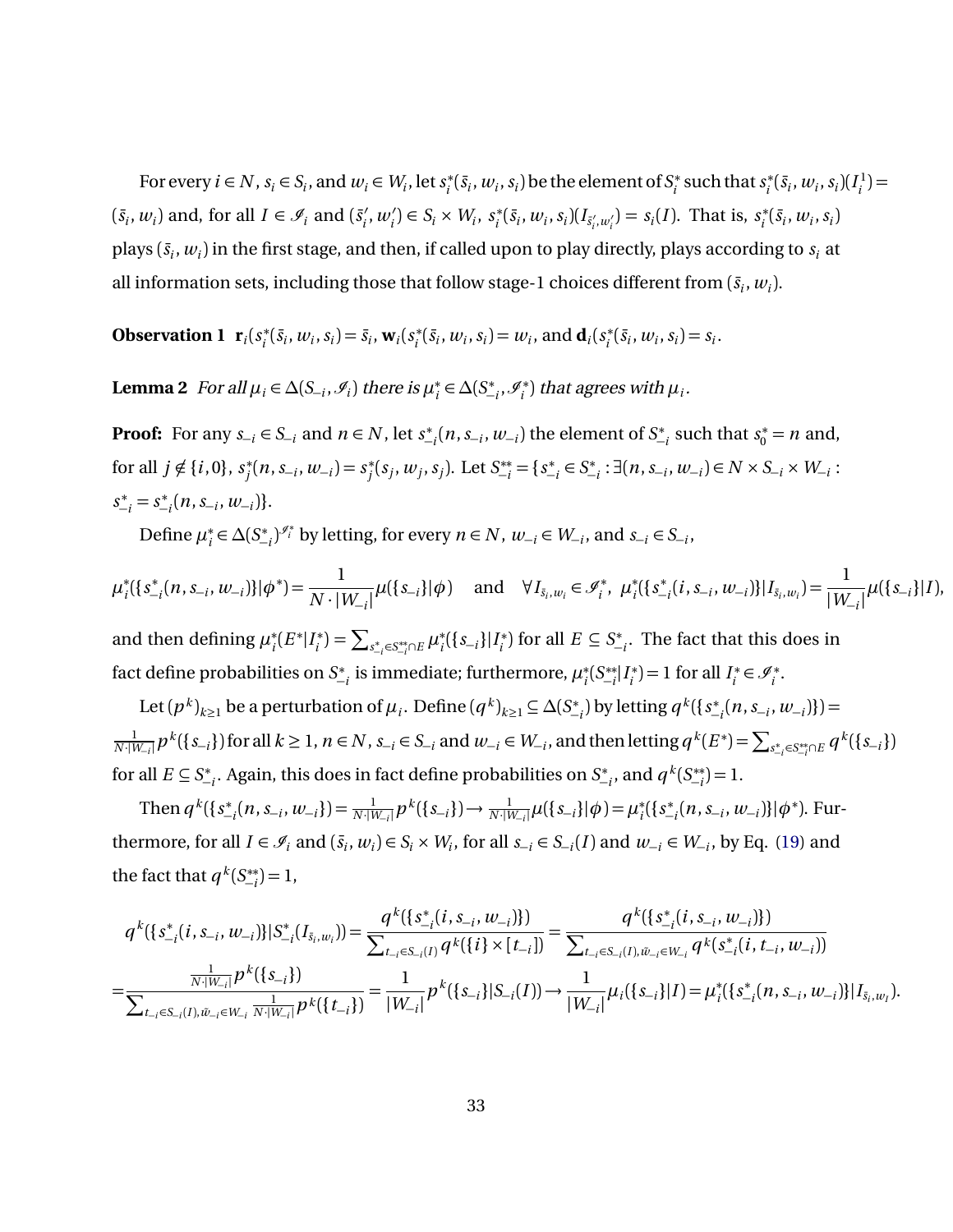For every $i \in N$, $s_i \in S_i$, and $w_i \in W_i$, let $s_i^*(\bar{s}_i, w_i, s_i)$ be the element of $S_i^*$ such that $s_i^*(\bar{s}_i, w_i, s_i)(I_i^1) = (\bar{s}_i, w_i)$ and, for all $I \in \mathscr{I}_i$ and $(\bar{s}_i', w_i') \in S_i \times W_i$, $s_i^*(\bar{s}_i, w_i, s_i)(I_{\bar{s}_i', w_i'}) = s_i(I)$. That is, $s_i^*(\bar{s}_i, w_i, s_i)$ plays $(\bar{s}_i, w_i)$ in the first stage, and then, if called upon to play directly, plays according to $s_i$ at all information sets, including those that follow stage-1 choices different from $(\bar{s}_i, w_i)$.

**Observation 1** $\mathbf{r}_i(s_i^*(\bar{s}_i, w_i, s_i) = \bar{s}_i$, $\mathbf{w}_i(s_i^*(\bar{s}_i, w_i, s_i) = w_i$, and $\mathbf{d}_i(s_i^*(\bar{s}_i, w_i, s_i) = s_i$.

**Lemma 2** *For all $\mu_i \in \Delta(S_{-i}, \mathscr{I}_i)$ there is $\mu_i^* \in \Delta(S_{-i}^*, \mathscr{I}_i^*)$ that agrees with $\mu_i$.*

**Proof:** For any $s_{-i} \in S_{-i}$ and $n \in N$, let $s_{-i}^*(n, s_{-i}, w_{-i})$ the element of $S_{-i}^*$ such that $s_0^* = n$ and, for all $j \notin \{i, 0\}$, $s_j^*(n, s_{-i}, w_{-i}) = s_j^*(s_j, w_j, s_j)$. Let $S_{-i}^{**} = \{s_{-i}^* \in S_{-i}^* : \exists (n, s_{-i}, w_{-i}) \in N \times S_{-i} \times W_{-i} : s_{-i}^* = s_{-i}^*(n, s_{-i}, w_{-i})\}$.

Define $\mu_i^* \in \Delta(S_{-i}^*)^{\mathscr{I}_i^*}$ by letting, for every $n \in N$, $w_{-i} \in W_{-i}$, and $s_{-i} \in S_{-i}$,

$$\mu_i^*(\{s_{-i}^*(n, s_{-i}, w_{-i})\} | \phi^*) = \frac{1}{N \cdot |W_{-i}|} \mu(\{s_{-i}\} | \phi) \quad \text{and} \quad \forall I_{\bar{s}_i, w_i} \in \mathscr{I}_i^*,\ \mu_i^*(\{s_{-i}^*(i, s_{-i}, w_{-i})\} | I_{\bar{s}_i, w_i}) = \frac{1}{|W_{-i}|} \mu(\{s_{-i}\} | I),$$

and then defining $\mu_i^*(E^* | I_i^*) = \sum_{s_{-i}^* \in S_{-i}^{**} \cap E} \mu_i^*(\{s_{-i}\} | I_i^*)$ for all $E \subseteq S_{-i}^*$. The fact that this does in fact define probabilities on $S_{-i}^*$ is immediate; furthermore, $\mu_i^*(S_{-i}^{**} | I_i^*) = 1$ for all $I_i^* \in \mathscr{I}_i^*$.

Let $(p^k)_{k \geq 1}$ be a perturbation of $\mu_i$. Define $(q^k)_{k \geq 1} \subseteq \Delta(S_{-i}^*)$ by letting $q^k(\{s_{-i}^*(n, s_{-i}, w_{-i}\}) = \frac{1}{N \cdot |W_{-i}|} p^k(\{s_{-i}\})$ for all $k \geq 1$, $n \in N$, $s_{-i} \in S_{-i}$ and $w_{-i} \in W_{-i}$, and then letting $q^k(E^*) = \sum_{s_{-i}^* \in S_{-i}^{**} \cap E} q^k(\{s_{-i}\})$ for all $E \subseteq S_{-i}^*$. Again, this does in fact define probabilities on $S_{-i}^*$, and $q^k(S_{-i}^{**}) = 1$.

Then $q^k(\{s_{-i}^*(n, s_{-i}, w_{-i}\}) = \frac{1}{N \cdot |W_{-i}|} p^k(\{s_{-i}\}) \to \frac{1}{N \cdot |W_{-i}|} \mu(\{s_{-i}\} | \phi) = \mu_i^*(\{s_{-i}^*(n, s_{-i}, w_{-i})\} | \phi^*)$. Furthermore, for all $I \in \mathscr{I}_i$ and $(\bar{s}_i, w_i) \in S_i \times W_i$, for all $s_{-i} \in S_{-i}(I)$ and $w_{-i} \in W_{-i}$, by Eq. (19) and the fact that $q^k(S_{-i}^{**}) = 1$,

$$q^k(\{s_{-i}^*(i, s_{-i}, w_{-i})\} | S_{-i}^*(I_{\bar{s}_i, w_i})) = \frac{q^k(\{s_{-i}^*(i, s_{-i}, w_{-i})\})}{\sum_{t_{-i} \in S_{-i}(I)} q^k(\{i\} \times [t_{-i}])} = \frac{q^k(\{s_{-i}^*(i, s_{-i}, w_{-i})\})}{\sum_{t_{-i} \in S_{-i}(I), \bar{w}_{-i} \in W_{-i}} q^k(s_{-i}^*(i, t_{-i}, w_{-i}))}$$

$$= \frac{\frac{1}{N \cdot |W_{-i}|} p^k(\{s_{-i}\})}{\sum_{t_{-i} \in S_{-i}(I), \bar{w}_{-i} \in W_{-i}} \frac{1}{N \cdot |W_{-i}|} p^k(\{t_{-i}\})} = \frac{1}{|W_{-i}|} p^k(\{s_{-i}\} | S_{-i}(I)) \to \frac{1}{|W_{-i}|} \mu_i(\{s_{-i}\} | I) = \mu_i^*(\{s_{-i}^*(n, s_{-i}, w_{-i})\} | I_{\bar{s}_i, w_I}).$$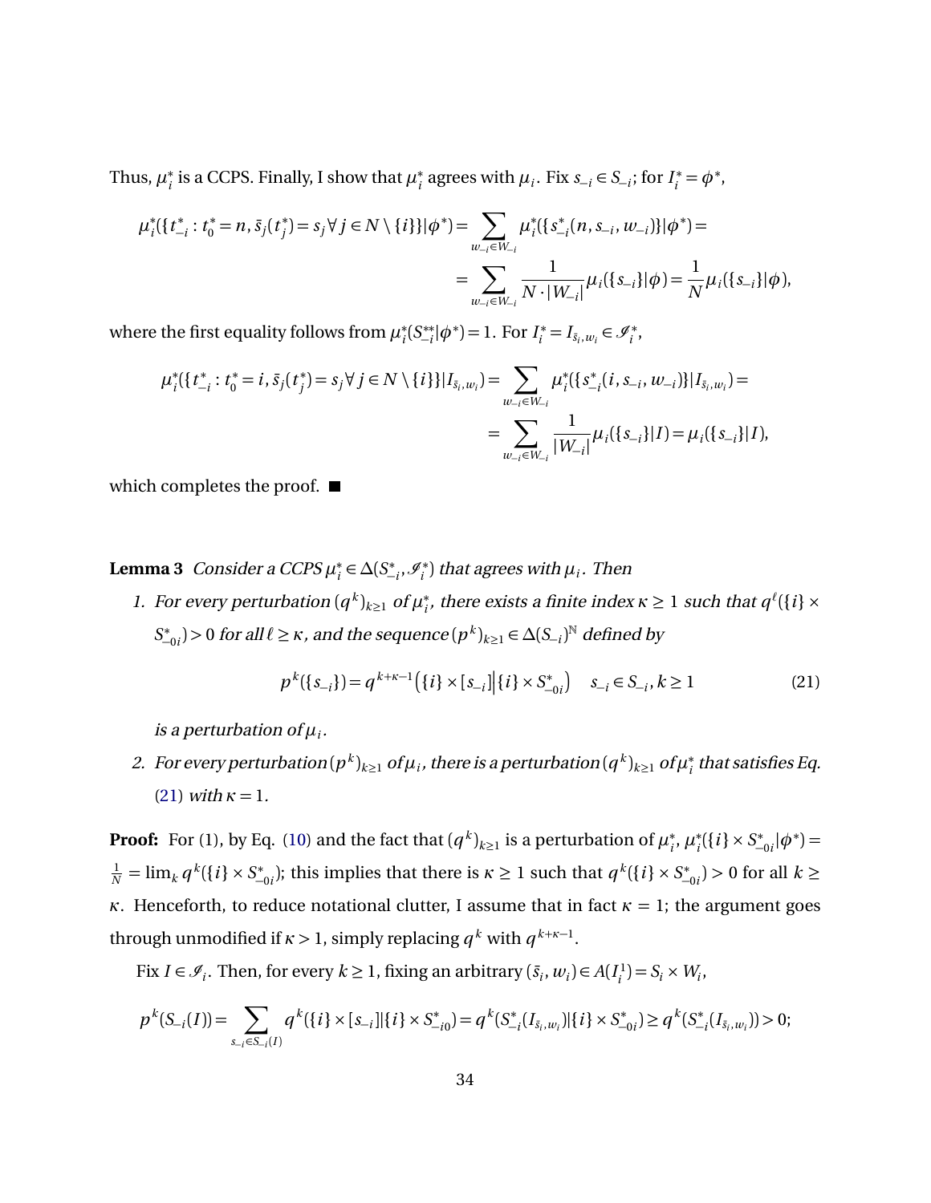Thus, $\mu_i^*$ is a CCPS. Finally, I show that $\mu_i^*$ agrees with $\mu_i$. Fix $s_{-i} \in S_{-i}$; for $I_i^* = \phi^*$,

$$\mu_i^*(\{t_{-i}^* : t_0^* = n, \bar{s}_j(t_j^*) = s_j \forall j \in N \setminus \{i\}\}|\phi^*) = \sum_{w_{-i} \in W_{-i}} \mu_i^*(\{s_{-i}^*(n, s_{-i}, w_{-i})\}|\phi^*) =$$
$$= \sum_{w_{-i} \in W_{-i}} \frac{1}{N \cdot |W_{-i}|} \mu_i(\{s_{-i}\}|\phi) = \frac{1}{N} \mu_i(\{s_{-i}\}|\phi),$$

where the first equality follows from $\mu_i^*(S_{-i}^{**}|\phi^*) = 1$. For $I_i^* = I_{\bar{s}_i, w_i} \in \mathscr{I}_i^*$,

$$\mu_i^*(\{t_{-i}^* : t_0^* = i, \bar{s}_j(t_j^*) = s_j \forall j \in N \setminus \{i\}\}|I_{\bar{s}_i, w_i}) = \sum_{w_{-i} \in W_{-i}} \mu_i^*(\{s_{-i}^*(i, s_{-i}, w_{-i})\}|I_{\bar{s}_i, w_i}) =$$
$$= \sum_{w_{-i} \in W_{-i}} \frac{1}{|W_{-i}|} \mu_i(\{s_{-i}\}|I) = \mu_i(\{s_{-i}\}|I),$$

which completes the proof. ■

**Lemma 3** *Consider a CCPS $\mu_i^* \in \Delta(S_{-i}^*, \mathscr{I}_i^*)$ that agrees with $\mu_i$. Then*

1. *For every perturbation $(q^k)_{k \geq 1}$ of $\mu_i^*$, there exists a finite index $\kappa \geq 1$ such that $q^\ell(\{i\} \times S_{-0i}^*) > 0$ for all $\ell \geq \kappa$, and the sequence $(p^k)_{k \geq 1} \in \Delta(S_{-i})^{\mathbb{N}}$ defined by*

$$p^k(\{s_{-i}\}) = q^{k+\kappa-1}\big(\{i\} \times [s_{-i}] \big| \{i\} \times S_{-0i}^*\big) \quad s_{-i} \in S_{-i}, k \geq 1 \tag{21}$$

   *is a perturbation of $\mu_i$.*

2. *For every perturbation $(p^k)_{k \geq 1}$ of $\mu_i$, there is a perturbation $(q^k)_{k \geq 1}$ of $\mu_i^*$ that satisfies Eq. (21) with $\kappa = 1$.*

**Proof:** For (1), by Eq. (10) and the fact that $(q^k)_{k \geq 1}$ is a perturbation of $\mu_i^*$, $\mu_i^*(\{i\} \times S_{-0i}^*|\phi^*) = \frac{1}{N} = \lim_k q^k(\{i\} \times S_{-0i}^*)$; this implies that there is $\kappa \geq 1$ such that $q^k(\{i\} \times S_{-0i}^*) > 0$ for all $k \geq \kappa$. Henceforth, to reduce notational clutter, I assume that in fact $\kappa = 1$; the argument goes through unmodified if $\kappa > 1$, simply replacing $q^k$ with $q^{k+\kappa-1}$.

Fix $I \in \mathscr{I}_i$. Then, for every $k \geq 1$, fixing an arbitrary $(\bar{s}_i, w_i) \in A(I_i^1) = S_i \times W_i$,

$$p^k(S_{-i}(I)) = \sum_{s_{-i} \in S_{-i}(I)} q^k(\{i\} \times [s_{-i}]|\{i\} \times S_{-i0}^*) = q^k(S_{-i}^*(I_{\bar{s}_i, w_i})|\{i\} \times S_{-0i}^*) \geq q^k(S_{-i}^*(I_{\bar{s}_i, w_i})) > 0;$$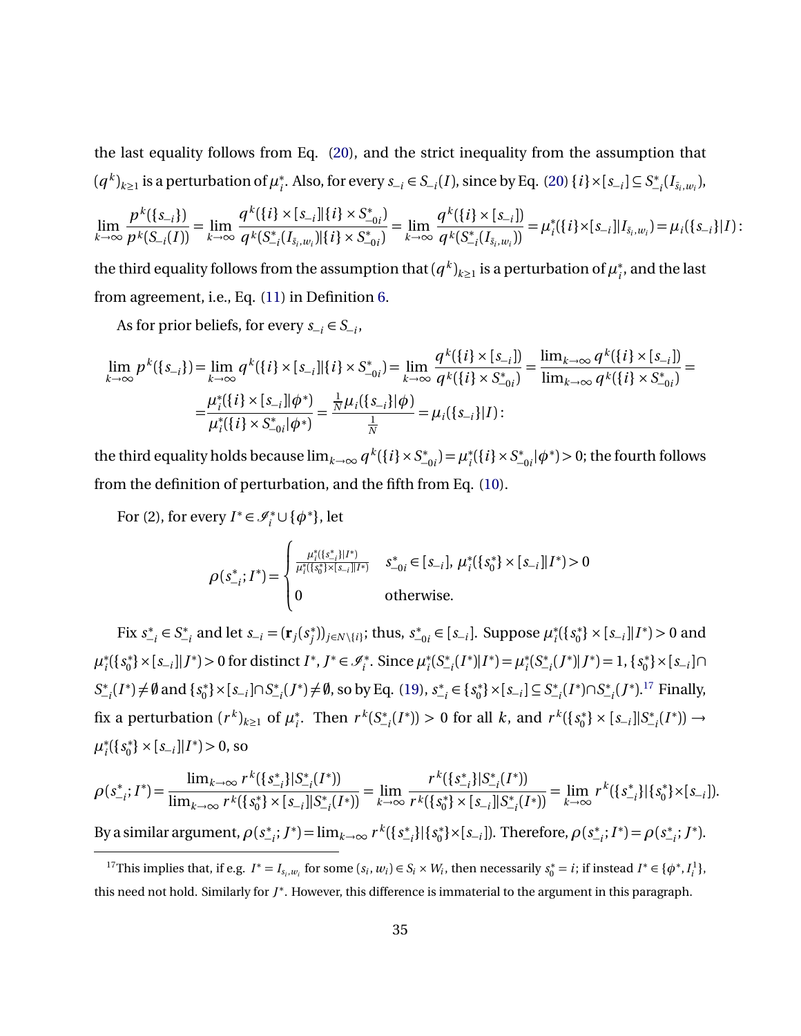the last equality follows from Eq. (20), and the strict inequality from the assumption that $(q^k)_{k\geq 1}$ is a perturbation of $\mu_i^*$. Also, for every $s_{-i} \in S_{-i}(I)$, since by Eq. (20) $\{i\}\times[s_{-i}] \subseteq S^*_{-i}(I_{\bar{s}_i,w_i})$,

$$\lim_{k\to\infty} \frac{p^k(\{s_{-i}\})}{p^k(S_{-i}(I))} = \lim_{k\to\infty} \frac{q^k(\{i\}\times[s_{-i}]|\{i\}\times S^*_{-0i})}{q^k(S^*_{-i}(I_{\bar{s}_i,w_i})|\{i\}\times S^*_{-0i})} = \lim_{k\to\infty} \frac{q^k(\{i\}\times[s_{-i}])}{q^k(S^*_{-i}(I_{\bar{s}_i,w_i}))} = \mu_i^*(\{i\}\times[s_{-i}]|I_{\bar{s}_i,w_i}) = \mu_i(\{s_{-i}\}|I):$$

the third equality follows from the assumption that $(q^k)_{k\geq 1}$ is a perturbation of $\mu_i^*$, and the last from agreement, i.e., Eq. (11) in Definition 6.

As for prior beliefs, for every $s_{-i} \in S_{-i}$,

$$\begin{aligned}\lim_{k\to\infty} p^k(\{s_{-i}\}) = \lim_{k\to\infty} q^k(\{i\}\times[s_{-i}]|\{i\}\times S^*_{-0i}) = \lim_{k\to\infty} \frac{q^k(\{i\}\times[s_{-i}])}{q^k(\{i\}\times S^*_{-0i})} = \frac{\lim_{k\to\infty} q^k(\{i\}\times[s_{-i}])}{\lim_{k\to\infty} q^k(\{i\}\times S^*_{-0i})} = \\ = \frac{\mu_i^*(\{i\}\times[s_{-i}]|\phi^*)}{\mu_i^*(\{i\}\times S^*_{-0i}|\phi^*)} = \frac{\frac{1}{N}\mu_i(\{s_{-i}\}|\phi)}{\frac{1}{N}} = \mu_i(\{s_{-i}\}|I):\end{aligned}$$

the third equality holds because $\lim_{k\to\infty} q^k(\{i\}\times S^*_{-0i}) = \mu_i^*(\{i\}\times S^*_{-0i}|\phi^*) > 0$; the fourth follows from the definition of perturbation, and the fifth from Eq. (10).

For (2), for every $I^* \in \mathscr{I}_i^* \cup \{\phi^*\}$, let

$$\rho(s^*_{-i}; I^*) = \begin{cases} \frac{\mu_i^*(\{s^*_{-i}\}|I^*)}{\mu_i^*(\{s^*_0\}\times[s_{-i}]|I^*)} & s^*_{-0i} \in [s_{-i}],\ \mu_i^*(\{s^*_0\}\times[s_{-i}]|I^*) > 0 \\ 0 & \text{otherwise.}\end{cases}$$

Fix $s^*_{-i} \in S^*_{-i}$ and let $s_{-i} = (\mathbf{r}_j(s^*_j))_{j\in N\setminus\{i\}}$; thus, $s^*_{-0i} \in [s_{-i}]$. Suppose $\mu_i^*(\{s^*_0\}\times[s_{-i}]|I^*) > 0$ and $\mu_i^*(\{s^*_0\}\times[s_{-i}]|J^*) > 0$ for distinct $I^*, J^* \in \mathscr{I}_i^*$. Since $\mu_i^*(S^*_{-i}(I^*)|I^*) = \mu_i^*(S^*_{-i}(J^*)|J^*) = 1$, $\{s^*_0\}\times[s_{-i}] \cap S^*_{-i}(I^*) \neq \emptyset$ and $\{s^*_0\}\times[s_{-i}] \cap S^*_{-i}(J^*) \neq \emptyset$, so by Eq. (19), $s^*_{-i} \in \{s^*_0\}\times[s_{-i}] \subseteq S^*_{-i}(I^*) \cap S^*_{-i}(J^*)$.[17] Finally, fix a perturbation $(r^k)_{k\geq 1}$ of $\mu_i^*$. Then $r^k(S^*_{-i}(I^*)) > 0$ for all $k$, and $r^k(\{s^*_0\}\times[s_{-i}]|S^*_{-i}(I^*)) \to \mu_i^*(\{s^*_0\}\times[s_{-i}]|I^*) > 0$, so

$$\rho(s^*_{-i}; I^*) = \frac{\lim_{k\to\infty} r^k(\{s^*_{-i}\}|S^*_{-i}(I^*))}{\lim_{k\to\infty} r^k(\{s^*_0\}\times[s_{-i}]|S^*_{-i}(I^*))} = \lim_{k\to\infty} \frac{r^k(\{s^*_{-i}\}|S^*_{-i}(I^*))}{r^k(\{s^*_0\}\times[s_{-i}]|S^*_{-i}(I^*))} = \lim_{k\to\infty} r^k(\{s^*_{-i}\}|\{s^*_0\}\times[s_{-i}]).$$

By a similar argument, $\rho(s^*_{-i}; J^*) = \lim_{k\to\infty} r^k(\{s^*_{-i}\}|\{s^*_0\}\times[s_{-i}])$. Therefore, $\rho(s^*_{-i}; I^*) = \rho(s^*_{-i}; J^*)$.

---

[17] This implies that, if e.g. $I^* = I_{s_i,w_i}$ for some $(s_i, w_i) \in S_i \times W_i$, then necessarily $s^*_0 = i$; if instead $I^* \in \{\phi^*, I^1_i\}$, this need not hold. Similarly for $J^*$. However, this difference is immaterial to the argument in this paragraph.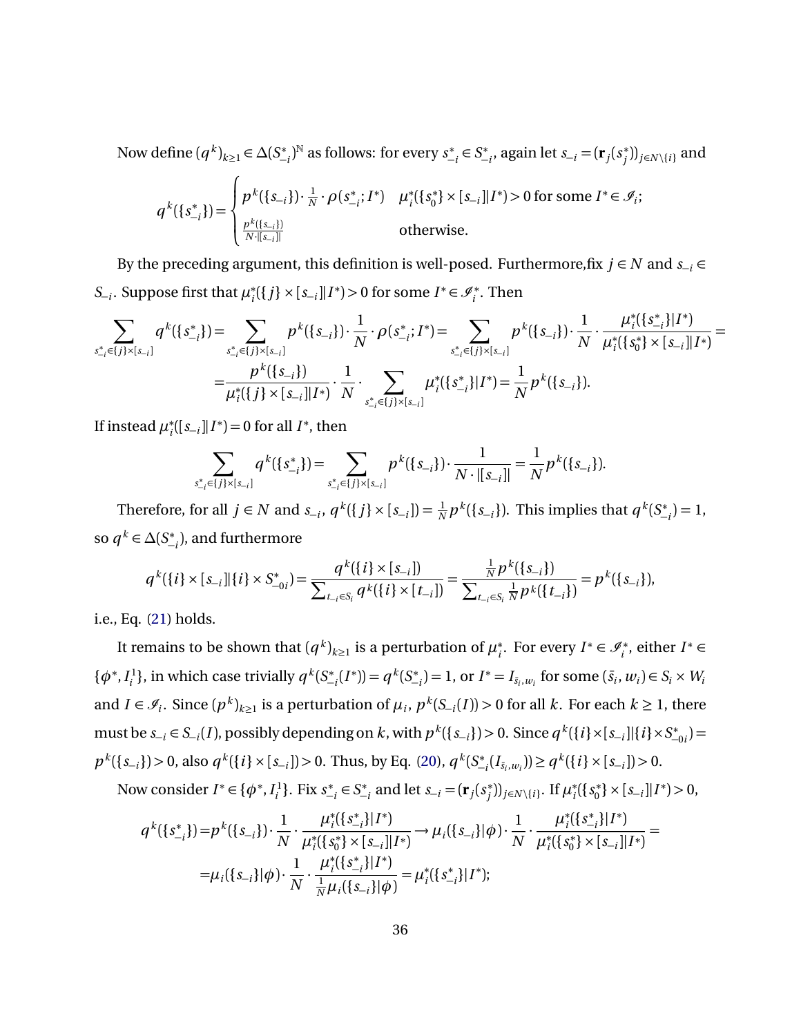Now define $(q^k)_{k\geq 1} \in \Delta(S^*_{-i})^{\mathbb{N}}$ as follows: for every $s^*_{-i} \in S^*_{-i}$, again let $s_{-i} = (\mathbf{r}_j(s^*_j))_{j\in N\setminus\{i\}}$ and

$$q^k(\{s^*_{-i}\}) = \begin{cases} p^k(\{s_{-i}\}) \cdot \frac{1}{N} \cdot \rho(s^*_{-i}; I^*) & \mu^*_i(\{s^*_0\} \times [s_{-i}] | I^*) > 0 \text{ for some } I^* \in \mathscr{I}_i; \\ \frac{p^k(\{s_{-i}\})}{N \cdot |[s_{-i}]|} & \text{otherwise.} \end{cases}$$

By the preceding argument, this definition is well-posed. Furthermore,fix $j \in N$ and $s_{-i} \in S_{-i}$. Suppose first that $\mu^*_i(\{j\} \times [s_{-i}] | I^*) > 0$ for some $I^* \in \mathscr{I}^*_i$. Then

$$\sum_{s^*_{-i}\in\{j\}\times[s_{-i}]} q^k(\{s^*_{-i}\}) = \sum_{s^*_{-i}\in\{j\}\times[s_{-i}]} p^k(\{s_{-i}\}) \cdot \frac{1}{N} \cdot \rho(s^*_{-i}; I^*) = \sum_{s^*_{-i}\in\{j\}\times[s_{-i}]} p^k(\{s_{-i}\}) \cdot \frac{1}{N} \cdot \frac{\mu^*_i(\{s^*_{-i}\}|I^*)}{\mu^*_i(\{s^*_0\} \times [s_{-i}]|I^*)} =$$

$$= \frac{p^k(\{s_{-i}\})}{\mu^*_i(\{j\} \times [s_{-i}]|I^*)} \cdot \frac{1}{N} \cdot \sum_{s^*_{-i}\in\{j\}\times[s_{-i}]} \mu^*_i(\{s^*_{-i}\}|I^*) = \frac{1}{N} p^k(\{s_{-i}\}).$$

If instead $\mu^*_i([s_{-i}]|I^*) = 0$ for all $I^*$, then

$$\sum_{s^*_{-i}\in\{j\}\times[s_{-i}]} q^k(\{s^*_{-i}\}) = \sum_{s^*_{-i}\in\{j\}\times[s_{-i}]} p^k(\{s_{-i}\}) \cdot \frac{1}{N \cdot |[s_{-i}]|} = \frac{1}{N} p^k(\{s_{-i}\}).$$

Therefore, for all $j \in N$ and $s_{-i}$, $q^k(\{j\} \times [s_{-i}]) = \frac{1}{N} p^k(\{s_{-i}\})$. This implies that $q^k(S^*_{-i}) = 1$, so $q^k \in \Delta(S^*_{-i})$, and furthermore

$$q^k(\{i\} \times [s_{-i}] | \{i\} \times S^*_{-0i}) = \frac{q^k(\{i\} \times [s_{-i}])}{\sum_{t_{-i}\in S_i} q^k(\{i\} \times [t_{-i}])} = \frac{\frac{1}{N} p^k(\{s_{-i}\})}{\sum_{t_{-i}\in S_i} \frac{1}{N} p^k(\{t_{-i}\})} = p^k(\{s_{-i}\}),$$

i.e., Eq. (21) holds.

It remains to be shown that $(q^k)_{k\geq 1}$ is a perturbation of $\mu^*_i$. For every $I^* \in \mathscr{I}^*_i$, either $I^* \in \{\phi^*, I^1_i\}$, in which case trivially $q^k(S^*_{-i}(I^*)) = q^k(S^*_{-i}) = 1$, or $I^* = I_{\bar{s}_i, w_i}$ for some $(\bar{s}_i, w_i) \in S_i \times W_i$ and $I \in \mathscr{I}_i$. Since $(p^k)_{k\geq 1}$ is a perturbation of $\mu_i$, $p^k(S_{-i}(I)) > 0$ for all $k$. For each $k \geq 1$, there must be $s_{-i} \in S_{-i}(I)$, possibly depending on $k$, with $p^k(\{s_{-i}\}) > 0$. Since $q^k(\{i\} \times [s_{-i}] | \{i\} \times S^*_{-0i}) = p^k(\{s_{-i}\}) > 0$, also $q^k(\{i\} \times [s_{-i}]) > 0$. Thus, by Eq. (20), $q^k(S^*_{-i}(I_{\bar{s}_i, w_i})) \geq q^k(\{i\} \times [s_{-i}]) > 0$.

Now consider $I^* \in \{\phi^*, I^1_i\}$. Fix $s^*_{-i} \in S^*_{-i}$ and let $s_{-i} = (\mathbf{r}_j(s^*_j))_{j\in N\setminus\{i\}}$. If $\mu^*_i(\{s^*_0\} \times [s_{-i}]|I^*) > 0$,

$$q^k(\{s^*_{-i}\}) = p^k(\{s_{-i}\}) \cdot \frac{1}{N} \cdot \frac{\mu^*_i(\{s^*_{-i}\}|I^*)}{\mu^*_i(\{s^*_0\} \times [s_{-i}]|I^*)} \to \mu_i(\{s_{-i}\}|\phi) \cdot \frac{1}{N} \cdot \frac{\mu^*_i(\{s^*_{-i}\}|I^*)}{\mu^*_i(\{s^*_0\} \times [s_{-i}]|I^*)} =$$

$$= \mu_i(\{s_{-i}\}|\phi) \cdot \frac{1}{N} \cdot \frac{\mu^*_i(\{s^*_{-i}\}|I^*)}{\frac{1}{N}\mu_i(\{s_{-i}\}|\phi)} = \mu^*_i(\{s^*_{-i}\}|I^*);$$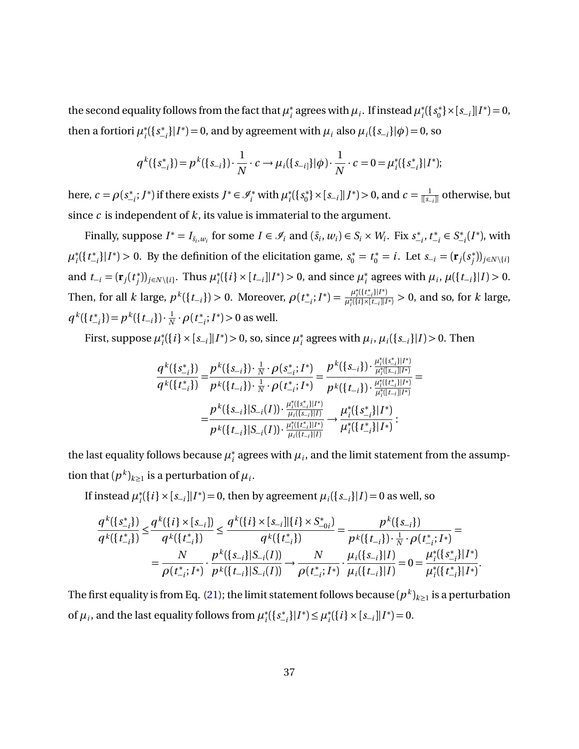the second equality follows from the fact that $\mu_i^*$ agrees with $\mu_i$. If instead $\mu_i^*(\{s_0^*\} \times [s_{-i}]|I^*) = 0$, then a fortiori $\mu_i^*(\{s_{-i}^*\}|I^*) = 0$, and by agreement with $\mu_i$ also $\mu_i(\{s_{-i}\}|\phi) = 0$, so

$$q^k(\{s_{-i}^*\}) = p^k(\{s_{-i}\}) \cdot \frac{1}{N} \cdot c \to \mu_i(\{s_{-i]}\}|\phi) \cdot \frac{1}{N} \cdot c = 0 = \mu_i^*(\{s_{-i}^*\}|I^*);$$

here, $c = \rho(s_{-i}^*; J^*)$ if there exists $J^* \in \mathscr{I}_i^*$ with $\mu_i^*(\{s_0^*\} \times [s_{-i}]|J^*) > 0$, and $c = \frac{1}{|[s_{-i}]|}$ otherwise, but since $c$ is independent of $k$, its value is immaterial to the argument.

Finally, suppose $I^* = I_{\bar{s}_i, w_i}$ for some $I \in \mathscr{I}_i$ and $(\bar{s}_i, w_i) \in S_i \times W_i$. Fix $s_{-i}^*, t_{-i}^* \in S_{-i}^*(I^*)$, with $\mu_i^*(\{t_{-i}^*\}|I^*) > 0$. By the definition of the elicitation game, $s_0^* = t_0^* = i$. Let $s_{-i} = (\mathbf{r}_j(s_j^*))_{j \in N \setminus \{i\}}$ and $t_{-i} = (\mathbf{r}_j(t_j^*))_{j \in N \setminus \{i\}}$. Thus $\mu_i^*(\{i\} \times [t_{-i}]|I^*) > 0$, and since $\mu_i^*$ agrees with $\mu_i$, $\mu(\{t_{-i}\}|I) > 0$. Then, for all $k$ large, $p^k(\{t_{-i}\}) > 0$. Moreover, $\rho(t_{-i}^*; I^*) = \frac{\mu_i^*(\{t_{-i}^*\}|I^*)}{\mu_i^*(\{i\} \times [t_{-i}]|I^*)} > 0$, and so, for $k$ large, $q^k(\{t_{-i}^*\}) = p^k(\{t_{-i}\}) \cdot \frac{1}{N} \cdot \rho(t_{-i}^*; I^*) > 0$ as well.

First, suppose $\mu_i^*(\{i\} \times [s_{-i}]|I^*) > 0$, so, since $\mu_i^*$ agrees with $\mu_i$, $\mu_i(\{s_{-i}\}|I) > 0$. Then

$$\begin{aligned}
\frac{q^k(\{s_{-i}^*\})}{q^k(\{t_{-i}^*\})} &= \frac{p^k(\{s_{-i}\}) \cdot \frac{1}{N} \cdot \rho(s_{-i}^*; I^*)}{p^k(\{t_{-i}\}) \cdot \frac{1}{N} \cdot \rho(t_{-i}^*; I^*)} = \frac{p^k(\{s_{-i}\}) \cdot \frac{\mu_i^*(\{s_{-i}^*\}|I^*)}{\mu_i^*([s_{-i}]|I^*)}}{p^k(\{t_{-i}\}) \cdot \frac{\mu_i^*(\{t_{-i}^*\}|I^*)}{\mu_i^*([t_{-i}]|I^*)}} = \\
&= \frac{p^k(\{s_{-i}\}|S_{-i}(I)) \cdot \frac{\mu_i^*(\{s_{-i}^*\}|I^*)}{\mu_i(\{s_{-i}\}|I)}}{p^k(\{t_{-i}\}|S_{-i}(I)) \cdot \frac{\mu_i^*(\{t_{-i}^*\}|I^*)}{\mu_i(\{t_{-i}\}|I)}} \to \frac{\mu_i^*(\{s_{-i}^*\}|I^*)}{\mu_i^*(\{t_{-i}^*\}|I^*)}:
\end{aligned}$$

the last equality follows because $\mu_i^*$ agrees with $\mu_i$, and the limit statement from the assumption that $(p^k)_{k \ge 1}$ is a perturbation of $\mu_i$.

If instead $\mu_i^*(\{i\} \times [s_{-i}]|I^*) = 0$, then by agreement $\mu_i(\{s_{-i}\}|I) = 0$ as well, so

$$\begin{aligned}
\frac{q^k(\{s_{-i}^*\})}{q^k(\{t_{-i}^*\})} &\le \frac{q^k(\{i\} \times [s_{-i}])}{q^k(\{t_{-i}^*\})} \le \frac{q^k(\{i\} \times [s_{-i}]|\{i\} \times S_{-0i}^*)}{q^k(\{t_{-i}^*\})} = \frac{p^k(\{s_{-i}\})}{p^k(\{t_{-i}\}) \cdot \frac{1}{N} \cdot \rho(t_{-i}^*; I^*)} = \\
&= \frac{N}{\rho(t_{-i}^*; I^*)} \cdot \frac{p^k(\{s_{-i}\}|S_{-i}(I))}{p^k(\{t_{-i}\}|S_{-i}(I))} \to \frac{N}{\rho(t_{-i}^*; I^*)} \cdot \frac{\mu_i(\{s_{-i}\}|I)}{\mu_i(\{t_{-i}\}|I)} = 0 = \frac{\mu_i^*(\{s_{-i}^*\}|I^*)}{\mu_i^*(\{t_{-i}^*\}|I^*)}.
\end{aligned}$$

The first equality is from Eq. (21); the limit statement follows because $(p^k)_{k \ge 1}$ is a perturbation of $\mu_i$, and the last equality follows from $\mu_i^*(\{s_{-i}^*\}|I^*) \le \mu_i^*(\{i\} \times [s_{-i}]|I^*) = 0$.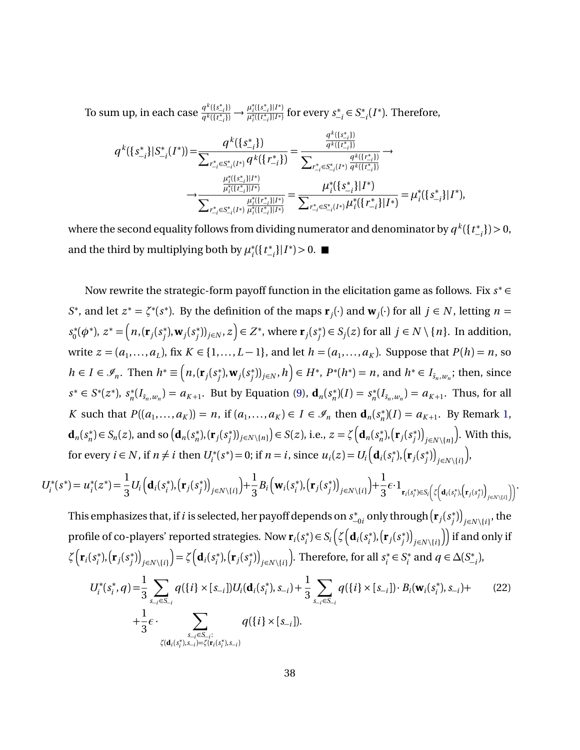To sum up, in each case $\frac{q^k(\{s^*_{-i}\})}{q^k(\{t^*_{-i}\})} \to \frac{\mu^*_i(\{s^*_{-i}\}|I^*)}{\mu^*_i(\{t^*_{-i}\}|I^*)}$ for every $s^*_{-i} \in S^*_{-i}(I^*)$. Therefore,

$$q^k(\{s^*_{-i}\}|S^*_{-i}(I^*)) = \frac{q^k(\{s^*_{-i}\})}{\sum_{r^*_{-i}\in S^*_{-i}(I^*)} q^k(\{r^*_{-i}\})} = \frac{\frac{q^k(\{s^*_{-i}\})}{q^k(\{t^*_{-i}\})}}{\sum_{r^*_{-i}\in S^*_{-i}(I^*)} \frac{q^k(\{r^*_{-i}\})}{q^k(\{t^*_{-i}\})}} \to$$

$$\to \frac{\frac{\mu^*_i(\{s^*_{-i}\}|I^*)}{\mu^*_i(\{t^*_{-i}\}|I^*)}}{\sum_{r^*_{-i}\in S^*_{-i}(I^*)} \frac{\mu^*_i(\{r^*_{-i}\}|I^*)}{\mu^*_i(\{t^*_{-i}\}|I^*)}} = \frac{\mu^*_i(\{s^*_{-i}\}|I^*)}{\sum_{r^*_{-i}\in S^*_{-i}(I^*)} \mu^*_i(\{r^*_{-i}\}|I^*)} = \mu^*_i(\{s^*_{-i}\}|I^*),$$

where the second equality follows from dividing numerator and denominator by $q^k(\{t^*_{-i}\}) > 0$, and the third by multiplying both by $\mu^*_i(\{t^*_{-i}\}|I^*) > 0$. ■

Now rewrite the strategic-form payoff function in the elicitation game as follows. Fix $s^* \in S^*$, and let $z^* = \zeta^*(s^*)$. By the definition of the maps $\mathbf{r}_j(\cdot)$ and $\mathbf{w}_j(\cdot)$ for all $j \in N$, letting $n = s^*_0(\phi^*)$, $z^* = \left(n, (\mathbf{r}_j(s^*_j), \mathbf{w}_j(s^*_j))_{j\in N}, z\right) \in Z^*$, where $\mathbf{r}_j(s^*_j) \in S_j(z)$ for all $j \in N \setminus \{n\}$. In addition, write $z = (a_1, \ldots, a_L)$, fix $K \in \{1, \ldots, L-1\}$, and let $h = (a_1, \ldots, a_K)$. Suppose that $P(h) = n$, so $h \in I \in \mathscr{I}_n$. Then $h^* \equiv \left(n, (\mathbf{r}_j(s^*_j), \mathbf{w}_j(s^*_j))_{j\in N}, h\right) \in H^*$, $P^*(h^*) = n$, and $h^* \in I_{\bar{s}_n, w_n}$; then, since $s^* \in S^*(z^*)$, $s^*_n(I_{\bar{s}_n, w_n}) = a_{K+1}$. But by Equation (9), $\mathbf{d}_n(s^*_n)(I) = s^*_n(I_{\bar{s}_n, w_n}) = a_{K+1}$. Thus, for all $K$ such that $P((a_1, \ldots, a_K)) = n$, if $(a_1, \ldots, a_K) \in I \in \mathscr{I}_n$ then $\mathbf{d}_n(s^*_n)(I) = a_{K+1}$. By Remark 1, $\mathbf{d}_n(s^*_n) \in S_n(z)$, and so $\left(\mathbf{d}_n(s^*_n), (\mathbf{r}_j(s^*_j))_{j\in N\setminus\{n\}}\right) \in S(z)$, i.e., $z = \zeta\left(\mathbf{d}_n(s^*_n), \left(\mathbf{r}_j(s^*_j)\right)_{j\in N\setminus\{n\}}\right)$. With this, for every $i \in N$, if $n \neq i$ then $U^*_i(s^*) = 0$; if $n = i$, since $u_i(z) = U_i\left(\mathbf{d}_i(s^*_i), \left(\mathbf{r}_j(s^*_j)\right)_{j\in N\setminus\{i\}}\right)$,

$$U^*_i(s^*) = u^*_i(z^*) = \frac{1}{3} U_i\left(\mathbf{d}_i(s^*_i), \left(\mathbf{r}_j(s^*_j)\right)_{j\in N\setminus\{i\}}\right) + \frac{1}{3} B_i\left(\mathbf{w}_i(s^*_i), \left(\mathbf{r}_j(s^*_j)\right)_{j\in N\setminus\{i\}}\right) + \frac{1}{3}\epsilon \cdot \mathbf{1}_{\mathbf{r}_i(s^*_i)\in S_i\left(\zeta\left(\mathbf{d}_i(s^*_i), \left(\mathbf{r}_j(s^*_j)\right)_{j\in N\setminus\{i\}}\right)\right)}.$$

This emphasizes that, if $i$ is selected, her payoff depends on $s^*_{-0i}$ only through $\left(\mathbf{r}_j(s^*_j)\right)_{j\in N\setminus\{i\}}$, the profile of co-players' reported strategies. Now $\mathbf{r}_i(s^*_i) \in S_i\left(\zeta\left(\mathbf{d}_i(s^*_i), \left(\mathbf{r}_j(s^*_j)\right)_{j\in N\setminus\{i\}}\right)\right)$ if and only if $\zeta\left(\mathbf{r}_i(s^*_i), \left(\mathbf{r}_j(s^*_j)\right)_{j\in N\setminus\{i\}}\right) = \zeta\left(\mathbf{d}_i(s^*_i), \left(\mathbf{r}_j(s^*_j)\right)_{j\in N\setminus\{i\}}\right)$. Therefore, for all $s^*_i \in S^*_i$ and $q \in \Delta(S^*_{-i})$,

$$U^*_i(s^*_i, q) = \frac{1}{3}\sum_{s_{-i}\in S_{-i}} q(\{i\}\times[s_{-i}]) U_i(\mathbf{d}_i(s^*_i), s_{-i}) + \frac{1}{3}\sum_{s_{-i}\in S_{-i}} q(\{i\}\times[s_{-i}]) \cdot B_i(\mathbf{w}_i(s^*_i), s_{-i}) + \tag{22}$$

$$+ \frac{1}{3}\epsilon \cdot \sum_{\substack{s_{-i}\in S_{-i}: \\ \zeta(\mathbf{d}_i(s^*_i), s_{-i}) = \zeta(\mathbf{r}_i(s^*_i), s_{-i})}} q(\{i\}\times[s_{-i}]).$$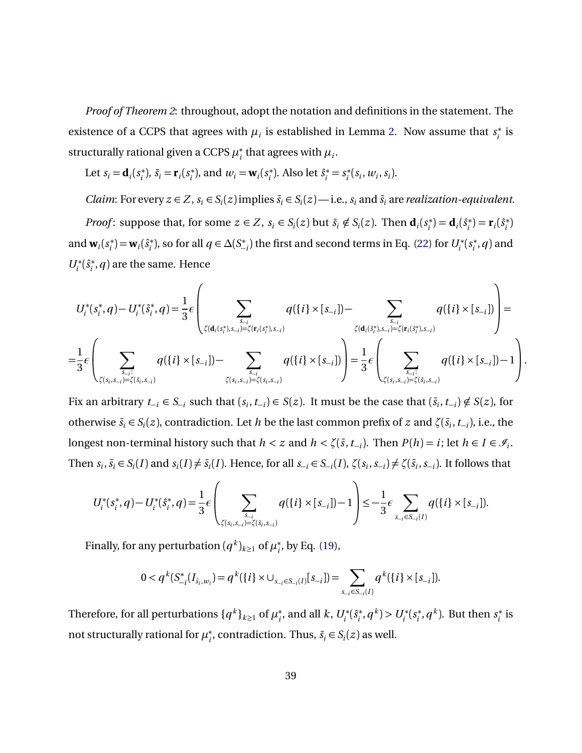*Proof of Theorem 2*: throughout, adopt the notation and definitions in the statement. The existence of a CCPS that agrees with $\mu_i$ is established in Lemma 2. Now assume that $s_i^*$ is structurally rational given a CCPS $\mu_i^*$ that agrees with $\mu_i$.

Let $s_i = \mathbf{d}_i(s_i^*)$, $\bar{s}_i = \mathbf{r}_i(s_i^*)$, and $w_i = \mathbf{w}_i(s_i^*)$. Also let $\hat{s}_i^* = s_i^*(s_i, w_i, s_i)$.

*Claim*: For every $z \in Z$, $s_i \in S_i(z)$ implies $\bar{s}_i \in S_i(z)$—i.e., $s_i$ and $\bar{s}_i$ are *realization-equivalent*.

*Proof*: suppose that, for some $z \in Z$, $s_i \in S_i(z)$ but $\bar{s}_i \notin S_i(z)$. Then $\mathbf{d}_i(s_i^*) = \mathbf{d}_i(\hat{s}_i^*) = \mathbf{r}_i(\hat{s}_i^*)$ and $\mathbf{w}_i(s_i^*) = \mathbf{w}_i(\hat{s}_i^*)$, so for all $q \in \Delta(S_{-i}^*)$ the first and second terms in Eq. (22) for $U_i^*(s_i^*, q)$ and $U_i^*(\hat{s}_i^*, q)$ are the same. Hence

$$
U_i^*(s_i^*, q) - U_i^*(\hat{s}_i^*, q) = \frac{1}{3}\epsilon\left(\sum_{\substack{s_{-i} \\ \zeta(\mathbf{d}_i(s_i^*), s_{-i}) = \zeta(\mathbf{r}_i(s_i^*), s_{-i})}} q(\{i\} \times [s_{-i}]) - \sum_{\substack{s_{-i} \\ \zeta(\mathbf{d}_i(\hat{s}_i^*), s_{-i}) = \zeta(\mathbf{r}_i(\hat{s}_i^*), s_{-i})}} q(\{i\} \times [s_{-i}])\right) =
$$

$$
= \frac{1}{3}\epsilon\left(\sum_{\substack{s_{-i}: \\ \zeta(s_i, s_{-i}) = \zeta(\bar{s}_i, s_{-i})}} q(\{i\} \times [s_{-i}]) - \sum_{\substack{s_{-i} \\ \zeta(s_i, s_{-i}) = \zeta(s_i, s_{-i})}} q(\{i\} \times [s_{-i}])\right) = \frac{1}{3}\epsilon\left(\sum_{\substack{s_{-i}: \\ \zeta(s_i, s_{-i}) = \zeta(\bar{s}_i, s_{-i})}} q(\{i\} \times [s_{-i}]) - 1\right).
$$

Fix an arbitrary $t_{-i} \in S_{-i}$ such that $(s_i, t_{-i}) \in S(z)$. It must be the case that $(\bar{s}_i, t_{-i}) \notin S(z)$, for otherwise $\bar{s}_i \in S_i(z)$, contradiction. Let $h$ be the last common prefix of $z$ and $\zeta(\bar{s}_i, t_{-i})$, i.e., the longest non-terminal history such that $h < z$ and $h < \zeta(\bar{s}, t_{-i})$. Then $P(h) = i$; let $h \in I \in \mathscr{I}_i$. Then $s_i, \bar{s}_i \in S_i(I)$ and $s_i(I) \neq \bar{s}_i(I)$. Hence, for all $s_{-i} \in S_{-i}(I)$, $\zeta(s_i, s_{-i}) \neq \zeta(\bar{s}_i, s_{-i})$. It follows that

$$
U_i^*(s_i^*, q) - U_i^*(\hat{s}_i^*, q) = \frac{1}{3}\epsilon\left(\sum_{\substack{s_{-i} \\ \zeta(s_i, s_{-i}) = \zeta(\bar{s}_i, s_{-i})}} q(\{i\} \times [s_{-i}]) - 1\right) \leq -\frac{1}{3}\epsilon \sum_{s_{-i} \in S_{-i}(I)} q(\{i\} \times [s_{-i}]).
$$

Finally, for any perturbation $(q^k)_{k \geq 1}$ of $\mu_i^*$, by Eq. (19),

$$
0 < q^k(S_{-i}^*(I_{\bar{s}_i, w_i}) = q^k(\{i\} \times \cup_{s_{-i} \in S_{-i}(I)}[s_{-i}]) = \sum_{s_{-i} \in S_{-i}(I)} q^k(\{i\} \times [s_{-i}]).
$$

Therefore, for all perturbations $\{q^k\}_{k \geq 1}$ of $\mu_i^*$, and all $k$, $U_i^*(\hat{s}_i^*, q^k) > U_i^*(s_i^*, q^k)$. But then $s_i^*$ is not structurally rational for $\mu_i^*$, contradiction. Thus, $\bar{s}_i \in S_i(z)$ as well.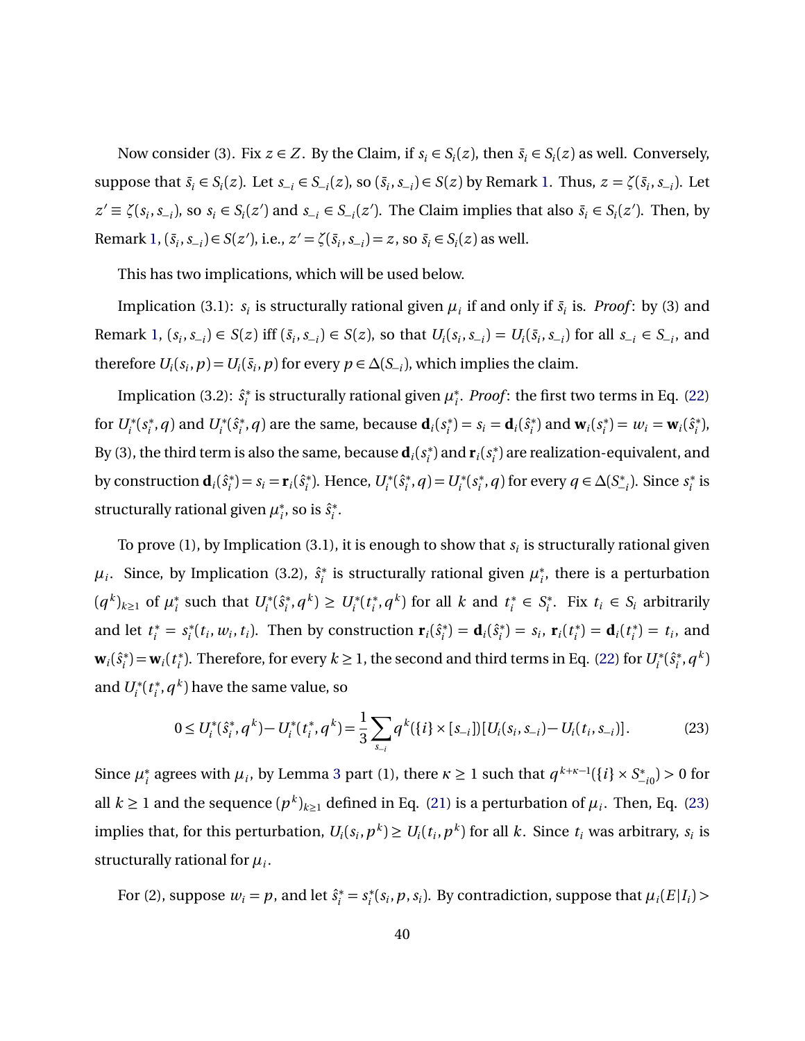Now consider (3). Fix $z \in Z$. By the Claim, if $s_i \in S_i(z)$, then $\bar{s}_i \in S_i(z)$ as well. Conversely, suppose that $\bar{s}_i \in S_i(z)$. Let $s_{-i} \in S_{-i}(z)$, so $(\bar{s}_i, s_{-i}) \in S(z)$ by Remark 1. Thus, $z = \zeta(\bar{s}_i, s_{-i})$. Let $z' \equiv \zeta(s_i, s_{-i})$, so $s_i \in S_i(z')$ and $s_{-i} \in S_{-i}(z')$. The Claim implies that also $\bar{s}_i \in S_i(z')$. Then, by Remark 1, $(\bar{s}_i, s_{-i}) \in S(z')$, i.e., $z' = \zeta(\bar{s}_i, s_{-i}) = z$, so $\bar{s}_i \in S_i(z)$ as well.

This has two implications, which will be used below.

Implication (3.1): $s_i$ is structurally rational given $\mu_i$ if and only if $\bar{s}_i$ is. *Proof*: by (3) and Remark 1, $(s_i, s_{-i}) \in S(z)$ iff $(\bar{s}_i, s_{-i}) \in S(z)$, so that $U_i(s_i, s_{-i}) = U_i(\bar{s}_i, s_{-i})$ for all $s_{-i} \in S_{-i}$, and therefore $U_i(s_i, p) = U_i(\bar{s}_i, p)$ for every $p \in \Delta(S_{-i})$, which implies the claim.

Implication (3.2): $\hat{s}_i^*$ is structurally rational given $\mu_i^*$. *Proof*: the first two terms in Eq. (22) for $U_i^*(s_i^*, q)$ and $U_i^*(\hat{s}_i^*, q)$ are the same, because $\mathbf{d}_i(s_i^*) = s_i = \mathbf{d}_i(\hat{s}_i^*)$ and $\mathbf{w}_i(s_i^*) = w_i = \mathbf{w}_i(\hat{s}_i^*)$, By (3), the third term is also the same, because $\mathbf{d}_i(s_i^*)$ and $\mathbf{r}_i(s_i^*)$ are realization-equivalent, and by construction $\mathbf{d}_i(\hat{s}_i^*) = s_i = \mathbf{r}_i(\hat{s}_i^*)$. Hence, $U_i^*(\hat{s}_i^*, q) = U_i^*(s_i^*, q)$ for every $q \in \Delta(S_{-i}^*)$. Since $s_i^*$ is structurally rational given $\mu_i^*$, so is $\hat{s}_i^*$.

To prove (1), by Implication (3.1), it is enough to show that $s_i$ is structurally rational given $\mu_i$. Since, by Implication (3.2), $\hat{s}_i^*$ is structurally rational given $\mu_i^*$, there is a perturbation $(q^k)_{k \geq 1}$ of $\mu_i^*$ such that $U_i^*(\hat{s}_i^*, q^k) \geq U_i^*(t_i^*, q^k)$ for all $k$ and $t_i^* \in S_i^*$. Fix $t_i \in S_i$ arbitrarily and let $t_i^* = s_i^*(t_i, w_i, t_i)$. Then by construction $\mathbf{r}_i(\hat{s}_i^*) = \mathbf{d}_i(\hat{s}_i^*) = s_i$, $\mathbf{r}_i(t_i^*) = \mathbf{d}_i(t_i^*) = t_i$, and $\mathbf{w}_i(\hat{s}_i^*) = \mathbf{w}_i(t_i^*)$. Therefore, for every $k \geq 1$, the second and third terms in Eq. (22) for $U_i^*(\hat{s}_i^*, q^k)$ and $U_i^*(t_i^*, q^k)$ have the same value, so

$$0 \leq U_i^*(\hat{s}_i^*, q^k) - U_i^*(t_i^*, q^k) = \frac{1}{3} \sum_{s_{-i}} q^k(\{i\} \times [s_{-i}])[U_i(s_i, s_{-i}) - U_i(t_i, s_{-i})]. \tag{23}$$

Since $\mu_i^*$ agrees with $\mu_i$, by Lemma 3 part (1), there $\kappa \geq 1$ such that $q^{k+\kappa-1}(\{i\} \times S_{-i0}^*) > 0$ for all $k \geq 1$ and the sequence $(p^k)_{k \geq 1}$ defined in Eq. (21) is a perturbation of $\mu_i$. Then, Eq. (23) implies that, for this perturbation, $U_i(s_i, p^k) \geq U_i(t_i, p^k)$ for all $k$. Since $t_i$ was arbitrary, $s_i$ is structurally rational for $\mu_i$.

For (2), suppose $w_i = p$, and let $\hat{s}_i^* = s_i^*(s_i, p, s_i)$. By contradiction, suppose that $\mu_i(E|I_i) >$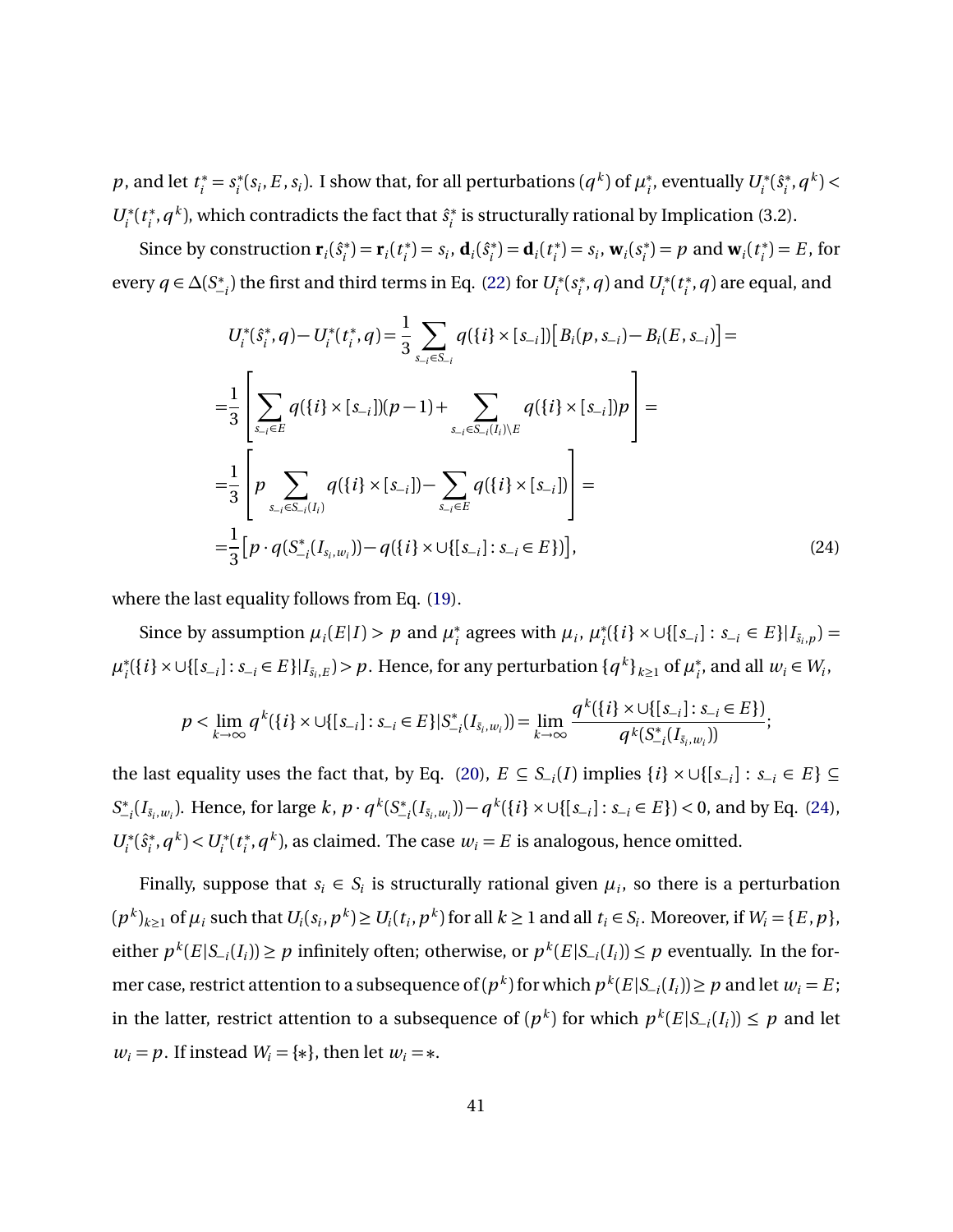$p$, and let $t_i^* = s_i^*(s_i, E, s_i)$. I show that, for all perturbations $(q^k)$ of $\mu_i^*$, eventually $U_i^*(\hat{s}_i^*, q^k) < U_i^*(t_i^*, q^k)$, which contradicts the fact that $\hat{s}_i^*$ is structurally rational by Implication (3.2).

Since by construction $\mathbf{r}_i(\hat{s}_i^*) = \mathbf{r}_i(t_i^*) = s_i$, $\mathbf{d}_i(\hat{s}_i^*) = \mathbf{d}_i(t_i^*) = s_i$, $\mathbf{w}_i(s_i^*) = p$ and $\mathbf{w}_i(t_i^*) = E$, for every $q \in \Delta(S_{-i}^*)$ the first and third terms in Eq. (22) for $U_i^*(s_i^*, q)$ and $U_i^*(t_i^*, q)$ are equal, and

$$
\begin{aligned}
U_i^*(\hat{s}_i^*, q) - U_i^*(t_i^*, q) &= \frac{1}{3} \sum_{s_{-i} \in S_{-i}} q(\{i\} \times [s_{-i}]) \big[ B_i(p, s_{-i}) - B_i(E, s_{-i}) \big] = \\
&= \frac{1}{3} \left[ \sum_{s_{-i} \in E} q(\{i\} \times [s_{-i}])(p-1) + \sum_{s_{-i} \in S_{-i}(I_i) \setminus E} q(\{i\} \times [s_{-i}]) p \right] = \\
&= \frac{1}{3} \left[ p \sum_{s_{-i} \in S_{-i}(I_i)} q(\{i\} \times [s_{-i}]) - \sum_{s_{-i} \in E} q(\{i\} \times [s_{-i}]) \right] = \\
&= \frac{1}{3} \big[ p \cdot q(S_{-i}^*(I_{s_i, w_i})) - q(\{i\} \times \cup\{[s_{-i}] : s_{-i} \in E\}) \big],
\end{aligned}
\tag{24}
$$

where the last equality follows from Eq. (19).

Since by assumption $\mu_i(E|I) > p$ and $\mu_i^*$ agrees with $\mu_i$, $\mu_i^*(\{i\} \times \cup\{[s_{-i}] : s_{-i} \in E\} | I_{\bar{s}_i, p}) = \mu_i^*(\{i\} \times \cup\{[s_{-i}] : s_{-i} \in E\} | I_{\bar{s}_i, E}) > p$. Hence, for any perturbation $\{q^k\}_{k \geq 1}$ of $\mu_i^*$, and all $w_i \in W_i$,

$$
p < \lim_{k \to \infty} q^k(\{i\} \times \cup\{[s_{-i}] : s_{-i} \in E\} | S_{-i}^*(I_{\bar{s}_i, w_i})) = \lim_{k \to \infty} \frac{q^k(\{i\} \times \cup\{[s_{-i}] : s_{-i} \in E\})}{q^k(S_{-i}^*(I_{\bar{s}_i, w_i}))};
$$

the last equality uses the fact that, by Eq. (20), $E \subseteq S_{-i}(I)$ implies $\{i\} \times \cup\{[s_{-i}] : s_{-i} \in E\} \subseteq S_{-i}^*(I_{\bar{s}_i, w_i})$. Hence, for large $k$, $p \cdot q^k(S_{-i}^*(I_{\bar{s}_i, w_i})) - q^k(\{i\} \times \cup\{[s_{-i}] : s_{-i} \in E\}) < 0$, and by Eq. (24), $U_i^*(\hat{s}_i^*, q^k) < U_i^*(t_i^*, q^k)$, as claimed. The case $w_i = E$ is analogous, hence omitted.

Finally, suppose that $s_i \in S_i$ is structurally rational given $\mu_i$, so there is a perturbation $(p^k)_{k \geq 1}$ of $\mu_i$ such that $U_i(s_i, p^k) \geq U_i(t_i, p^k)$ for all $k \geq 1$ and all $t_i \in S_i$. Moreover, if $W_i = \{E, p\}$, either $p^k(E|S_{-i}(I_i)) \geq p$ infinitely often; otherwise, or $p^k(E|S_{-i}(I_i)) \leq p$ eventually. In the former case, restrict attention to a subsequence of $(p^k)$ for which $p^k(E|S_{-i}(I_i)) \geq p$ and let $w_i = E$; in the latter, restrict attention to a subsequence of $(p^k)$ for which $p^k(E|S_{-i}(I_i)) \leq p$ and let $w_i = p$. If instead $W_i = \{*\}$, then let $w_i = *$.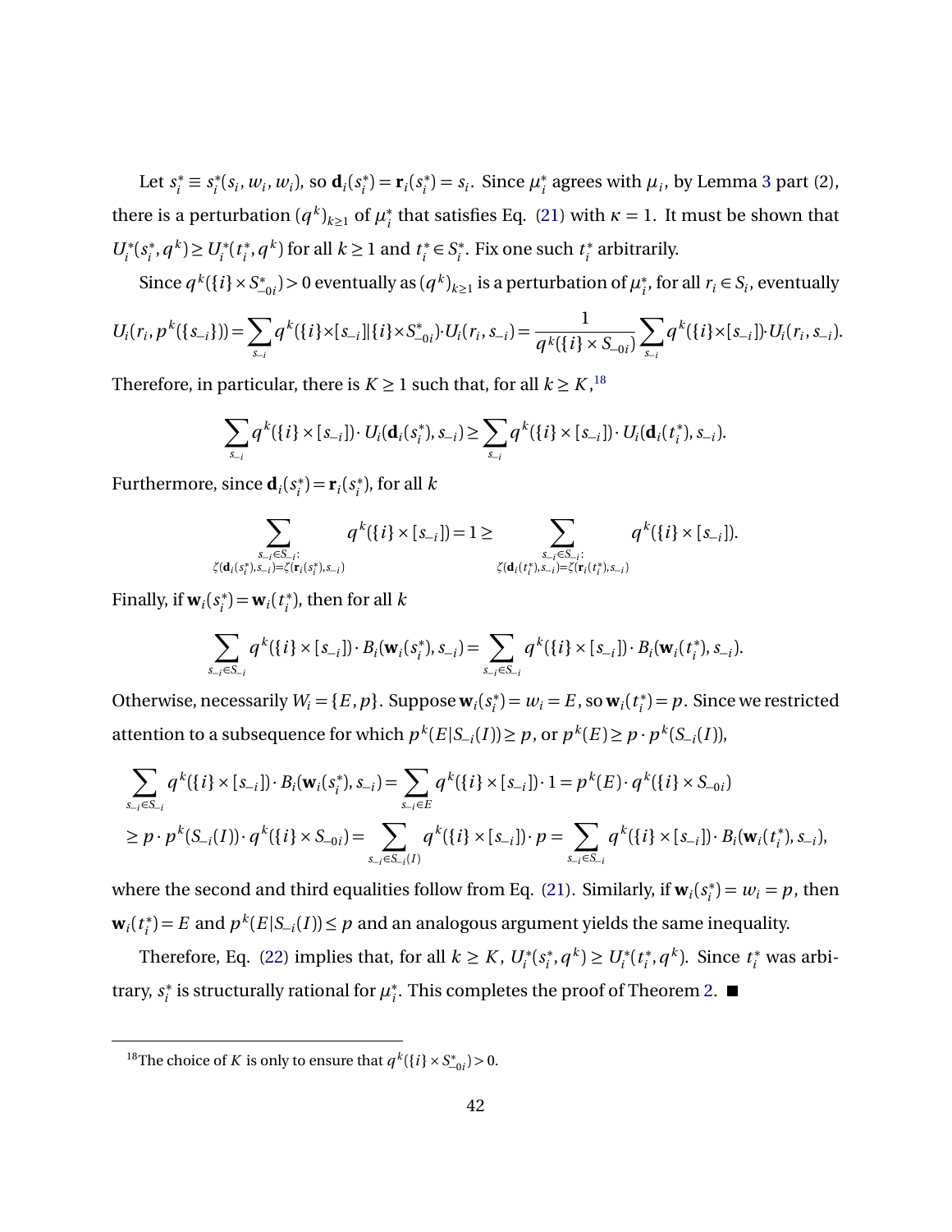Let $s_i^* \equiv s_i^*(s_i, w_i, w_i)$, so $\mathbf{d}_i(s_i^*) = \mathbf{r}_i(s_i^*) = s_i$. Since $\mu_i^*$ agrees with $\mu_i$, by Lemma 3 part (2), there is a perturbation $(q^k)_{k\geq 1}$ of $\mu_i^*$ that satisfies Eq. (21) with $\kappa = 1$. It must be shown that $U_i^*(s_i^*, q^k) \geq U_i^*(t_i^*, q^k)$ for all $k \geq 1$ and $t_i^* \in S_i^*$. Fix one such $t_i^*$ arbitrarily.

Since $q^k(\{i\} \times S_{-0i}^*) > 0$ eventually as $(q^k)_{k\geq 1}$ is a perturbation of $\mu_i^*$, for all $r_i \in S_i$, eventually

$$U_i(r_i, p^k(\{s_{-i}\})) = \sum_{s_{-i}} q^k(\{i\}\times[s_{-i}] | \{i\}\times S_{-0i}^*) \cdot U_i(r_i, s_{-i}) = \frac{1}{q^k(\{i\} \times S_{-0i})} \sum_{s_{-i}} q^k(\{i\}\times[s_{-i}]) \cdot U_i(r_i, s_{-i}).$$

Therefore, in particular, there is $K \geq 1$ such that, for all $k \geq K$,[18]

$$\sum_{s_{-i}} q^k(\{i\} \times [s_{-i}]) \cdot U_i(\mathbf{d}_i(s_i^*), s_{-i}) \geq \sum_{s_{-i}} q^k(\{i\} \times [s_{-i}]) \cdot U_i(\mathbf{d}_i(t_i^*), s_{-i}).$$

Furthermore, since $\mathbf{d}_i(s_i^*) = \mathbf{r}_i(s_i^*)$, for all $k$

$$\sum_{\substack{s_{-i} \in S_{-i}: \\ \zeta(\mathbf{d}_i(s_i^*), s_{-i}) = \zeta(\mathbf{r}_i(s_i^*), s_{-i})}} q^k(\{i\} \times [s_{-i}]) = 1 \geq \sum_{\substack{s_{-i} \in S_{-i}: \\ \zeta(\mathbf{d}_i(t_i^*), s_{-i}) = \zeta(\mathbf{r}_i(t_i^*), s_{-i})}} q^k(\{i\} \times [s_{-i}]).$$

Finally, if $\mathbf{w}_i(s_i^*) = \mathbf{w}_i(t_i^*)$, then for all $k$

$$\sum_{s_{-i} \in S_{-i}} q^k(\{i\} \times [s_{-i}]) \cdot B_i(\mathbf{w}_i(s_i^*), s_{-i}) = \sum_{s_{-i} \in S_{-i}} q^k(\{i\} \times [s_{-i}]) \cdot B_i(\mathbf{w}_i(t_i^*), s_{-i}).$$

Otherwise, necessarily $W_i = \{E, p\}$. Suppose $\mathbf{w}_i(s_i^*) = w_i = E$, so $\mathbf{w}_i(t_i^*) = p$. Since we restricted attention to a subsequence for which $p^k(E|S_{-i}(I)) \geq p$, or $p^k(E) \geq p \cdot p^k(S_{-i}(I))$,

$$\sum_{s_{-i} \in S_{-i}} q^k(\{i\} \times [s_{-i}]) \cdot B_i(\mathbf{w}_i(s_i^*), s_{-i}) = \sum_{s_{-i} \in E} q^k(\{i\} \times [s_{-i}]) \cdot 1 = p^k(E) \cdot q^k(\{i\} \times S_{-0i})$$

$$\geq p \cdot p^k(S_{-i}(I)) \cdot q^k(\{i\} \times S_{-0i}) = \sum_{s_{-i} \in S_{-i}(I)} q^k(\{i\} \times [s_{-i}]) \cdot p = \sum_{s_{-i} \in S_{-i}} q^k(\{i\} \times [s_{-i}]) \cdot B_i(\mathbf{w}_i(t_i^*), s_{-i}),$$

where the second and third equalities follow from Eq. (21). Similarly, if $\mathbf{w}_i(s_i^*) = w_i = p$, then $\mathbf{w}_i(t_i^*) = E$ and $p^k(E|S_{-i}(I)) \leq p$ and an analogous argument yields the same inequality.

Therefore, Eq. (22) implies that, for all $k \geq K$, $U_i^*(s_i^*, q^k) \geq U_i^*(t_i^*, q^k)$. Since $t_i^*$ was arbitrary, $s_i^*$ is structurally rational for $\mu_i^*$. This completes the proof of Theorem 2. ■

[18] The choice of $K$ is only to ensure that $q^k(\{i\} \times S_{-0i}^*) > 0$.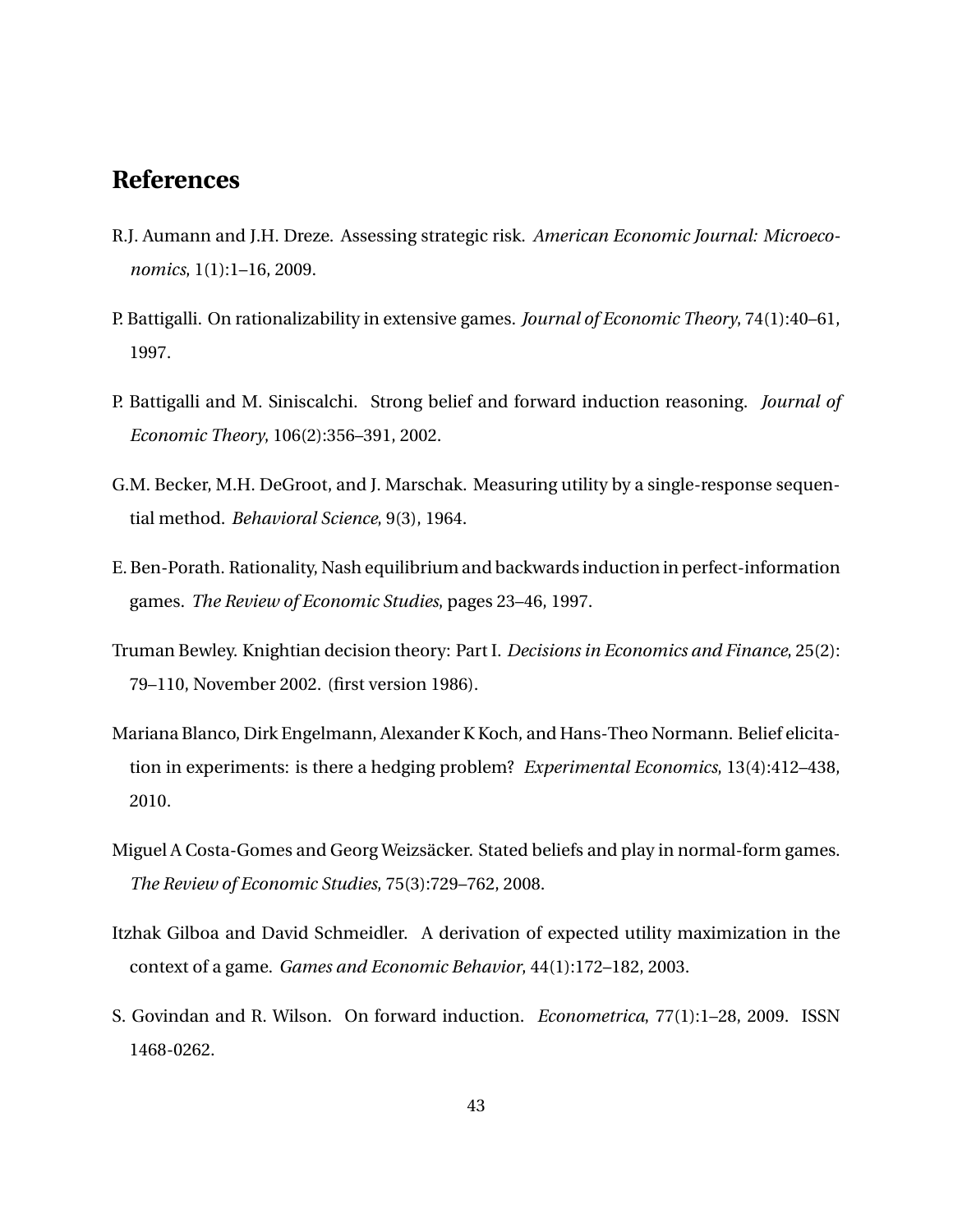## References

R.J. Aumann and J.H. Dreze. Assessing strategic risk. *American Economic Journal: Microeconomics*, 1(1):1–16, 2009.

P. Battigalli. On rationalizability in extensive games. *Journal of Economic Theory*, 74(1):40–61, 1997.

P. Battigalli and M. Siniscalchi. Strong belief and forward induction reasoning. *Journal of Economic Theory*, 106(2):356–391, 2002.

G.M. Becker, M.H. DeGroot, and J. Marschak. Measuring utility by a single-response sequential method. *Behavioral Science*, 9(3), 1964.

E. Ben-Porath. Rationality, Nash equilibrium and backwards induction in perfect-information games. *The Review of Economic Studies*, pages 23–46, 1997.

Truman Bewley. Knightian decision theory: Part I. *Decisions in Economics and Finance*, 25(2): 79–110, November 2002. (first version 1986).

Mariana Blanco, Dirk Engelmann, Alexander K Koch, and Hans-Theo Normann. Belief elicitation in experiments: is there a hedging problem? *Experimental Economics*, 13(4):412–438, 2010.

Miguel A Costa-Gomes and Georg Weizsäcker. Stated beliefs and play in normal-form games. *The Review of Economic Studies*, 75(3):729–762, 2008.

Itzhak Gilboa and David Schmeidler. A derivation of expected utility maximization in the context of a game. *Games and Economic Behavior*, 44(1):172–182, 2003.

S. Govindan and R. Wilson. On forward induction. *Econometrica*, 77(1):1–28, 2009. ISSN 1468-0262.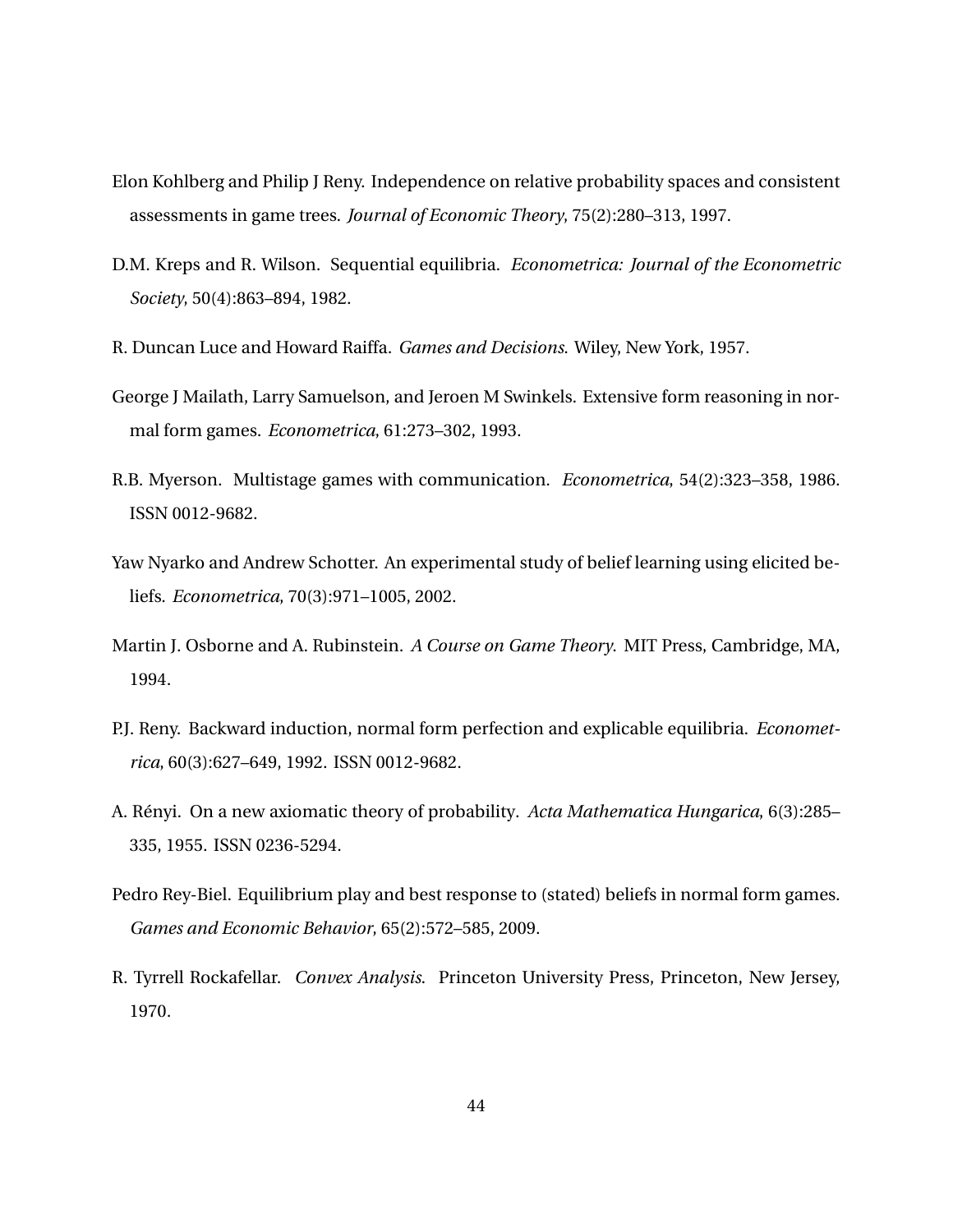Elon Kohlberg and Philip J Reny. Independence on relative probability spaces and consistent assessments in game trees. *Journal of Economic Theory*, 75(2):280–313, 1997.

D.M. Kreps and R. Wilson. Sequential equilibria. *Econometrica: Journal of the Econometric Society*, 50(4):863–894, 1982.

R. Duncan Luce and Howard Raiffa. *Games and Decisions*. Wiley, New York, 1957.

George J Mailath, Larry Samuelson, and Jeroen M Swinkels. Extensive form reasoning in normal form games. *Econometrica*, 61:273–302, 1993.

R.B. Myerson. Multistage games with communication. *Econometrica*, 54(2):323–358, 1986. ISSN 0012-9682.

Yaw Nyarko and Andrew Schotter. An experimental study of belief learning using elicited beliefs. *Econometrica*, 70(3):971–1005, 2002.

Martin J. Osborne and A. Rubinstein. *A Course on Game Theory*. MIT Press, Cambridge, MA, 1994.

P.J. Reny. Backward induction, normal form perfection and explicable equilibria. *Econometrica*, 60(3):627–649, 1992. ISSN 0012-9682.

A. Rényi. On a new axiomatic theory of probability. *Acta Mathematica Hungarica*, 6(3):285–335, 1955. ISSN 0236-5294.

Pedro Rey-Biel. Equilibrium play and best response to (stated) beliefs in normal form games. *Games and Economic Behavior*, 65(2):572–585, 2009.

R. Tyrrell Rockafellar. *Convex Analysis*. Princeton University Press, Princeton, New Jersey, 1970.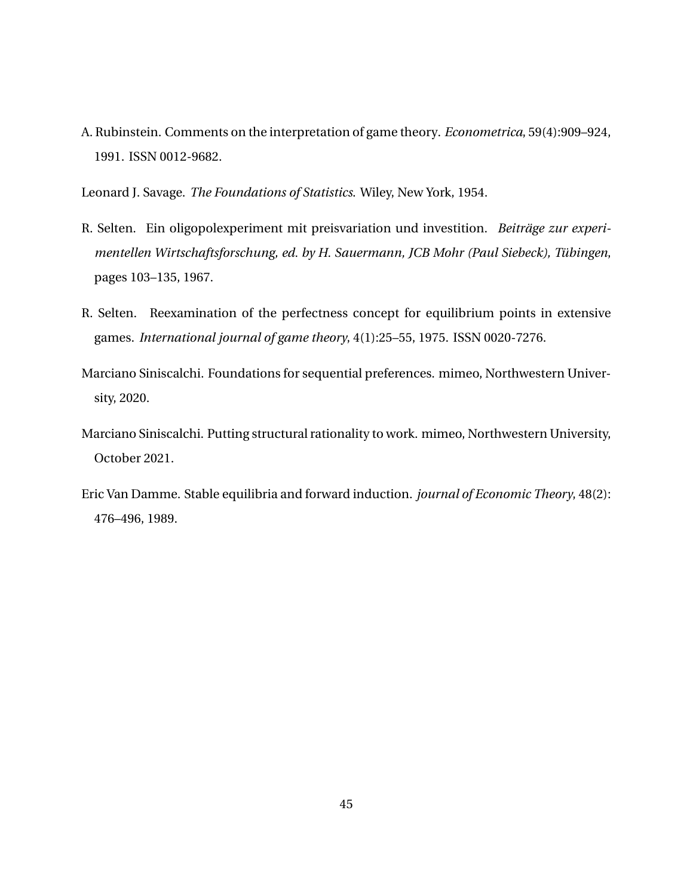A. Rubinstein. Comments on the interpretation of game theory. *Econometrica*, 59(4):909–924, 1991. ISSN 0012-9682.

Leonard J. Savage. *The Foundations of Statistics*. Wiley, New York, 1954.

R. Selten. Ein oligopolexperiment mit preisvariation und investition. *Beiträge zur experimentellen Wirtschaftsforschung, ed. by H. Sauermann, JCB Mohr (Paul Siebeck), Tübingen*, pages 103–135, 1967.

R. Selten. Reexamination of the perfectness concept for equilibrium points in extensive games. *International journal of game theory*, 4(1):25–55, 1975. ISSN 0020-7276.

Marciano Siniscalchi. Foundations for sequential preferences. mimeo, Northwestern University, 2020.

Marciano Siniscalchi. Putting structural rationality to work. mimeo, Northwestern University, October 2021.

Eric Van Damme. Stable equilibria and forward induction. *journal of Economic Theory*, 48(2): 476–496, 1989.